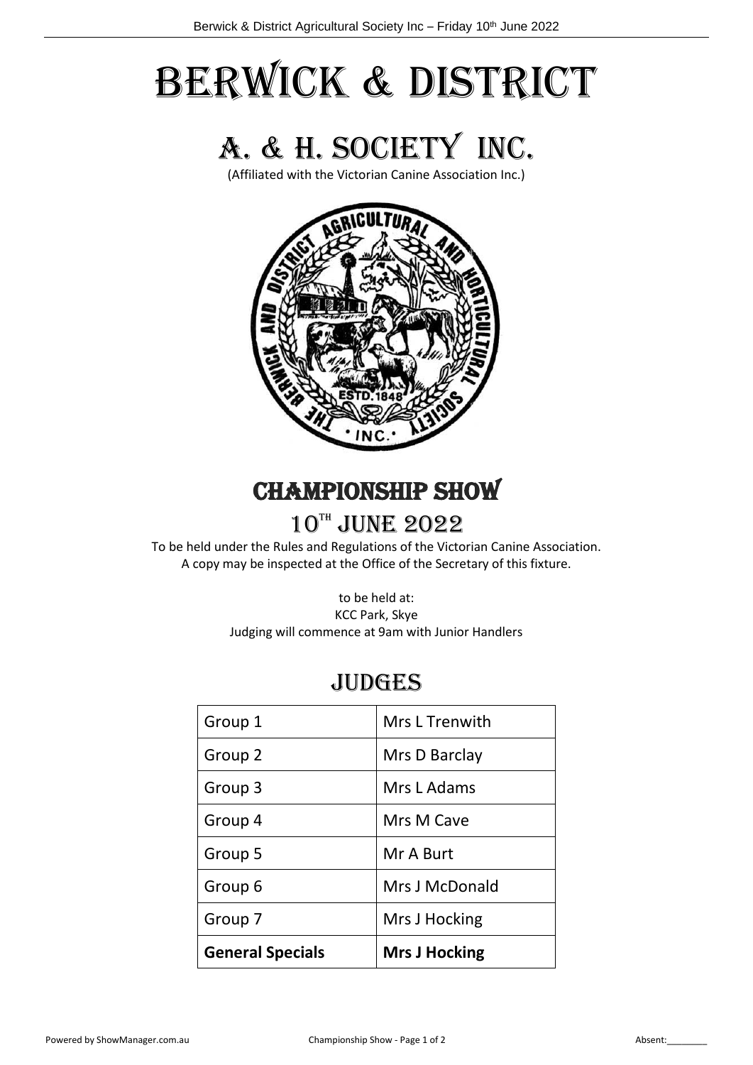# BERWICK & DISTRICT

# A. & H. SOCIETY INC.

(Affiliated with the Victorian Canine Association Inc.)

## CHAMPIONSHIP SHOW

## 10TH JUNE 2022

To be held under the Rules and Regulations of the Victorian Canine Association.
A copy may be inspected at the Office of the Secretary of this fixture.

to be held at:
KCC Park, Skye
Judging will commence at 9am with Junior Handlers

## JUDGES

| Group | Judge |
|---|---|
| Group 1 | Mrs L Trenwith |
| Group 2 | Mrs D Barclay |
| Group 3 | Mrs L Adams |
| Group 4 | Mrs M Cave |
| Group 5 | Mr A Burt |
| Group 6 | Mrs J McDonald |
| Group 7 | Mrs J Hocking |
| **General Specials** | **Mrs J Hocking** |

Absent:________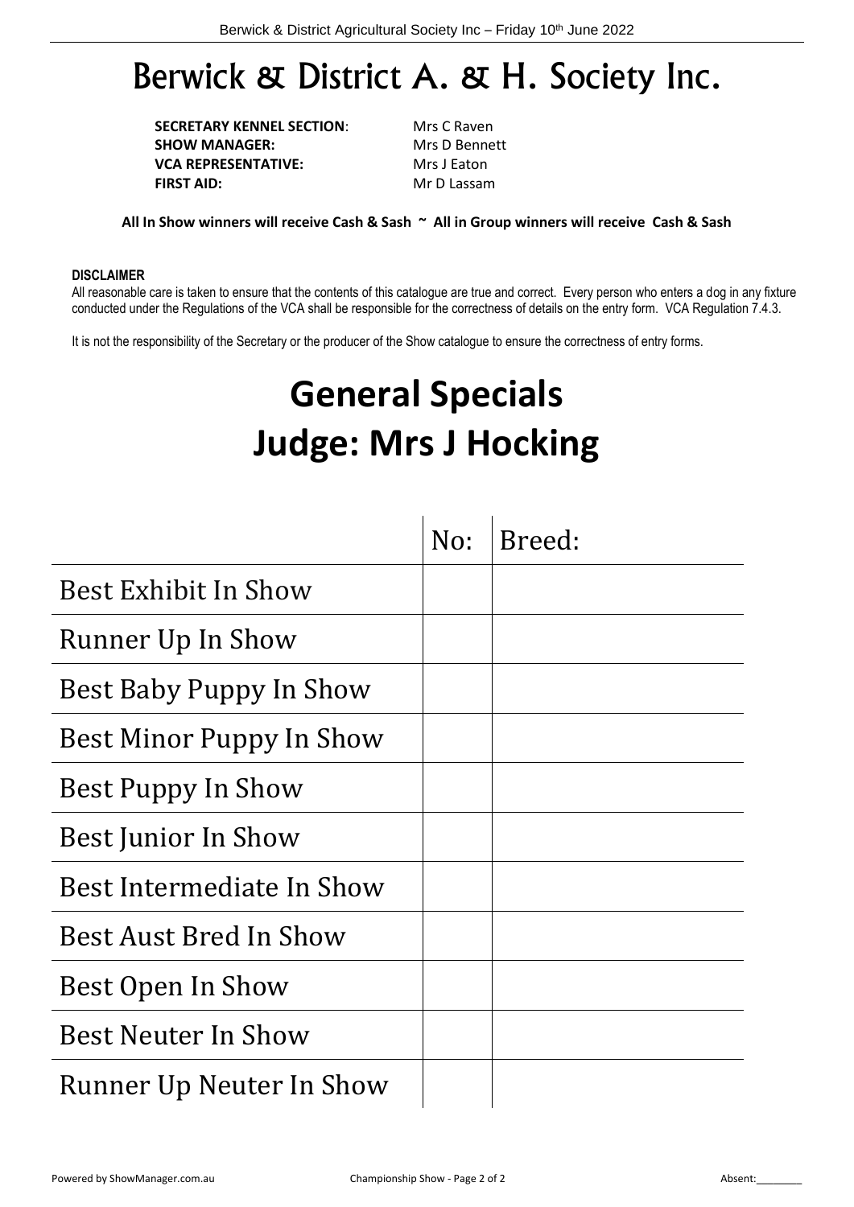# Berwick & District A. & H. Society Inc.

**SECRETARY KENNEL SECTION**: Mrs C Raven
**SHOW MANAGER:** Mrs D Bennett
**VCA REPRESENTATIVE:** Mrs J Eaton
**FIRST AID:** Mr D Lassam

**All In Show winners will receive Cash & Sash ~ All in Group winners will receive Cash & Sash**

**DISCLAIMER**
All reasonable care is taken to ensure that the contents of this catalogue are true and correct. Every person who enters a dog in any fixture conducted under the Regulations of the VCA shall be responsible for the correctness of details on the entry form. VCA Regulation 7.4.3.

It is not the responsibility of the Secretary or the producer of the Show catalogue to ensure the correctness of entry forms.

# General Specials
# Judge: Mrs J Hocking

| | No: | Breed: |
|---|---|---|
| Best Exhibit In Show | | |
| Runner Up In Show | | |
| Best Baby Puppy In Show | | |
| Best Minor Puppy In Show | | |
| Best Puppy In Show | | |
| Best Junior In Show | | |
| Best Intermediate In Show | | |
| Best Aust Bred In Show | | |
| Best Open In Show | | |
| Best Neuter In Show | | |
| Runner Up Neuter In Show | | |

Absent:________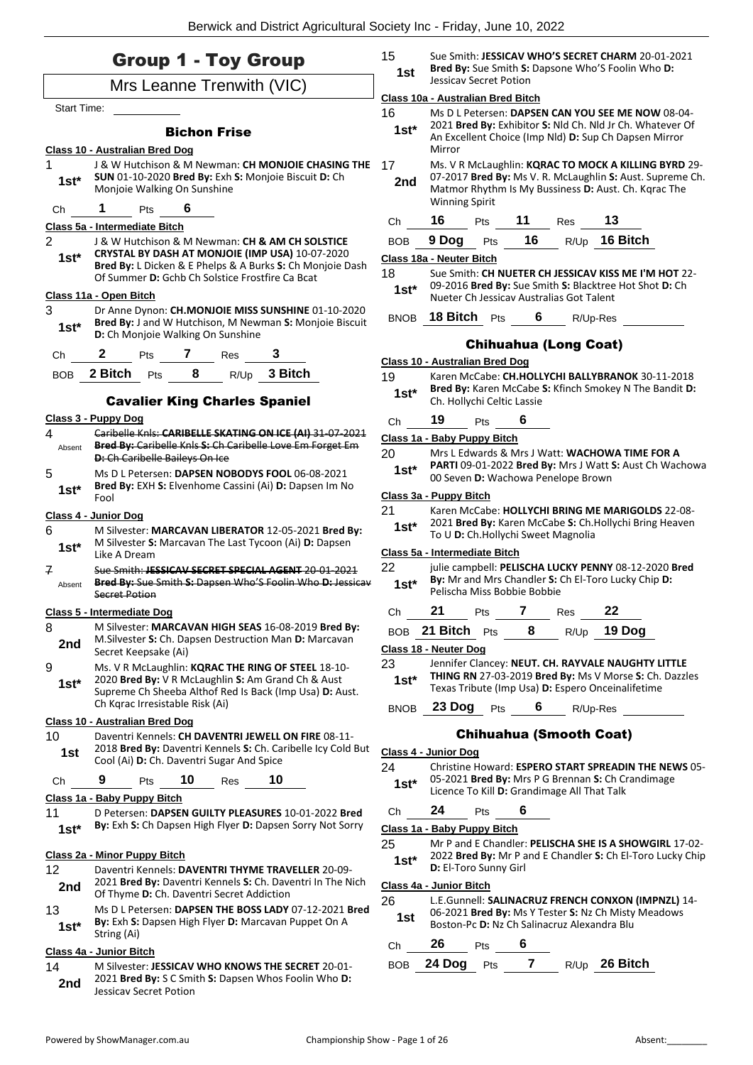# Group 1 - Toy Group

## Mrs Leanne Trenwith (VIC)

Start Time: ___________

### Bichon Frise

**Class 10 - Australian Bred Dog**

1 — **1st*** — J & W Hutchison & M Newman: **CH MONJOIE CHASING THE SUN** 01-10-2020 **Bred By:** Exh **S:** Monjoie Biscuit **D:** Ch Monjoie Walking On Sunshine

Ch **1** Pts **6**

**Class 5a - Intermediate Bitch**

2 — **1st*** — J & W Hutchison & M Newman: **CH & AM CH SOLSTICE CRYSTAL BY DASH AT MONJOIE (IMP USA)** 10-07-2020 **Bred By:** L Dicken & E Phelps & A Burks **S:** Ch Monjoie Dash Of Summer **D:** Gchb Ch Solstice Frostfire Ca Bcat

**Class 11a - Open Bitch**

3 — **1st*** — Dr Anne Dynon: **CH.MONJOIE MISS SUNSHINE** 01-10-2020 **Bred By:** J and W Hutchison, M Newman **S:** Monjoie Biscuit **D:** Ch Monjoie Walking On Sunshine

Ch **2** Pts **7** Res **3**

BOB **2 Bitch** Pts **8** R/Up **3 Bitch**

### Cavalier King Charles Spaniel

**Class 3 - Puppy Dog**

4 — Absent — ~~Caribelle Knls: **CARIBELLE SKATING ON ICE (AI)** 31-07-2021 **Bred By:** Caribelle Knls **S:** Ch Caribelle Love Em Forget Em **D:** Ch Caribelle Baileys On Ice~~

5 — **1st*** — Ms D L Petersen: **DAPSEN NOBODYS FOOL** 06-08-2021 **Bred By:** EXH **S:** Elvenhome Cassini (Ai) **D:** Dapsen Im No Fool

**Class 4 - Junior Dog**

6 — **1st*** — M Silvester: **MARCAVAN LIBERATOR** 12-05-2021 **Bred By:** M Silvester **S:** Marcavan The Last Tycoon (Ai) **D:** Dapsen Like A Dream

7 — Absent — ~~Sue Smith: **JESSICAV SECRET SPECIAL AGENT** 20-01-2021 **Bred By:** Sue Smith **S:** Dapsen Who'S Foolin Who **D:** Jessicav Secret Potion~~

**Class 5 - Intermediate Dog**

8 — **2nd** — M Silvester: **MARCAVAN HIGH SEAS** 16-08-2019 **Bred By:** M.Silvester **S:** Ch. Dapsen Destruction Man **D:** Marcavan Secret Keepsake (Ai)

9 — **1st*** — Ms. V R McLaughlin: **KQRAC THE RING OF STEEL** 18-10-2020 **Bred By:** V R McLaughlin **S:** Am Grand Ch & Aust Supreme Ch Sheeba Althof Red Is Back (Imp Usa) **D:** Aust. Ch Kqrac Irresistable Risk (Ai)

**Class 10 - Australian Bred Dog**

10 — **1st** — Daventri Kennels: **CH DAVENTRI JEWELL ON FIRE** 08-11-2018 **Bred By:** Daventri Kennels **S:** Ch. Caribelle Icy Cold But Cool (Ai) **D:** Ch. Daventri Sugar And Spice

Ch **9** Pts **10** Res **10**

**Class 1a - Baby Puppy Bitch**

11 — **1st*** — D Petersen: **DAPSEN GUILTY PLEASURES** 10-01-2022 **Bred By:** Exh **S:** Ch Dapsen High Flyer **D:** Dapsen Sorry Not Sorry

**Class 2a - Minor Puppy Bitch**

12 — **2nd** — Daventri Kennels: **DAVENTRI THYME TRAVELLER** 20-09-2021 **Bred By:** Daventri Kennels **S:** Ch. Daventri In The Nich Of Thyme **D:** Ch. Daventri Secret Addiction

13 — **1st*** — Ms D L Petersen: **DAPSEN THE BOSS LADY** 07-12-2021 **Bred By:** Exh **S:** Dapsen High Flyer **D:** Marcavan Puppet On A String (Ai)

**Class 4a - Junior Bitch**

14 — **2nd** — M Silvester: **JESSICAV WHO KNOWS THE SECRET** 20-01-2021 **Bred By:** S C Smith **S:** Dapsen Whos Foolin Who **D:** Jessicav Secret Potion

15 — **1st** — Sue Smith: **JESSICAV WHO'S SECRET CHARM** 20-01-2021 **Bred By:** Sue Smith **S:** Dapsone Who'S Foolin Who **D:** Jessicav Secret Potion

**Class 10a - Australian Bred Bitch**

16 — **1st*** — Ms D L Petersen: **DAPSEN CAN YOU SEE ME NOW** 08-04-2021 **Bred By:** Exhibitor **S:** Nld Ch. Nld Jr Ch. Whatever Of An Excellent Choice (Imp Nld) **D:** Sup Ch Dapsen Mirror Mirror

17 — **2nd** — Ms. V R McLaughlin: **KQRAC TO MOCK A KILLING BYRD** 29-07-2017 **Bred By:** Ms V. R. McLaughlin **S:** Aust. Supreme Ch. Matmor Rhythm Is My Bussiness **D:** Aust. Ch. Kqrac The Winning Spirit

Ch **16** Pts **11** Res **13**

BOB **9 Dog** Pts **16** R/Up **16 Bitch**

**Class 18a - Neuter Bitch**

18 — **1st*** — Sue Smith: **CH NUETER CH JESSICAV KISS ME I'M HOT** 22-09-2016 **Bred By:** Sue Smith **S:** Blacktree Hot Shot **D:** Ch Nueter Ch Jessicav Australias Got Talent

BNOB **18 Bitch** Pts **6** R/Up-Res ___________

### Chihuahua (Long Coat)

**Class 10 - Australian Bred Dog**

19 — **1st*** — Karen McCabe: **CH.HOLLYCHI BALLYBRANOK** 30-11-2018 **Bred By:** Karen McCabe **S:** Kfinch Smokey N The Bandit **D:** Ch. Hollychi Celtic Lassie

Ch **19** Pts **6**

**Class 1a - Baby Puppy Bitch**

20 — **1st*** — Mrs L Edwards & Mrs J Watt: **WACHOWA TIME FOR A PARTI** 09-01-2022 **Bred By:** Mrs J Watt **S:** Aust Ch Wachowa 00 Seven **D:** Wachowa Penelope Brown

**Class 3a - Puppy Bitch**

21 — **1st*** — Karen McCabe: **HOLLYCHI BRING ME MARIGOLDS** 22-08-2021 **Bred By:** Karen McCabe **S:** Ch.Hollychi Bring Heaven To U **D:** Ch.Hollychi Sweet Magnolia

**Class 5a - Intermediate Bitch**

22 — **1st*** — julie campbell: **PELISCHA LUCKY PENNY** 08-12-2020 **Bred By:** Mr and Mrs Chandler **S:** Ch El-Toro Lucky Chip **D:** Pelischa Miss Bobbie Bobbie

Ch **21** Pts **7** Res **22**

BOB **21 Bitch** Pts **8** R/Up **19 Dog**

**Class 18 - Neuter Dog**

23 — **1st*** — Jennifer Clancey: **NEUT. CH. RAYVALE NAUGHTY LITTLE THING RN** 27-03-2019 **Bred By:** Ms V Morse **S:** Ch. Dazzles Texas Tribute (Imp Usa) **D:** Espero Onceinalifetime

BNOB **23 Dog** Pts **6** R/Up-Res ___________

### Chihuahua (Smooth Coat)

**Class 4 - Junior Dog**

24 — **1st*** — Christine Howard: **ESPERO START SPREADIN THE NEWS** 05-05-2021 **Bred By:** Mrs P G Brennan **S:** Ch Crandimage Licence To Kill **D:** Grandimage All That Talk

Ch **24** Pts **6**

**Class 1a - Baby Puppy Bitch**

25 — **1st*** — Mr P and E Chandler: **PELISCHA SHE IS A SHOWGIRL** 17-02-2022 **Bred By:** Mr P and E Chandler **S:** Ch El-Toro Lucky Chip **D:** El-Toro Sunny Girl

**Class 4a - Junior Bitch**

26 — **1st** — L.E.Gunnell: **SALINACRUZ FRENCH CONXON (IMPNZL)** 14-06-2021 **Bred By:** Ms Y Tester **S:** Nz Ch Misty Meadows Boston-Pc **D:** Nz Ch Salinacruz Alexandra Blu

Ch **26** Pts **6**

BOB **24 Dog** Pts **7** R/Up **26 Bitch**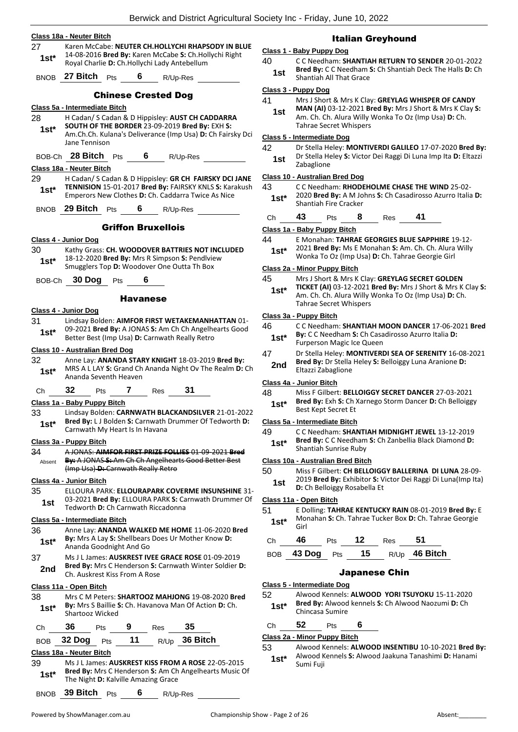**Class 18a - Neuter Bitch**

27 — 1st* — Karen McCabe: **NEUTER CH.HOLLYCHI RHAPSODY IN BLUE** 14-08-2016 **Bred By:** Karen McCabe **S:** Ch.Hollychi Right Royal Charlie **D:** Ch.Hollychi Lady Antebellum

BNOB **27 Bitch** Pts **6** R/Up-Res

## Chinese Crested Dog

**Class 5a - Intermediate Bitch**

28 — 1st* — H Cadan/ S Cadan & D Hippisley: **AUST CH CADDARRA SOUTH OF THE BORDER** 23-09-2019 **Bred By:** EXH **S:** Am.Ch.Ch. Kulana's Deliverance (Imp Usa) **D:** Ch Fairsky Dci Jane Tennison

BOB-Ch **28 Bitch** Pts **6** R/Up-Res

**Class 18a - Neuter Bitch**

29 — 1st* — H Cadan/ S Cadan & D Hippisley: **GR CH FAIRSKY DCI JANE TENNISION** 15-01-2017 **Bred By:** FAIRSKY KNLS **S:** Karakush Emperors New Clothes **D:** Ch. Caddarra Twice As Nice

BNOB **29 Bitch** Pts **6** R/Up-Res

## Griffon Bruxellois

**Class 4 - Junior Dog**

30 — 1st* — Kathy Grass: **CH. WOODOVER BATTRIES NOT INCLUDED** 18-12-2020 **Bred By:** Mrs R Simpson **S:** Pendlview Smugglers Top **D:** Woodover One Outta Th Box

BOB-Ch **30 Dog** Pts **6**

## Havanese

**Class 4 - Junior Dog**

31 — 1st* — Lindsay Bolden: **AIMFOR FIRST WETAKEMANHATTAN** 01-09-2021 **Bred By:** A JONAS **S:** Am Ch Ch Angelhearts Good Better Best (Imp Usa) **D:** Carnwath Really Retro

**Class 10 - Australian Bred Dog**

32 — 1st* — Anne Lay: **ANANDA STARY KNIGHT** 18-03-2019 **Bred By:** MRS A L LAY **S:** Grand Ch Ananda Night Ov The Realm **D:** Ch Ananda Seventh Heaven

Ch **32** Pts **7** Res **31**

**Class 1a - Baby Puppy Bitch**

33 — 1st* — Lindsay Bolden: **CARNWATH BLACKANDSILVER** 21-01-2022 **Bred By:** L J Bolden **S:** Carnwath Drummer Of Tedworth **D:** Carnwath My Heart Is In Havana

**Class 3a - Puppy Bitch**

34 — Absent — ~~A JONAS: **AIMFOR FIRST PRIZE FOLLIES** 01-09-2021 **Bred By:** A JONAS **S:** Am Ch Ch Angelhearts Good Better Best (Imp Usa) **D:** Carnwath Really Retro~~

**Class 4a - Junior Bitch**

35 — 1st — ELLOURA PARK: **ELLOURAPARK COVERME INSUNSHINE** 31-03-2021 **Bred By:** ELLOURA PARK **S:** Carnwath Drummer Of Tedworth **D:** Ch Carnwath Riccadonna

**Class 5a - Intermediate Bitch**

36 — 1st* — Anne Lay: **ANANDA WALKED ME HOME** 11-06-2020 **Bred By:** Mrs A Lay **S:** Shellbears Does Ur Mother Know **D:** Ananda Goodnight And Go

37 — 2nd — Ms J L James: **AUSKREST IVEE GRACE ROSE** 01-09-2019 **Bred By:** Mrs C Henderson **S:** Carnwath Winter Soldier **D:** Ch. Auskrest Kiss From A Rose

**Class 11a - Open Bitch**

38 — 1st* — Mrs C M Peters: **SHARTOOZ MAHJONG** 19-08-2020 **Bred By:** Mrs S Baillie **S:** Ch. Havanova Man Of Action **D:** Ch. Shartooz Wicked

Ch **36** Pts **9** Res **35**

BOB **32 Dog** Pts **11** R/Up **36 Bitch**

**Class 18a - Neuter Bitch**

39 — 1st* — Ms J L James: **AUSKREST KISS FROM A ROSE** 22-05-2015 **Bred By:** Mrs C Henderson **S:** Am Ch Angelhearts Music Of The Night **D:** Kalville Amazing Grace

BNOB **39 Bitch** Pts **6** R/Up-Res

## Italian Greyhound

**Class 1 - Baby Puppy Dog**

40 — 1st — C C Needham: **SHANTIAH RETURN TO SENDER** 20-01-2022 **Bred By:** C C Needham **S:** Ch Shantiah Deck The Halls **D:** Ch Shantiah All That Grace

**Class 3 - Puppy Dog**

41 — 1st — Mrs J Short & Mrs K Clay: **GREYLAG WHISPER OF CANDY MAN (AI)** 03-12-2021 **Bred By:** Mrs J Short & Mrs K Clay **S:** Am. Ch. Ch. Alura Willy Wonka To Oz (Imp Usa) **D:** Ch. Tahrae Secret Whispers

**Class 5 - Intermediate Dog**

42 — 1st — Dr Stella Heley: **MONTIVERDI GALILEO** 17-07-2020 **Bred By:** Dr Stella Heley **S:** Victor Dei Raggi Di Luna Imp Ita **D:** Eltazzi Zabaglione

**Class 10 - Australian Bred Dog**

43 — 1st* — C C Needham: **RHODEHOLME CHASE THE WIND** 25-02-2020 **Bred By:** A M Johns **S:** Ch Casadirosso Azurro Italia **D:** Shantiah Fire Cracker

Ch **43** Pts **8** Res **41**

**Class 1a - Baby Puppy Bitch**

44 — 1st* — E Monahan: **TAHRAE GEORGIES BLUE SAPPHIRE** 19-12-2021 **Bred By:** Ms E Monahan **S:** Am. Ch. Ch. Alura Willy Wonka To Oz (Imp Usa) **D:** Ch. Tahrae Georgie Girl

**Class 2a - Minor Puppy Bitch**

45 — 1st* — Mrs J Short & Mrs K Clay: **GREYLAG SECRET GOLDEN TICKET (AI)** 03-12-2021 **Bred By:** Mrs J Short & Mrs K Clay **S:** Am. Ch. Ch. Alura Willy Wonka To Oz (Imp Usa) **D:** Ch. Tahrae Secret Whispers

**Class 3a - Puppy Bitch**

46 — 1st* — C C Needham: **SHANTIAH MOON DANCER** 17-06-2021 **Bred By:** C C Needham **S:** Ch Casadirosso Azurro Italia **D:** Furperson Magic Ice Queen

47 — 2nd — Dr Stella Heley: **MONTIVERDI SEA OF SERENITY** 16-08-2021 **Bred By:** Dr Stella Heley **S:** Belloiggy Luna Aranione **D:** Eltazzi Zabaglione

**Class 4a - Junior Bitch**

48 — 1st* — Miss F Gilbert: **BELLOIGGY SECRET DANCER** 27-03-2021 **Bred By:** Exh **S:** Ch Xarnego Storm Dancer **D:** Ch Belloiggy Best Kept Secret Et

**Class 5a - Intermediate Bitch**

49 — 1st* — C C Needham: **SHANTIAH MIDNIGHT JEWEL** 13-12-2019 **Bred By:** C C Needham **S:** Ch Zanbellia Black Diamond **D:** Shantiah Sunrise Ruby

**Class 10a - Australian Bred Bitch**

50 — 1st — Miss F Gilbert: **CH BELLOIGGY BALLERINA DI LUNA** 28-09-2019 **Bred By:** Exhibitor **S:** Victor Dei Raggi Di Luna(Imp Ita) **D:** Ch Belloiggy Rosabella Et

**Class 11a - Open Bitch**

51 — 1st* — E Dolling: **TAHRAE KENTUCKY RAIN** 08-01-2019 **Bred By:** E Monahan **S:** Ch. Tahrae Tucker Box **D:** Ch. Tahrae Georgie Girl

Ch **46** Pts **12** Res **51**

BOB **43 Dog** Pts **15** R/Up **46 Bitch**

## Japanese Chin

**Class 5 - Intermediate Dog**

52 — 1st* — Alwood Kennels: **ALWOOD YORI TSUYOKU** 15-11-2020 **Bred By:** Alwood kennels **S:** Ch Alwood Naozumi **D:** Ch Chincasa Sumire

Ch **52** Pts **6**

**Class 2a - Minor Puppy Bitch**

53 — 1st* — Alwood Kennels: **ALWOOD INSENTIBU** 10-10-2021 **Bred By:** Alwood Kennels **S:** Alwood Jaakuna Tanashimi **D:** Hanami Sumi Fuji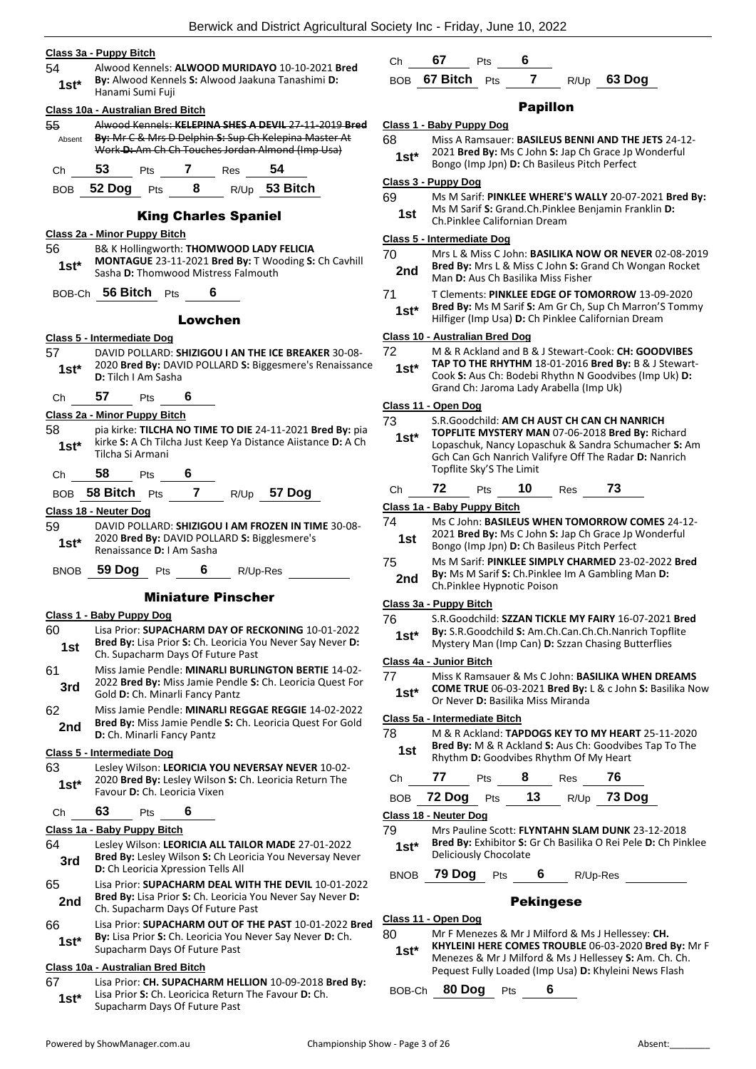**Class 3a - Puppy Bitch**

54 1st* Alwood Kennels: **ALWOOD MURIDAYO** 10-10-2021 **Bred By:** Alwood Kennels **S:** Alwood Jaakuna Tanashimi **D:** Hanami Sumi Fuji

**Class 10a - Australian Bred Bitch**

55 Absent ~~Alwood Kennels: **KELEPINA SHES A DEVIL** 27-11-2019 **Bred By:** Mr C & Mrs D Delphin **S:** Sup Ch Kelepina Master At Work **D:** Am Ch Ch Touches Jordan Almond (Imp Usa)~~

Ch 53 Pts 7 Res 54

BOB 52 Dog Pts 8 R/Up 53 Bitch

## King Charles Spaniel

**Class 2a - Minor Puppy Bitch**

56 1st* B& K Hollingworth: **THOMWOOD LADY FELICIA MONTAGUE** 23-11-2021 **Bred By:** T Wooding **S:** Ch Cavhill Sasha **D:** Thomwood Mistress Falmouth

BOB-Ch 56 Bitch Pts 6

## Lowchen

**Class 5 - Intermediate Dog**

57 1st* DAVID POLLARD: **SHIZIGOU I AN THE ICE BREAKER** 30-08-2020 **Bred By:** DAVID POLLARD **S:** Biggesmere's Renaissance **D:** Tilch I Am Sasha

Ch 57 Pts 6

**Class 2a - Minor Puppy Bitch**

58 1st* pia kirke: **TILCHA NO TIME TO DIE** 24-11-2021 **Bred By:** pia kirke **S:** A Ch Tilcha Just Keep Ya Distance Aiistance **D:** A Ch Tilcha Si Armani

Ch 58 Pts 6

BOB 58 Bitch Pts 7 R/Up 57 Dog

**Class 18 - Neuter Dog**

59 1st* DAVID POLLARD: **SHIZIGOU I AM FROZEN IN TIME** 30-08-2020 **Bred By:** DAVID POLLARD **S:** Bigglesmere's Renaissance **D:** I Am Sasha

BNOB 59 Dog Pts 6 R/Up-Res

## Miniature Pinscher

**Class 1 - Baby Puppy Dog**

60 1st Lisa Prior: **SUPACHARM DAY OF RECKONING** 10-01-2022 **Bred By:** Lisa Prior **S:** Ch. Leoricia You Never Say Never **D:** Ch. Supacharm Days Of Future Past

61 3rd Miss Jamie Pendle: **MINARLI BURLINGTON BERTIE** 14-02-2022 **Bred By:** Miss Jamie Pendle **S:** Ch. Leoricia Quest For Gold **D:** Ch. Minarli Fancy Pantz

62 2nd Miss Jamie Pendle: **MINARLI REGGAE REGGIE** 14-02-2022 **Bred By:** Miss Jamie Pendle **S:** Ch. Leoricia Quest For Gold **D:** Ch. Minarli Fancy Pantz

**Class 5 - Intermediate Dog**

63 1st* Lesley Wilson: **LEORICIA YOU NEVERSAY NEVER** 10-02-2020 **Bred By:** Lesley Wilson **S:** Ch. Leoricia Return The Favour **D:** Ch. Leoricia Vixen

Ch 63 Pts 6

**Class 1a - Baby Puppy Bitch**

64 3rd Lesley Wilson: **LEORICIA ALL TAILOR MADE** 27-01-2022 **Bred By:** Lesley Wilson **S:** Ch Leoricia You Neversay Never **D:** Ch Leoricia Xpression Tells All

65 2nd Lisa Prior: **SUPACHARM DEAL WITH THE DEVIL** 10-01-2022 **Bred By:** Lisa Prior **S:** Ch. Leoricia You Never Say Never **D:** Ch. Supacharm Days Of Future Past

66 1st* Lisa Prior: **SUPACHARM OUT OF THE PAST** 10-01-2022 **Bred By:** Lisa Prior **S:** Ch. Leoricia You Never Say Never **D:** Ch. Supacharm Days Of Future Past

**Class 10a - Australian Bred Bitch**

67 1st* Lisa Prior: **CH. SUPACHARM HELLION** 10-09-2018 **Bred By:** Lisa Prior **S:** Ch. Leoricia Return The Favour **D:** Ch. Supacharm Days Of Future Past

Ch 67 Pts 6

BOB 67 Bitch Pts 7 R/Up 63 Dog

## Papillon

**Class 1 - Baby Puppy Dog**

68 1st* Miss A Ramsauer: **BASILEUS BENNI AND THE JETS** 24-12-2021 **Bred By:** Ms C John **S:** Jap Ch Grace Jp Wonderful Bongo (Imp Jpn) **D:** Ch Basileus Pitch Perfect

**Class 3 - Puppy Dog**

69 1st Ms M Sarif: **PINKLEE WHERE'S WALLY** 20-07-2021 **Bred By:** Ms M Sarif **S:** Grand.Ch.Pinklee Benjamin Franklin **D:** Ch.Pinklee Californian Dream

**Class 5 - Intermediate Dog**

70 2nd Mrs L & Miss C John: **BASILIKA NOW OR NEVER** 02-08-2019 **Bred By:** Mrs L & Miss C John **S:** Grand Ch Wongan Rocket Man **D:** Aus Ch Basilika Miss Fisher

71 1st* T Clements: **PINKLEE EDGE OF TOMORROW** 13-09-2020 **Bred By:** Ms M Sarif **S:** Am Gr Ch, Sup Ch Marron'S Tommy Hilfiger (Imp Usa) **D:** Ch Pinklee Californian Dream

**Class 10 - Australian Bred Dog**

72 1st* M & R Ackland and B & J Stewart-Cook: **CH: GOODVIBES TAP TO THE RHYTHM** 18-01-2016 **Bred By:** B & J Stewart-Cook **S:** Aus Ch: Bodebi Rhythn N Goodvibes (Imp Uk) **D:** Grand Ch: Jaroma Lady Arabella (Imp Uk)

**Class 11 - Open Dog**

73 1st* S.R.Goodchild: **AM CH AUST CH CAN CH NANRICH TOPFLITE MYSTERY MAN** 07-06-2018 **Bred By:** Richard Lopaschuk, Nancy Lopaschuk & Sandra Schumacher **S:** Am Gch Can Gch Nanrich Valifyre Off The Radar **D:** Nanrich Topflite Sky'S The Limit

Ch 72 Pts 10 Res 73

**Class 1a - Baby Puppy Bitch**

74 1st Ms C John: **BASILEUS WHEN TOMORROW COMES** 24-12-2021 **Bred By:** Ms C John **S:** Jap Ch Grace Jp Wonderful Bongo (Imp Jpn) **D:** Ch Basileus Pitch Perfect

75 2nd Ms M Sarif: **PINKLEE SIMPLY CHARMED** 23-02-2022 **Bred By:** Ms M Sarif **S:** Ch.Pinklee Im A Gambling Man **D:** Ch.Pinklee Hypnotic Poison

**Class 3a - Puppy Bitch**

76 1st* S.R.Goodchild: **SZZAN TICKLE MY FAIRY** 16-07-2021 **Bred By:** S.R.Goodchild **S:** Am.Ch.Can.Ch.Ch.Nanrich Topflite Mystery Man (Imp Can) **D:** Szzan Chasing Butterflies

**Class 4a - Junior Bitch**

77 1st* Miss K Ramsauer & Ms C John: **BASILIKA WHEN DREAMS COME TRUE** 06-03-2021 **Bred By:** L & c John **S:** Basilika Now Or Never **D:** Basilika Miss Miranda

**Class 5a - Intermediate Bitch**

78 1st M & R Ackland: **TAPDOGS KEY TO MY HEART** 25-11-2020 **Bred By:** M & R Ackland **S:** Aus Ch: Goodvibes Tap To The Rhythm **D:** Goodvibes Rhythm Of My Heart

Ch 77 Pts 8 Res 76

BOB 72 Dog Pts 13 R/Up 73 Dog

**Class 18 - Neuter Dog**

79 1st* Mrs Pauline Scott: **FLYNTAHN SLAM DUNK** 23-12-2018 **Bred By:** Exhibitor **S:** Gr Ch Basilika O Rei Pele **D:** Ch Pinklee Deliciously Chocolate

BNOB 79 Dog Pts 6 R/Up-Res

## Pekingese

**Class 11 - Open Dog**

80 1st* Mr F Menezes & Mr J Milford & Ms J Hellessey: **CH. KHYLEINI HERE COMES TROUBLE** 06-03-2020 **Bred By:** Mr F Menezes & Mr J Milford & Ms J Hellessey **S:** Am. Ch. Ch. Pequest Fully Loaded (Imp Usa) **D:** Khyleini News Flash

BOB-Ch 80 Dog Pts 6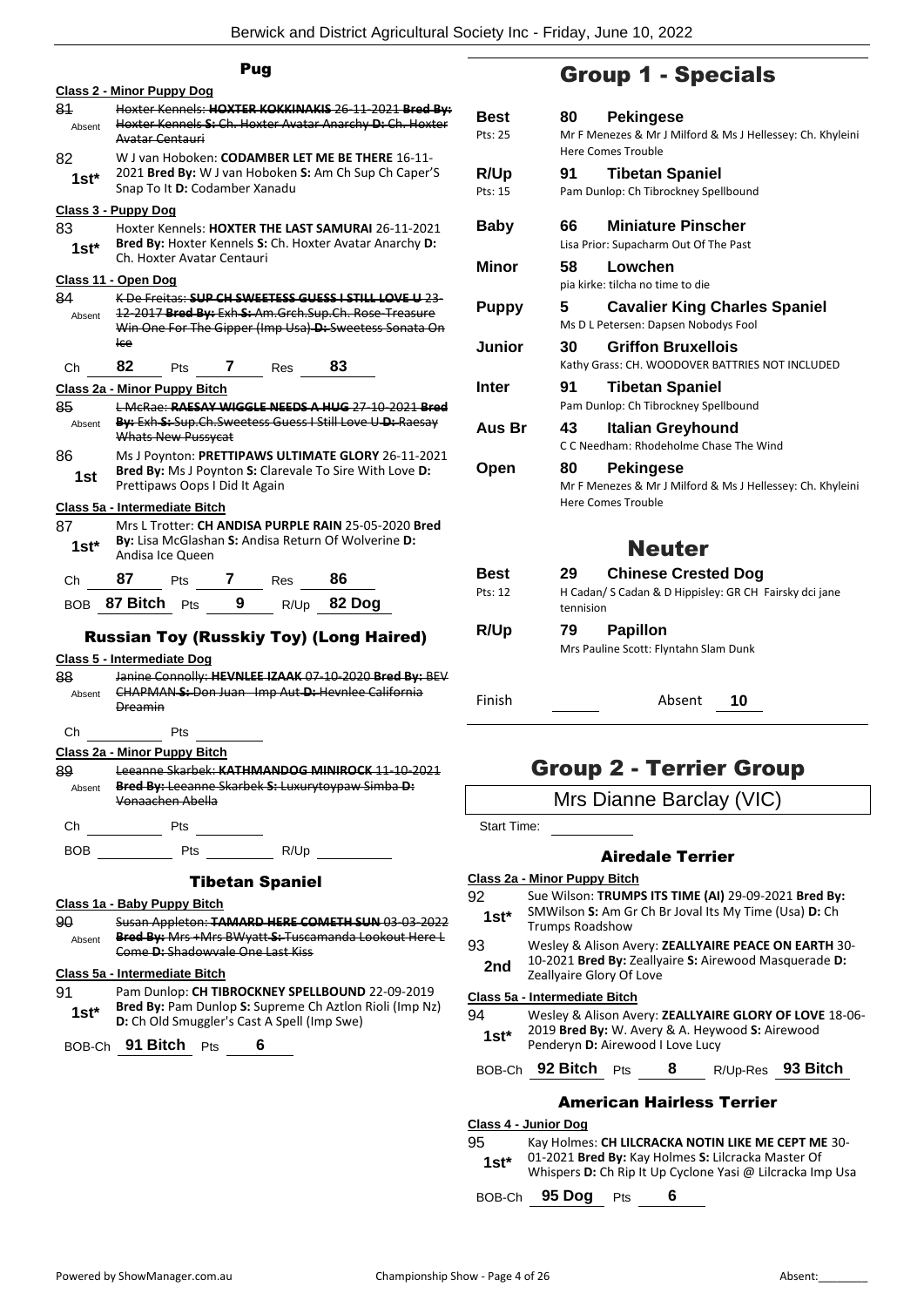## Pug

**Class 2 - Minor Puppy Dog**

81 Absent — ~~Hoxter Kennels: **HOXTER KOKKINAKIS** 26-11-2021 **Bred By:** Hoxter Kennels **S:** Ch. Hoxter Avatar Anarchy **D:** Ch. Hoxter Avatar Centauri~~

82 1st* — W J van Hoboken: **CODAMBER LET ME BE THERE** 16-11-2021 **Bred By:** W J van Hoboken **S:** Am Ch Sup Ch Caper'S Snap To It **D:** Codamber Xanadu

**Class 3 - Puppy Dog**

83 1st* — Hoxter Kennels: **HOXTER THE LAST SAMURAI** 26-11-2021 **Bred By:** Hoxter Kennels **S:** Ch. Hoxter Avatar Anarchy **D:** Ch. Hoxter Avatar Centauri

**Class 11 - Open Dog**

84 Absent — ~~K De Freitas: **SUP CH SWEETESS GUESS I STILL LOVE U** 23-12-2017 **Bred By:** Exh **S:** Am.Grch.Sup.Ch. Rose-Treasure Win One For The Gipper (Imp Usa) **D:** Sweetess Sonata On Ice~~

Ch 82 Pts 7 Res 83

**Class 2a - Minor Puppy Bitch**

85 Absent — ~~L McRae: **RAESAY WIGGLE NEEDS A HUG** 27-10-2021 **Bred By:** Exh **S:** Sup.Ch.Sweetess Guess I Still Love U **D:** Raesay Whats New Pussycat~~

86 1st — Ms J Poynton: **PRETTIPAWS ULTIMATE GLORY** 26-11-2021 **Bred By:** Ms J Poynton **S:** Clarevale To Sire With Love **D:** Prettipaws Oops I Did It Again

**Class 5a - Intermediate Bitch**

87 1st* — Mrs L Trotter: **CH ANDISA PURPLE RAIN** 25-05-2020 **Bred By:** Lisa McGlashan **S:** Andisa Return Of Wolverine **D:** Andisa Ice Queen

Ch 87 Pts 7 Res 86

BOB 87 Bitch Pts 9 R/Up 82 Dog

## Russian Toy (Russkiy Toy) (Long Haired)

**Class 5 - Intermediate Dog**

88 Absent — ~~Janine Connolly: **HEVNLEE IZAAK** 07-10-2020 **Bred By:** BEV CHAPMAN **S:** Don Juan - Imp Aut **D:** Hevnlee California Dreamin~~

Ch ______ Pts ______

**Class 2a - Minor Puppy Bitch**

89 Absent — ~~Leeanne Skarbek: **KATHMANDOG MINIROCK** 11-10-2021 **Bred By:** Leeanne Skarbek **S:** Luxurytoypaw Simba **D:** Vonaachen Abella~~

Ch ______ Pts ______

BOB ______ Pts ______ R/Up ______

## Tibetan Spaniel

**Class 1a - Baby Puppy Bitch**

90 Absent — ~~Susan Appleton: **TAMARD HERE COMETH SUN** 03-03-2022 **Bred By:** Mrs +Mrs BWyatt **S:** Tuscamanda Lookout Here I Come **D:** Shadowvale One Last Kiss~~

**Class 5a - Intermediate Bitch**

91 1st* — Pam Dunlop: **CH TIBROCKNEY SPELLBOUND** 22-09-2019 **Bred By:** Pam Dunlop **S:** Supreme Ch Aztlon Rioli (Imp Nz) **D:** Ch Old Smuggler's Cast A Spell (Imp Swe)

BOB-Ch 91 Bitch Pts 6

# Group 1 - Specials

| | | | |
|---|---|---|---|
| **Best** (Pts: 25) | 80 | **Pekingese** | Mr F Menezes & Mr J Milford & Ms J Hellessey: Ch. Khyleini Here Comes Trouble |
| **R/Up** (Pts: 15) | 91 | **Tibetan Spaniel** | Pam Dunlop: Ch Tibrockney Spellbound |
| **Baby** | 66 | **Miniature Pinscher** | Lisa Prior: Supacharm Out Of The Past |
| **Minor** | 58 | **Lowchen** | pia kirke: tilcha no time to die |
| **Puppy** | 5 | **Cavalier King Charles Spaniel** | Ms D L Petersen: Dapsen Nobodys Fool |
| **Junior** | 30 | **Griffon Bruxellois** | Kathy Grass: CH. WOODOVER BATTRIES NOT INCLUDED |
| **Inter** | 91 | **Tibetan Spaniel** | Pam Dunlop: Ch Tibrockney Spellbound |
| **Aus Br** | 43 | **Italian Greyhound** | C C Needham: Rhodeholme Chase The Wind |
| **Open** | 80 | **Pekingese** | Mr F Menezes & Mr J Milford & Ms J Hellessey: Ch. Khyleini Here Comes Trouble |

## Neuter

| | | | |
|---|---|---|---|
| **Best** (Pts: 12) | 29 | **Chinese Crested Dog** | H Cadan/ S Cadan & D Hippisley: GR CH Fairsky dci jane tennision |
| **R/Up** | 79 | **Papillon** | Mrs Pauline Scott: Flyntahn Slam Dunk |

Finish ______ Absent 10

# Group 2 - Terrier Group

Mrs Dianne Barclay (VIC)

Start Time: ______

## Airedale Terrier

**Class 2a - Minor Puppy Bitch**

92 1st* — Sue Wilson: **TRUMPS ITS TIME (AI)** 29-09-2021 **Bred By:** SMWilson **S:** Am Gr Ch Br Joval Its My Time (Usa) **D:** Ch Trumps Roadshow

93 2nd — Wesley & Alison Avery: **ZEALLYAIRE PEACE ON EARTH** 30-10-2021 **Bred By:** Zeallyaire **S:** Airewood Masquerade **D:** Zeallyaire Glory Of Love

**Class 5a - Intermediate Bitch**

94 1st* — Wesley & Alison Avery: **ZEALLYAIRE GLORY OF LOVE** 18-06-2019 **Bred By:** W. Avery & A. Heywood **S:** Airewood Penderyn **D:** Airewood I Love Lucy

BOB-Ch 92 Bitch Pts 8 R/Up-Res 93 Bitch

## American Hairless Terrier

**Class 4 - Junior Dog**

95 1st* — Kay Holmes: **CH LILCRACKA NOTIN LIKE ME CEPT ME** 30-01-2021 **Bred By:** Kay Holmes **S:** Lilcracka Master Of Whispers **D:** Ch Rip It Up Cyclone Yasi @ Lilcracka Imp Usa

BOB-Ch 95 Dog Pts 6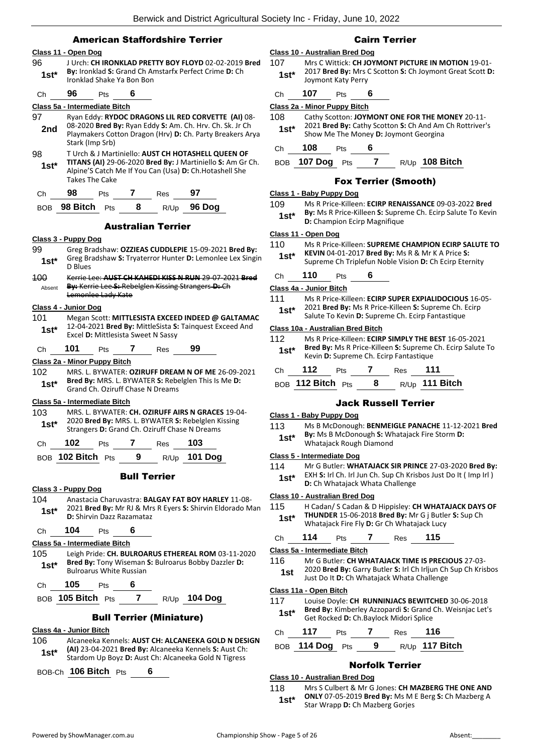## American Staffordshire Terrier

**Class 11 - Open Dog**

96 **1st*** J Urch: **CH IRONKLAD PRETTY BOY FLOYD** 02-02-2019 **Bred By:** Ironklad **S:** Grand Ch Amstarfx Perfect Crime **D:** Ch Ironklad Shake Ya Bon Bon

Ch **96** Pts **6**

**Class 5a - Intermediate Bitch**

97 **2nd** Ryan Eddy: **RYDOC DRAGONS LIL RED CORVETTE (AI)** 08-08-2020 **Bred By:** Ryan Eddy **S:** Am. Ch. Hrv. Ch. Sk. Jr Ch Playmakers Cotton Dragon (Hrv) **D:** Ch. Party Breakers Arya Stark (Imp Srb)

98 **1st*** T Urch & J Martiniello: **AUST CH HOTASHELL QUEEN OF TITANS (AI)** 29-06-2020 **Bred By:** J Martiniello **S:** Am Gr Ch. Alpine'S Catch Me If You Can (Usa) **D:** Ch.Hotashell She Takes The Cake

Ch **98** Pts **7** Res **97**

BOB **98 Bitch** Pts **8** R/Up **96 Dog**

## Australian Terrier

**Class 3 - Puppy Dog**

99 **1st*** Greg Bradshaw: **OZZIEAS CUDDLEPIE** 15-09-2021 **Bred By:** Greg Bradshaw **S:** Tryaterror Hunter **D:** Lemonlee Lex Singin D Blues

~~100 Kerrie Lee: AUST CH KAHEDI KISS N RUN 29-07-2021 Bred By: Kerrie Lee S: Rebelglen Kissing Strangers D: Ch Lemonlee Lady Kate~~ Absent

**Class 4 - Junior Dog**

101 **1st*** Megan Scott: **MITTLESISTA EXCEED INDEED @ GALTAMAC** 12-04-2021 **Bred By:** MittleSista **S:** Tainquest Exceed And Excel **D:** Mittlesista Sweet N Sassy

Ch **101** Pts **7** Res **99**

**Class 2a - Minor Puppy Bitch**

102 **1st*** MRS. L. BYWATER: **OZIRUFF DREAM N OF ME** 26-09-2021 **Bred By:** MRS. L. BYWATER **S:** Rebelglen This Is Me **D:** Grand Ch. Oziruff Chase N Dreams

**Class 5a - Intermediate Bitch**

103 **1st*** MRS. L. BYWATER: **CH. OZIRUFF AIRS N GRACES** 19-04-2020 **Bred By:** MRS. L. BYWATER **S:** Rebelglen Kissing Strangers **D:** Grand Ch. Oziruff Chase N Dreams

Ch **102** Pts **7** Res **103**

BOB **102 Bitch** Pts **9** R/Up **101 Dog**

## Bull Terrier

**Class 3 - Puppy Dog**

104 **1st*** Anastacia Charuvastra: **BALGAY FAT BOY HARLEY** 11-08-2021 **Bred By:** Mr RJ & Mrs R Eyers **S:** Shirvin Eldorado Man **D:** Shirvin Dazz Razamataz

Ch **104** Pts **6**

**Class 5a - Intermediate Bitch**

105 **1st*** Leigh Pride: **CH. BULROARUS ETHEREAL ROM** 03-11-2020 **Bred By:** Tony Wiseman **S:** Bulroarus Bobby Dazzler **D:** Bulroarus White Russian

Ch **105** Pts **6**

BOB **105 Bitch** Pts **7** R/Up **104 Dog**

## Bull Terrier (Miniature)

**Class 4a - Junior Bitch**

106 **1st*** Alcaneeka Kennels: **AUST CH: ALCANEEKA GOLD N DESIGN (AI)** 23-04-2021 **Bred By:** Alcaneeka Kennels **S:** Aust Ch: Stardom Up Boyz **D:** Aust Ch: Alcaneeka Gold N Tigress

BOB-Ch **106 Bitch** Pts **6**

## Cairn Terrier

**Class 10 - Australian Bred Dog**

107 **1st*** Mrs C Wittick: **CH JOYMONT PICTURE IN MOTION** 19-01-2017 **Bred By:** Mrs C Scotton **S:** Ch Joymont Great Scott **D:** Joymont Katy Perry

Ch **107** Pts **6**

**Class 2a - Minor Puppy Bitch**

108 **1st*** Cathy Scotton: **JOYMONT ONE FOR THE MONEY** 20-11-2021 **Bred By:** Cathy Scotton **S:** Ch And Am Ch Rottriver's Show Me The Money **D:** Joymont Georgina

Ch **108** Pts **6**

BOB **107 Dog** Pts **7** R/Up **108 Bitch**

## Fox Terrier (Smooth)

**Class 1 - Baby Puppy Dog**

109 **1st*** Ms R Price-Killeen: **ECIRP RENAISSANCE** 09-03-2022 **Bred By:** Ms R Price-Killeen **S:** Supreme Ch. Ecirp Salute To Kevin **D:** Champion Ecirp Magnifique

**Class 11 - Open Dog**

110 **1st*** Ms R Price-Killeen: **SUPREME CHAMPION ECIRP SALUTE TO KEVIN** 04-01-2017 **Bred By:** Ms R & Mr K A Price **S:** Supreme Ch Triplefun Noble Vision **D:** Ch Ecirp Eternity

Ch **110** Pts **6**

**Class 4a - Junior Bitch**

111 **1st*** Ms R Price-Killeen: **ECIRP SUPER EXPIALIDOCIOUS** 16-05-2021 **Bred By:** Ms R Price-Killeen **S:** Supreme Ch. Ecirp Salute To Kevin **D:** Supreme Ch. Ecirp Fantastique

**Class 10a - Australian Bred Bitch**

112 **1st*** Ms R Price-Killeen: **ECIRP SIMPLY THE BEST** 16-05-2021 **Bred By:** Ms R Price-Killeen **S:** Supreme Ch. Ecirp Salute To Kevin **D:** Supreme Ch. Ecirp Fantastique

Ch **112** Pts **7** Res **111**

BOB **112 Bitch** Pts **8** R/Up **111 Bitch**

## Jack Russell Terrier

**Class 1 - Baby Puppy Dog**

113 **1st*** Ms B McDonough: **BENMEIGLE PANACHE** 11-12-2021 **Bred By:** Ms B McDonough **S:** Whatajack Fire Storm **D:** Whatajack Rough Diamond

**Class 5 - Intermediate Dog**

114 **1st*** Mr G Butler: **WHATAJACK SIR PRINCE** 27-03-2020 **Bred By:** EXH **S:** Irl Ch. Irl Jun Ch. Sup Ch Krisbos Just Do It ( Imp Irl ) **D:** Ch Whatajack Whata Challenge

**Class 10 - Australian Bred Dog**

115 **1st*** H Cadan/ S Cadan & D Hippisley: **CH WHATAJACK DAYS OF THUNDER** 15-06-2018 **Bred By:** Mr G j Butler **S:** Sup Ch Whatajack Fire Fly **D:** Gr Ch Whatajack Lucy

Ch **114** Pts **7** Res **115**

**Class 5a - Intermediate Bitch**

116 **1st** Mr G Butler: **CH WHATAJACK TIME IS PRECIOUS** 27-03-2020 **Bred By:** Garry Butler **S:** Irl Ch Irljun Ch Sup Ch Krisbos Just Do It **D:** Ch Whatajack Whata Challenge

**Class 11a - Open Bitch**

117 **1st*** Louise Doyle: **CH RUNNINJACS BEWITCHED** 30-06-2018 **Bred By:** Kimberley Azzopardi **S:** Grand Ch. Weisnjac Let's Get Rocked **D:** Ch.Baylock Midori Splice

Ch **117** Pts **7** Res **116**

BOB **114 Dog** Pts **9** R/Up **117 Bitch**

## Norfolk Terrier

**Class 10 - Australian Bred Dog**

118 **1st*** Mrs S Culbert & Mr G Jones: **CH MAZBERG THE ONE AND ONLY** 07-05-2019 **Bred By:** Ms M E Berg **S:** Ch Mazberg A Star Wrapp **D:** Ch Mazberg Gorjes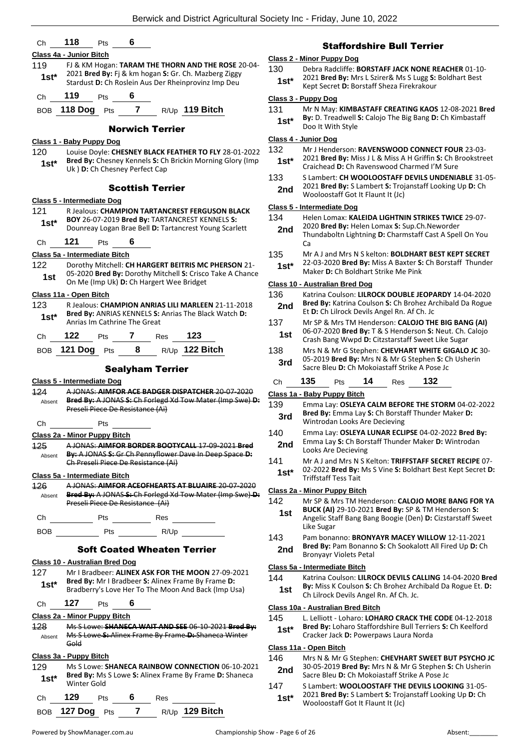Ch **118** Pts **6**

**Class 4a - Junior Bitch**

119 **1st*** FJ & KM Hogan: **TARAM THE THORN AND THE ROSE** 20-04-2021 **Bred By:** Fj & km hogan **S:** Gr. Ch. Mazberg Ziggy Stardust **D:** Ch Roslein Aus Der Rheinprovinz Imp Deu

Ch **119** Pts **6**

BOB **118 Dog** Pts **7** R/Up **119 Bitch**

## Norwich Terrier

**Class 1 - Baby Puppy Dog**

120 **1st*** Louise Doyle: **CHESNEY BLACK FEATHER TO FLY** 28-01-2022 **Bred By:** Chesney Kennels **S:** Ch Brickin Morning Glory (Imp Uk ) **D:** Ch Chesney Perfect Cap

## Scottish Terrier

**Class 5 - Intermediate Dog**

121 **1st*** R Jealous: **CHAMPION TARTANCREST FERGUSON BLACK BOY** 26-07-2019 **Bred By:** TARTANCREST KENNELS **S:** Dounreay Logan Brae Bell **D:** Tartancrest Young Scarlett

Ch **121** Pts **6**

**Class 5a - Intermediate Bitch**

122 **1st** Dorothy Mitchell: **CH HARGERT BEITRIS MC PHERSON** 21-05-2020 **Bred By:** Dorothy Mitchell **S:** Crisco Take A Chance On Me (Imp Uk) **D:** Ch Hargert Wee Bridget

**Class 11a - Open Bitch**

123 **1st*** R Jealous: **CHAMPION ANRIAS LILI MARLEEN** 21-11-2018 **Bred By:** ANRIAS KENNELS **S:** Anrias The Black Watch **D:** Anrias Im Cathrine The Great

Ch **122** Pts **7** Res **123**

BOB **121 Dog** Pts **8** R/Up **122 Bitch**

## Sealyham Terrier

**Class 5 - Intermediate Dog**

124 Absent ~~A JONAS: **AIMFOR ACE BADGER DISPATCHER** 20-07-2020 **Bred By:** A JONAS **S:** Ch Forlegd Xd Tow Mater (Imp Swe) **D:** Preseli Piece De Resistance (Ai)~~

Ch ______ Pts ______

**Class 2a - Minor Puppy Bitch**

125 Absent ~~A JONAS: **AIMFOR BORDER BOOTYCALL** 17-09-2021 **Bred By:** A JONAS **S:** Gr Ch Pennyflower Dave In Deep Space **D:** Ch Preseli Piece De Resistance (Ai)~~

**Class 5a - Intermediate Bitch**

126 Absent ~~A JONAS: **AIMFOR ACEOFHEARTS AT BLUAIRE** 20-07-2020 **Bred By:** A JONAS **S:** Ch Forlegd Xd Tow Mater (Imp Swe) **D:** Preseli Piece De Resistance (Ai)~~

Ch ______ Pts ______ Res ______

BOB ______ Pts ______ R/Up ______

## Soft Coated Wheaten Terrier

**Class 10 - Australian Bred Dog**

127 **1st*** Mr I Bradbeer: **ALINEX ASK FOR THE MOON** 27-09-2021 **Bred By:** Mr I Bradbeer **S:** Alinex Frame By Frame **D:** Bradberry's Love Her To The Moon And Back (Imp Usa)

Ch **127** Pts **6**

**Class 2a - Minor Puppy Bitch**

128 Absent ~~Ms S Lowe: **SHANECA WAIT AND SEE** 06-10-2021 **Bred By:** Ms S Lowe **S:** Alinex Frame By Frame **D:** Shaneca Winter Gold~~

**Class 3a - Puppy Bitch**

129 **1st*** Ms S Lowe: **SHANECA RAINBOW CONNECTION** 06-10-2021 **Bred By:** Ms S Lowe **S:** Alinex Frame By Frame **D:** Shaneca Winter Gold

Ch **129** Pts **6** Res ______

BOB **127 Dog** Pts **7** R/Up **129 Bitch**

## Staffordshire Bull Terrier

**Class 2 - Minor Puppy Dog**

130 **1st*** Debra Radcliffe: **BORSTAFF JACK NONE REACHER** 01-10-2021 **Bred By:** Mrs L Szirer& Ms S Lugg **S:** Boldhart Best Kept Secret **D:** Borstaff Sheza Firekrakour

**Class 3 - Puppy Dog**

131 **1st*** Mr N May: **KIMBASTAFF CREATING KAOS** 12-08-2021 **Bred By:** D. Treadwell **S:** Calojo The Big Bang **D:** Ch Kimbastaff Doo It With Style

**Class 4 - Junior Dog**

132 **1st*** Mr J Henderson: **RAVENSWOOD CONNECT FOUR** 23-03-2021 **Bred By:** Miss J L & Miss A H Griffin **S:** Ch Brookstreet Craichead **D:** Ch Ravenswood Charmed I'M Sure

133 **2nd** S Lambert: **CH WOOLOOSTAFF DEVILS UNDENIABLE** 31-05-2021 **Bred By:** S Lambert **S:** Trojanstaff Looking Up **D:** Ch Wooloostaff Got It Flaunt It (Jc)

**Class 5 - Intermediate Dog**

134 **2nd** Helen Lomax: **KALEIDA LIGHTNIN STRIKES TWICE** 29-07-2020 **Bred By:** Helen Lomax **S:** Sup.Ch.Neworder Thundaboltn Lightning **D:** Charmstaff Cast A Spell On You Ca

135 **1st*** Mr A J and Mrs N S kelton: **BOLDHART BEST KEPT SECRET** 22-03-2020 **Bred By:** Miss A Baxter **S:** Ch Borstaff Thunder Maker **D:** Ch Boldhart Strike Me Pink

**Class 10 - Australian Bred Dog**

136 **2nd** Katrina Coulson: **LILROCK DOUBLE JEOPARDY** 14-04-2020 **Bred By:** Katrina Coulson **S:** Ch Brohez Archibald Da Rogue Et **D:** Ch Lilrock Devils Angel Rn. Af Ch. Jc

137 **1st** Mr SP & Mrs TM Henderson: **CALOJO THE BIG BANG (AI)** 06-07-2020 **Bred By:** T & S Henderson **S:** Neut. Ch. Calojo Crash Bang Wwpd **D:** Citzstarstaff Sweet Like Sugar

138 **3rd** Mrs N & Mr G Stephen: **CHEVHART WHITE GIGALO JC** 30-05-2019 **Bred By:** Mrs N & Mr G Stephen **S:** Ch Usherin Sacre Bleu **D:** Ch Mokoiastaff Strike A Pose Jc

Ch **135** Pts **14** Res **132**

**Class 1a - Baby Puppy Bitch**

139 **3rd** Emma Lay: **OSLEYA CALM BEFORE THE STORM** 04-02-2022 **Bred By:** Emma Lay **S:** Ch Borstaff Thunder Maker **D:** Wintrodan Looks Are Decieving

140 **2nd** Emma Lay: **OSLEYA LUNAR ECLIPSE** 04-02-2022 **Bred By:** Emma Lay **S:** Ch Borstaff Thunder Maker **D:** Wintrodan Looks Are Decieving

141 **1st*** Mr A J and Mrs N S Kelton: **TRIFFSTAFF SECRET RECIPE** 07-02-2022 **Bred By:** Ms S Vine **S:** Boldhart Best Kept Secret **D:** Triffstaff Tess Tait

**Class 2a - Minor Puppy Bitch**

142 **1st** Mr SP & Mrs TM Henderson: **CALOJO MORE BANG FOR YA BUCK (AI)** 29-10-2021 **Bred By:** SP & TM Henderson **S:** Angelic Staff Bang Bang Boogie (Den) **D:** Cizstarstaff Sweet Like Sugar

143 **2nd** Pam bonanno: **BRONYAYR MACEY WILLOW** 12-11-2021 **Bred By:** Pam Bonanno **S:** Ch Sookalott All Fired Up **D:** Ch Bronyayr Violets Petal

**Class 5a - Intermediate Bitch**

144 **1st** Katrina Coulson: **LILROCK DEVILS CALLING** 14-04-2020 **Bred By:** Miss K Coulson **S:** Ch Brohez Archibald Da Rogue Et. **D:** Ch Lilrock Devils Angel Rn. Af Ch. Jc.

**Class 10a - Australian Bred Bitch**

145 **1st*** L. Lelliott - Loharo: **LOHARO CRACK THE CODE** 04-12-2018 **Bred By:** Loharo Staffordshire Bull Terriers **S:** Ch Keelford Cracker Jack **D:** Powerpaws Laura Norda

**Class 11a - Open Bitch**

146 **2nd** Mrs N & Mr G Stephen: **CHEVHART SWEET BUT PSYCHO JC** 30-05-2019 **Bred By:** Mrs N & Mr G Stephen **S:** Ch Usherin Sacre Bleu **D:** Ch Mokoiastaff Strike A Pose Jc

147 **1st*** S Lambert: **WOOLOOSTAFF THE DEVILS LOOKING** 31-05-2021 **Bred By:** S Lambert **S:** Trojanstaff Looking Up **D:** Ch Wooloostaff Got It Flaunt It (Jc)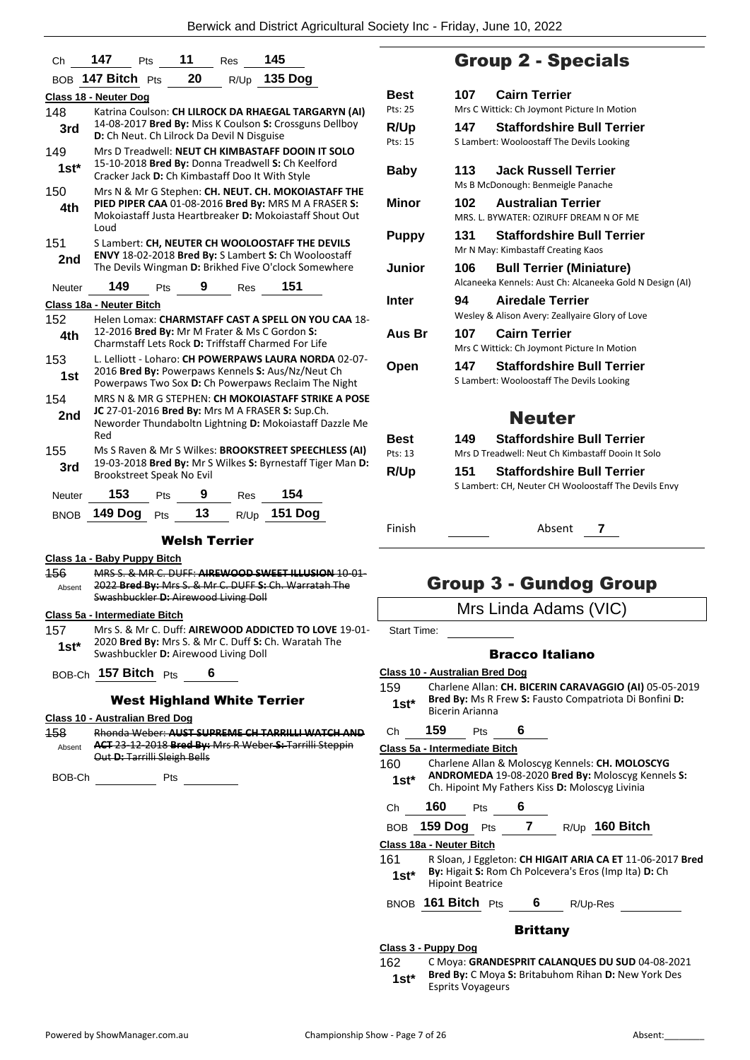Ch **147** Pts **11** Res **145**

BOB **147 Bitch** Pts **20** R/Up **135 Dog**

**Class 18 - Neuter Dog**

148 **3rd** Katrina Coulson: **CH LILROCK DA RHAEGAL TARGARYN (AI)** 14-08-2017 **Bred By:** Miss K Coulson **S:** Crossguns Dellboy **D:** Ch Neut. Ch Lilrock Da Devil N Disguise

149 **1st*** Mrs D Treadwell: **NEUT CH KIMBASTAFF DOOIN IT SOLO** 15-10-2018 **Bred By:** Donna Treadwell **S:** Ch Keelford Cracker Jack **D:** Ch Kimbastaff Doo It With Style

150 **4th** Mrs N & Mr G Stephen: **CH. NEUT. CH. MOKOIASTAFF THE PIED PIPER CAA** 01-08-2016 **Bred By:** MRS M A FRASER **S:** Mokoiastaff Justa Heartbreaker **D:** Mokoiastaff Shout Out Loud

151 **2nd** S Lambert: **CH, NEUTER CH WOOLOOSTAFF THE DEVILS ENVY** 18-02-2018 **Bred By:** S Lambert **S:** Ch Wooloostaff The Devils Wingman **D:** Brikhed Five O'clock Somewhere

Neuter **149** Pts **9** Res **151**

**Class 18a - Neuter Bitch**

152 **4th** Helen Lomax: **CHARMSTAFF CAST A SPELL ON YOU CAA** 18-12-2016 **Bred By:** Mr M Frater & Ms C Gordon **S:** Charmstaff Lets Rock **D:** Triffstaff Charmed For Life

153 **1st** L. Lelliott - Loharo: **CH POWERPAWS LAURA NORDA** 02-07-2016 **Bred By:** Powerpaws Kennels **S:** Aus/Nz/Neut Ch Powerpaws Two Sox **D:** Ch Powerpaws Reclaim The Night

154 **2nd** MRS N & MR G STEPHEN: **CH MOKOIASTAFF STRIKE A POSE JC** 27-01-2016 **Bred By:** Mrs M A FRASER **S:** Sup.Ch. Neworder Thundaboltn Lightning **D:** Mokoiastaff Dazzle Me Red

155 **3rd** Ms S Raven & Mr S Wilkes: **BROOKSTREET SPEECHLESS (AI)** 19-03-2018 **Bred By:** Mr S Wilkes **S:** Byrnestaff Tiger Man **D:** Brookstreet Speak No Evil

Neuter **153** Pts **9** Res **154**

BNOB **149 Dog** Pts **13** R/Up **151 Dog**

### Welsh Terrier

**Class 1a - Baby Puppy Bitch**

156 Absent ~~MRS S. & MR C. DUFF: **AIREWOOD SWEET ILLUSION** 10-01-2022 **Bred By:** Mrs S. & Mr C. DUFF **S:** Ch. Warratah The Swashbuckler **D:** Airewood Living Doll~~

**Class 5a - Intermediate Bitch**

157 **1st*** Mrs S. & Mr C. Duff: **AIREWOOD ADDICTED TO LOVE** 19-01-2020 **Bred By:** Mrs S. & Mr C. Duff **S:** Ch. Waratah The Swashbuckler **D:** Airewood Living Doll

BOB-Ch **157 Bitch** Pts **6**

### West Highland White Terrier

**Class 10 - Australian Bred Dog**

158 Absent ~~Rhonda Weber: **AUST SUPREME CH TARRILLI WATCH AND ACT** 23-12-2018 **Bred By:** Mrs R Weber **S:** Tarrilli Steppin Out **D:** Tarrilli Sleigh Bells~~

BOB-Ch ________ Pts ________

## Group 2 - Specials

| | | | |
|---|---|---|---|
| **Best** (Pts: 25) | 107 | **Cairn Terrier** | Mrs C Wittick: Ch Joymont Picture In Motion |
| **R/Up** (Pts: 15) | 147 | **Staffordshire Bull Terrier** | S Lambert: Wooloostaff The Devils Looking |
| **Baby** | 113 | **Jack Russell Terrier** | Ms B McDonough: Benmeigle Panache |
| **Minor** | 102 | **Australian Terrier** | MRS. L. BYWATER: OZIRUFF DREAM N OF ME |
| **Puppy** | 131 | **Staffordshire Bull Terrier** | Mr N May: Kimbastaff Creating Kaos |
| **Junior** | 106 | **Bull Terrier (Miniature)** | Alcaneeka Kennels: Aust Ch: Alcaneeka Gold N Design (AI) |
| **Inter** | 94 | **Airedale Terrier** | Wesley & Alison Avery: Zeallyaire Glory of Love |
| **Aus Br** | 107 | **Cairn Terrier** | Mrs C Wittick: Ch Joymont Picture In Motion |
| **Open** | 147 | **Staffordshire Bull Terrier** | S Lambert: Wooloostaff The Devils Looking |

### Neuter

| | | | |
|---|---|---|---|
| **Best** (Pts: 13) | 149 | **Staffordshire Bull Terrier** | Mrs D Treadwell: Neut Ch Kimbastaff Dooin It Solo |
| **R/Up** | 151 | **Staffordshire Bull Terrier** | S Lambert: CH, Neuter CH Wooloostaff The Devils Envy |

Finish ________ Absent **7**

## Group 3 - Gundog Group

Mrs Linda Adams (VIC)

Start Time: ________

### Bracco Italiano

**Class 10 - Australian Bred Dog**

159 **1st*** Charlene Allan: **CH. BICERIN CARAVAGGIO (AI)** 05-05-2019 **Bred By:** Ms R Frew **S:** Fausto Compatriota Di Bonfini **D:** Bicerin Arianna

Ch **159** Pts **6**

**Class 5a - Intermediate Bitch**

160 **1st*** Charlene Allan & Moloscyg Kennels: **CH. MOLOSCYG ANDROMEDA** 19-08-2020 **Bred By:** Moloscyg Kennels **S:** Ch. Hipoint My Fathers Kiss **D:** Moloscyg Livinia

Ch **160** Pts **6**

BOB **159 Dog** Pts **7** R/Up **160 Bitch**

**Class 18a - Neuter Bitch**

161 **1st*** R Sloan, J Eggleton: **CH HIGAIT ARIA CA ET** 11-06-2017 **Bred By:** Higait **S:** Rom Ch Polcevera's Eros (Imp Ita) **D:** Ch Hipoint Beatrice

BNOB **161 Bitch** Pts **6** R/Up-Res ________

### Brittany

**Class 3 - Puppy Dog**

162 **1st*** C Moya: **GRANDESPRIT CALANQUES DU SUD** 04-08-2021 **Bred By:** C Moya **S:** Britabuhom Rihan **D:** New York Des Esprits Voyageurs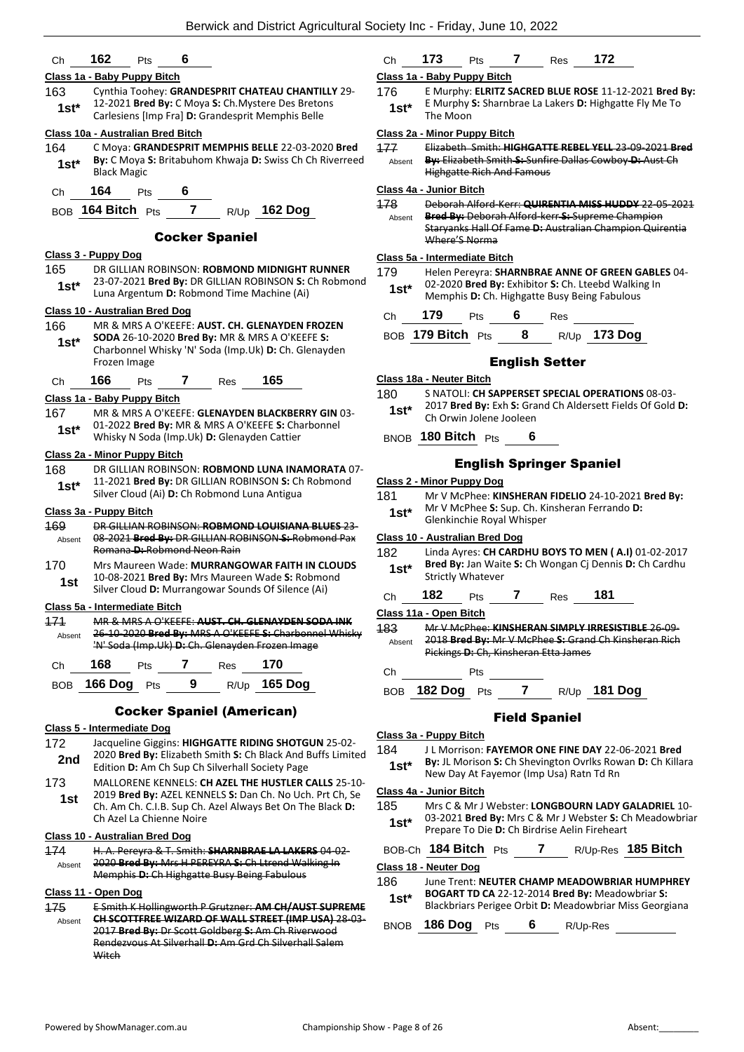| Ch | 162 | Pts | 6 |
|---|---|---|---|

**Class 1a - Baby Puppy Bitch**

163 1st* — Cynthia Toohey: **GRANDESPRIT CHATEAU CHANTILLY** 29-12-2021 **Bred By:** C Moya **S:** Ch.Mystere Des Bretons Carlesiens [Imp Fra] **D:** Grandesprit Memphis Belle

**Class 10a - Australian Bred Bitch**

164 1st* — C Moya: **GRANDESPRIT MEMPHIS BELLE** 22-03-2020 **Bred By:** C Moya **S:** Britabuhom Khwaja **D:** Swiss Ch Ch Riverreed Black Magic

| Ch | 164 | Pts | 6 |
|---|---|---|---|

| BOB | 164 Bitch | Pts | 7 | R/Up | 162 Dog |
|---|---|---|---|---|---|

## Cocker Spaniel

**Class 3 - Puppy Dog**

165 1st* — DR GILLIAN ROBINSON: **ROBMOND MIDNIGHT RUNNER** 23-07-2021 **Bred By:** DR GILLIAN ROBINSON **S:** Ch Robmond Luna Argentum **D:** Robmond Time Machine (Ai)

**Class 10 - Australian Bred Dog**

166 1st* — MR & MRS A O'KEEFE: **AUST. CH. GLENAYDEN FROZEN SODA** 26-10-2020 **Bred By:** MR & MRS A O'KEEFE **S:** Charbonnel Whisky 'N' Soda (Imp.Uk) **D:** Ch. Glenayden Frozen Image

| Ch | 166 | Pts | 7 | Res | 165 |
|---|---|---|---|---|---|

**Class 1a - Baby Puppy Bitch**

167 1st* — MR & MRS A O'KEEFE: **GLENAYDEN BLACKBERRY GIN** 03-01-2022 **Bred By:** MR & MRS A O'KEEFE **S:** Charbonnel Whisky N Soda (Imp.Uk) **D:** Glenayden Cattier

**Class 2a - Minor Puppy Bitch**

168 1st* — DR GILLIAN ROBINSON: **ROBMOND LUNA INAMORATA** 07-11-2021 **Bred By:** DR GILLIAN ROBINSON **S:** Ch Robmond Silver Cloud (Ai) **D:** Ch Robmond Luna Antigua

**Class 3a - Puppy Bitch**

~~169~~ Absent — ~~DR GILLIAN ROBINSON: **ROBMOND LOUISIANA BLUES** 23-08-2021 **Bred By:** DR GILLIAN ROBINSON **S:** Robmond Pax Romana **D:** Robmond Neon Rain~~

170 1st — Mrs Maureen Wade: **MURRANGOWAR FAITH IN CLOUDS** 10-08-2021 **Bred By:** Mrs Maureen Wade **S:** Robmond Silver Cloud **D:** Murrangowar Sounds Of Silence (Ai)

**Class 5a - Intermediate Bitch**

~~171~~ Absent — ~~MR & MRS A O'KEEFE: **AUST. CH. GLENAYDEN SODA INK** 26-10-2020 **Bred By:** MRS A O'KEEFE **S:** Charbonnel Whisky 'N' Soda (Imp.Uk) **D:** Ch. Glenayden Frozen Image~~

| Ch | 168 | Pts | 7 | Res | 170 |
|---|---|---|---|---|---|

| BOB | 166 Dog | Pts | 9 | R/Up | 165 Dog |
|---|---|---|---|---|---|

## Cocker Spaniel (American)

**Class 5 - Intermediate Dog**

172 2nd — Jacqueline Giggins: **HIGHGATTE RIDING SHOTGUN** 25-02-2020 **Bred By:** Elizabeth Smith **S:** Ch Black And Buffs Limited Edition **D:** Am Ch Sup Ch Silverhall Society Page

173 1st — MALLORENE KENNELS: **CH AZEL THE HUSTLER CALLS** 25-10-2019 **Bred By:** AZEL KENNELS **S:** Dan Ch. No Uch. Prt Ch, Se Ch. Am Ch. C.I.B. Sup Ch. Azel Always Bet On The Black **D:** Ch Azel La Chienne Noire

**Class 10 - Australian Bred Dog**

~~174~~ Absent — ~~H. A. Pereyra & T. Smith: **SHARNBRAE LA LAKERS** 04-02-2020 **Bred By:** Mrs H PEREYRA **S:** Ch Ltrend Walking In Memphis **D:** Ch Highgatte Busy Being Fabulous~~

**Class 11 - Open Dog**

~~175~~ Absent — ~~E Smith K Hollingworth P Grutzner: **AM CH/AUST SUPREME CH SCOTTFREE WIZARD OF WALL STREET (IMP USA)** 28-03-2017 **Bred By:** Dr Scott Goldberg **S:** Am Ch Riverwood Rendezvous At Silverhall **D:** Am Grd Ch Silverhall Salem Witch~~

| Ch | 173 | Pts | 7 | Res | 172 |
|---|---|---|---|---|---|

**Class 1a - Baby Puppy Bitch**

176 1st* — E Murphy: **ELRITZ SACRED BLUE ROSE** 11-12-2021 **Bred By:** E Murphy **S:** Sharnbrae La Lakers **D:** Highgatte Fly Me To The Moon

**Class 2a - Minor Puppy Bitch**

~~177~~ Absent — ~~Elizabeth Smith: **HIGHGATTE REBEL YELL** 23-09-2021 **Bred By:** Elizabeth Smith **S:** Sunfire Dallas Cowboy **D:** Aust Ch Highgatte Rich And Famous~~

**Class 4a - Junior Bitch**

~~178~~ Absent — ~~Deborah Alford-Kerr: **QUIRENTIA MISS HUDDY** 22-05-2021 **Bred By:** Deborah Alford-kerr **S:** Supreme Champion Staryanks Hall Of Fame **D:** Australian Champion Quirentia Where'S Norma~~

**Class 5a - Intermediate Bitch**

179 1st* — Helen Pereyra: **SHARNBRAE ANNE OF GREEN GABLES** 04-02-2020 **Bred By:** Exhibitor **S:** Ch. Lteebd Walking In Memphis **D:** Ch. Highgatte Busy Being Fabulous

| Ch | 179 | Pts | 6 | Res | |
|---|---|---|---|---|---|

| BOB | 179 Bitch | Pts | 8 | R/Up | 173 Dog |
|---|---|---|---|---|---|

## English Setter

**Class 18a - Neuter Bitch**

180 1st* — S NATOLI: **CH SAPPERSET SPECIAL OPERATIONS** 08-03-2017 **Bred By:** Exh **S:** Grand Ch Aldersett Fields Of Gold **D:** Ch Orwin Jolene Jooleen

| BNOB | 180 Bitch | Pts | 6 |
|---|---|---|---|

## English Springer Spaniel

**Class 2 - Minor Puppy Dog**

181 1st* — Mr V McPhee: **KINSHERAN FIDELIO** 24-10-2021 **Bred By:** Mr V McPhee **S:** Sup. Ch. Kinsheran Ferrando **D:** Glenkinchie Royal Whisper

**Class 10 - Australian Bred Dog**

182 1st* — Linda Ayres: **CH CARDHU BOYS TO MEN ( A.I)** 01-02-2017 **Bred By:** Jan Waite **S:** Ch Wongan Cj Dennis **D:** Ch Cardhu Strictly Whatever

| Ch | 182 | Pts | 7 | Res | 181 |
|---|---|---|---|---|---|

**Class 11a - Open Bitch**

~~183~~ Absent — ~~Mr V McPhee: **KINSHERAN SIMPLY IRRESISTIBLE** 26-09-2018 **Bred By:** Mr V McPhee **S:** Grand Ch Kinsheran Rich Pickings **D:** Ch, Kinsheran Etta James~~

| Ch | | Pts | |
|---|---|---|---|

| BOB | 182 Dog | Pts | 7 | R/Up | 181 Dog |
|---|---|---|---|---|---|

## Field Spaniel

**Class 3a - Puppy Bitch**

184 1st* — J L Morrison: **FAYEMOR ONE FINE DAY** 22-06-2021 **Bred By:** JL Morison **S:** Ch Shevington Ovrlks Rowan **D:** Ch Killara New Day At Fayemor (Imp Usa) Ratn Td Rn

**Class 4a - Junior Bitch**

185 1st* — Mrs C & Mr J Webster: **LONGBOURN LADY GALADRIEL** 10-03-2021 **Bred By:** Mrs C & Mr J Webster **S:** Ch Meadowbriar Prepare To Die **D:** Ch Birdrise Aelin Fireheart

| BOB-Ch | 184 Bitch | Pts | 7 | R/Up-Res | 185 Bitch |
|---|---|---|---|---|---|

**Class 18 - Neuter Dog**

186 1st* — June Trent: **NEUTER CHAMP MEADOWBRIAR HUMPHREY BOGART TD CA** 22-12-2014 **Bred By:** Meadowbriar **S:** Blackbriars Perigee Orbit **D:** Meadowbriar Miss Georgiana

| BNOB | 186 Dog | Pts | 6 | R/Up-Res | |
|---|---|---|---|---|---|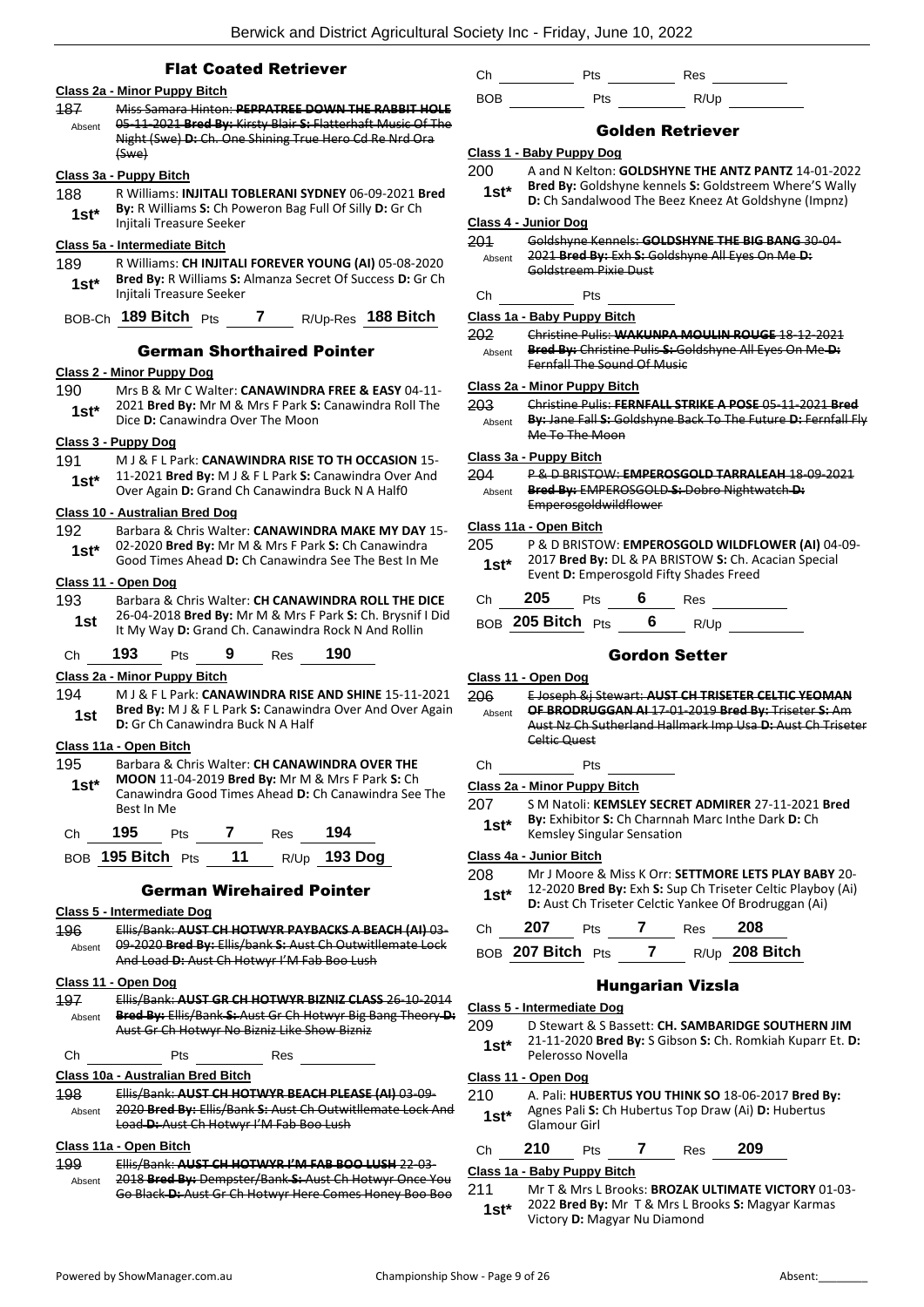## Flat Coated Retriever

### Class 2a - Minor Puppy Bitch

187 Absent ~~Miss Samara Hinton: **PEPPATREE DOWN THE RABBIT HOLE** 05-11-2021 **Bred By:** Kirsty Blair **S:** Flatterhaft Music Of The Night (Swe) **D:** Ch. One Shining True Hero Cd Re Nrd Ora (Swe)~~

### Class 3a - Puppy Bitch

188 1st* R Williams: **INJITALI TOBLERANI SYDNEY** 06-09-2021 **Bred By:** R Williams **S:** Ch Poweron Bag Full Of Silly **D:** Gr Ch Injitali Treasure Seeker

### Class 5a - Intermediate Bitch

189 1st* R Williams: **CH INJITALI FOREVER YOUNG (AI)** 05-08-2020 **Bred By:** R Williams **S:** Almanza Secret Of Success **D:** Gr Ch Injitali Treasure Seeker

BOB-Ch **189 Bitch** Pts **7** R/Up-Res **188 Bitch**

## German Shorthaired Pointer

### Class 2 - Minor Puppy Dog

190 1st* Mrs B & Mr C Walter: **CANAWINDRA FREE & EASY** 04-11-2021 **Bred By:** Mr M & Mrs F Park **S:** Canawindra Roll The Dice **D:** Canawindra Over The Moon

### Class 3 - Puppy Dog

191 1st* M J & F L Park: **CANAWINDRA RISE TO TH OCCASION** 15-11-2021 **Bred By:** M J & F L Park **S:** Canawindra Over And Over Again **D:** Grand Ch Canawindra Buck N A Half0

### Class 10 - Australian Bred Dog

192 1st* Barbara & Chris Walter: **CANAWINDRA MAKE MY DAY** 15-02-2020 **Bred By:** Mr M & Mrs F Park **S:** Ch Canawindra Good Times Ahead **D:** Ch Canawindra See The Best In Me

### Class 11 - Open Dog

193 1st Barbara & Chris Walter: **CH CANAWINDRA ROLL THE DICE** 26-04-2018 **Bred By:** Mr M & Mrs F Park **S:** Ch. Brysnif I Did It My Way **D:** Grand Ch. Canawindra Rock N And Rollin

Ch **193** Pts **9** Res **190**

### Class 2a - Minor Puppy Bitch

194 1st M J & F L Park: **CANAWINDRA RISE AND SHINE** 15-11-2021 **Bred By:** M J & F L Park **S:** Canawindra Over And Over Again **D:** Gr Ch Canawindra Buck N A Half

### Class 11a - Open Bitch

195 1st* Barbara & Chris Walter: **CH CANAWINDRA OVER THE MOON** 11-04-2019 **Bred By:** Mr M & Mrs F Park **S:** Ch Canawindra Good Times Ahead **D:** Ch Canawindra See The Best In Me

Ch **195** Pts **7** Res **194**

BOB **195 Bitch** Pts **11** R/Up **193 Dog**

## German Wirehaired Pointer

### Class 5 - Intermediate Dog

196 Absent ~~Ellis/Bank: **AUST CH HOTWYR PAYBACKS A BEACH (AI)** 03-09-2020 **Bred By:** Ellis/bank **S:** Aust Ch Outwitllemate Lock And Load **D:** Aust Ch Hotwyr I'M Fab Boo Lush~~

### Class 11 - Open Dog

197 Absent ~~Ellis/Bank: **AUST GR CH HOTWYR BIZNIZ CLASS** 26-10-2014 **Bred By:** Ellis/Bank **S:** Aust Gr Ch Hotwyr Big Bang Theory **D:** Aust Gr Ch Hotwyr No Bizniz Like Show Bizniz~~

Ch ______ Pts ______ Res ______

### Class 10a - Australian Bred Bitch

198 Absent ~~Ellis/Bank: **AUST CH HOTWYR BEACH PLEASE (AI)** 03-09-2020 **Bred By:** Ellis/Bank **S:** Aust Ch Outwitllemate Lock And Load **D:** Aust Ch Hotwyr I'M Fab Boo Lush~~

### Class 11a - Open Bitch

199 Absent ~~Ellis/Bank: **AUST CH HOTWYR I'M FAB BOO LUSH** 22-03-2018 **Bred By:** Dempster/Bank **S:** Aust Ch Hotwyr Once You Go Black **D:** Aust Gr Ch Hotwyr Here Comes Honey Boo Boo~~

Ch ______ Pts ______ Res ______

BOB ______ Pts ______ R/Up ______

## Golden Retriever

### Class 1 - Baby Puppy Dog

200 1st* A and N Kelton: **GOLDSHYNE THE ANTZ PANTZ** 14-01-2022 **Bred By:** Goldshyne kennels **S:** Goldstreem Where'S Wally **D:** Ch Sandalwood The Beez Kneez At Goldshyne (Impnz)

### Class 4 - Junior Dog

201 Absent ~~Goldshyne Kennels: **GOLDSHYNE THE BIG BANG** 30-04-2021 **Bred By:** Exh **S:** Goldshyne All Eyes On Me **D:** Goldstreem Pixie Dust~~

Ch ______ Pts ______

### Class 1a - Baby Puppy Bitch

202 Absent ~~Christine Pulis: **WAKUNPA MOULIN ROUGE** 18-12-2021 **Bred By:** Christine Pulis **S:** Goldshyne All Eyes On Me **D:** Fernfall The Sound Of Music~~

### Class 2a - Minor Puppy Bitch

203 Absent ~~Christine Pulis: **FERNFALL STRIKE A POSE** 05-11-2021 **Bred By:** Jane Fall **S:** Goldshyne Back To The Future **D:** Fernfall Fly Me To The Moon~~

### Class 3a - Puppy Bitch

204 Absent ~~P & D BRISTOW: **EMPEROSGOLD TARRALEAH** 18-09-2021 **Bred By:** EMPEROSGOLD **S:** Dobro Nightwatch **D:** Emperosgoldwildflower~~

### Class 11a - Open Bitch

205 1st* P & D BRISTOW: **EMPEROSGOLD WILDFLOWER (AI)** 04-09-2017 **Bred By:** DL & PA BRISTOW **S:** Ch. Acacian Special Event **D:** Emperosgold Fifty Shades Freed

Ch **205** Pts **6** Res ______

BOB **205 Bitch** Pts **6** R/Up ______

## Gordon Setter

### Class 11 - Open Dog

206 Absent ~~E Joseph &j Stewart: **AUST CH TRISETER CELTIC YEOMAN OF BRODRUGGAN AI** 17-01-2019 **Bred By:** Triseter **S:** Am Aust Nz Ch Sutherland Hallmark Imp Usa **D:** Aust Ch Triseter Celtic Quest~~

Ch ______ Pts ______

### Class 2a - Minor Puppy Bitch

207 1st* S M Natoli: **KEMSLEY SECRET ADMIRER** 27-11-2021 **Bred By:** Exhibitor **S:** Ch Charnnah Marc Inthe Dark **D:** Ch Kemsley Singular Sensation

### Class 4a - Junior Bitch

208 1st* Mr J Moore & Miss K Orr: **SETTMORE LETS PLAY BABY** 20-12-2020 **Bred By:** Exh **S:** Sup Ch Triseter Celtic Playboy (Ai) **D:** Aust Ch Triseter Celctic Yankee Of Brodruggan (Ai)

Ch **207** Pts **7** Res **208**

BOB **207 Bitch** Pts **7** R/Up **208 Bitch**

## Hungarian Vizsla

### Class 5 - Intermediate Dog

209 1st* D Stewart & S Bassett: **CH. SAMBARIDGE SOUTHERN JIM** 21-11-2020 **Bred By:** S Gibson **S:** Ch. Romkiah Kuparr Et. **D:** Pelerosso Novella

### Class 11 - Open Dog

210 1st* A. Pali: **HUBERTUS YOU THINK SO** 18-06-2017 **Bred By:** Agnes Pali **S:** Ch Hubertus Top Draw (Ai) **D:** Hubertus Glamour Girl

Ch **210** Pts **7** Res **209**

### Class 1a - Baby Puppy Bitch

211 1st* Mr T & Mrs L Brooks: **BROZAK ULTIMATE VICTORY** 01-03-2022 **Bred By:** Mr T & Mrs L Brooks **S:** Magyar Karmas Victory **D:** Magyar Nu Diamond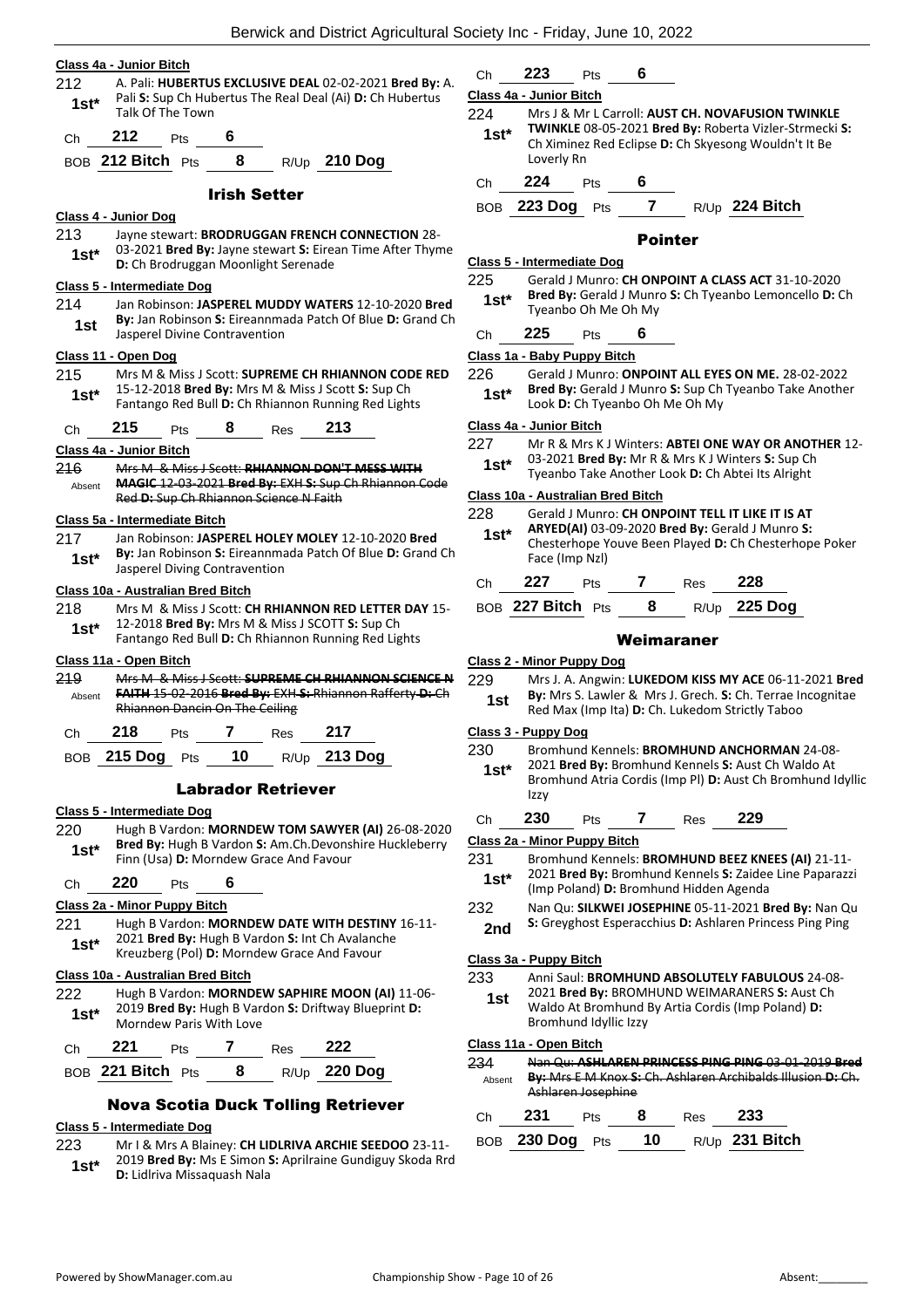**Class 4a - Junior Bitch**

212 1st* A. Pali: **HUBERTUS EXCLUSIVE DEAL** 02-02-2021 **Bred By:** A. Pali **S:** Sup Ch Hubertus The Real Deal (Ai) **D:** Ch Hubertus Talk Of The Town

Ch 212 Pts 6

BOB 212 Bitch Pts 8 R/Up 210 Dog

## Irish Setter

**Class 4 - Junior Dog**

213 1st* Jayne stewart: **BRODRUGGAN FRENCH CONNECTION** 28-03-2021 **Bred By:** Jayne stewart **S:** Eirean Time After Thyme **D:** Ch Brodruggan Moonlight Serenade

**Class 5 - Intermediate Dog**

214 1st Jan Robinson: **JASPEREL MUDDY WATERS** 12-10-2020 **Bred By:** Jan Robinson **S:** Eireannmada Patch Of Blue **D:** Grand Ch Jasperel Divine Contravention

**Class 11 - Open Dog**

215 1st* Mrs M & Miss J Scott: **SUPREME CH RHIANNON CODE RED** 15-12-2018 **Bred By:** Mrs M & Miss J Scott **S:** Sup Ch Fantango Red Bull **D:** Ch Rhiannon Running Red Lights

Ch 215 Pts 8 Res 213

**Class 4a - Junior Bitch**

216 Absent ~~Mrs M & Miss J Scott: **RHIANNON DON'T MESS WITH MAGIC** 12-03-2021 **Bred By:** EXH **S:** Sup Ch Rhiannon Code Red **D:** Sup Ch Rhiannon Science N Faith~~

**Class 5a - Intermediate Bitch**

217 1st* Jan Robinson: **JASPEREL HOLEY MOLEY** 12-10-2020 **Bred By:** Jan Robinson **S:** Eireannmada Patch Of Blue **D:** Grand Ch Jasperel Diving Contravention

**Class 10a - Australian Bred Bitch**

218 1st* Mrs M & Miss J Scott: **CH RHIANNON RED LETTER DAY** 15-12-2018 **Bred By:** Mrs M & Miss J SCOTT **S:** Sup Ch Fantango Red Bull **D:** Ch Rhiannon Running Red Lights

**Class 11a - Open Bitch**

219 Absent ~~Mrs M & Miss J Scott: **SUPREME CH RHIANNON SCIENCE N FAITH** 15-02-2016 **Bred By:** EXH **S:** Rhiannon Rafferty **D:** Ch Rhiannon Dancin On The Ceiling~~

Ch 218 Pts 7 Res 217

BOB 215 Dog Pts 10 R/Up 213 Dog

## Labrador Retriever

**Class 5 - Intermediate Dog**

220 1st* Hugh B Vardon: **MORNDEW TOM SAWYER (AI)** 26-08-2020 **Bred By:** Hugh B Vardon **S:** Am.Ch.Devonshire Huckleberry Finn (Usa) **D:** Morndew Grace And Favour

Ch 220 Pts 6

**Class 2a - Minor Puppy Bitch**

221 1st* Hugh B Vardon: **MORNDEW DATE WITH DESTINY** 16-11-2021 **Bred By:** Hugh B Vardon **S:** Int Ch Avalanche Kreuzberg (Pol) **D:** Morndew Grace And Favour

**Class 10a - Australian Bred Bitch**

222 1st* Hugh B Vardon: **MORNDEW SAPHIRE MOON (AI)** 11-06-2019 **Bred By:** Hugh B Vardon **S:** Driftway Blueprint **D:** Morndew Paris With Love

Ch 221 Pts 7 Res 222

BOB 221 Bitch Pts 8 R/Up 220 Dog

## Nova Scotia Duck Tolling Retriever

**Class 5 - Intermediate Dog**

223 1st* Mr I & Mrs A Blainey: **CH LIDLRIVA ARCHIE SEEDOO** 23-11-2019 **Bred By:** Ms E Simon **S:** Aprilraine Gundiguy Skoda Rrd **D:** Lidlriva Missaquash Nala

Ch 223 Pts 6

**Class 4a - Junior Bitch**

224 1st* Mrs J & Mr L Carroll: **AUST CH. NOVAFUSION TWINKLE TWINKLE** 08-05-2021 **Bred By:** Roberta Vizler-Strmecki **S:** Ch Ximinez Red Eclipse **D:** Ch Skyesong Wouldn't It Be Loverly Rn

Ch 224 Pts 6

BOB 223 Dog Pts 7 R/Up 224 Bitch

## Pointer

**Class 5 - Intermediate Dog**

225 1st* Gerald J Munro: **CH ONPOINT A CLASS ACT** 31-10-2020 **Bred By:** Gerald J Munro **S:** Ch Tyeanbo Lemoncello **D:** Ch Tyeanbo Oh Me Oh My

Ch 225 Pts 6

**Class 1a - Baby Puppy Bitch**

226 1st* Gerald J Munro: **ONPOINT ALL EYES ON ME.** 28-02-2022 **Bred By:** Gerald J Munro **S:** Sup Ch Tyeanbo Take Another Look **D:** Ch Tyeanbo Oh Me Oh My

**Class 4a - Junior Bitch**

227 1st* Mr R & Mrs K J Winters: **ABTEI ONE WAY OR ANOTHER** 12-03-2021 **Bred By:** Mr R & Mrs K J Winters **S:** Sup Ch Tyeanbo Take Another Look **D:** Ch Abtei Its Alright

**Class 10a - Australian Bred Bitch**

228 1st* Gerald J Munro: **CH ONPOINT TELL IT LIKE IT IS AT ARYED(AI)** 03-09-2020 **Bred By:** Gerald J Munro **S:** Chesterhope Youve Been Played **D:** Ch Chesterhope Poker Face (Imp Nzl)

Ch 227 Pts 7 Res 228

BOB 227 Bitch Pts 8 R/Up 225 Dog

## Weimaraner

**Class 2 - Minor Puppy Dog**

229 1st Mrs J. A. Angwin: **LUKEDOM KISS MY ACE** 06-11-2021 **Bred By:** Mrs S. Lawler & Mrs J. Grech. **S:** Ch. Terrae Incognitae Red Max (Imp Ita) **D:** Ch. Lukedom Strictly Taboo

**Class 3 - Puppy Dog**

230 1st* Bromhund Kennels: **BROMHUND ANCHORMAN** 24-08-2021 **Bred By:** Bromhund Kennels **S:** Aust Ch Waldo At Bromhund Atria Cordis (Imp Pl) **D:** Aust Ch Bromhund Idyllic Izzy

Ch 230 Pts 7 Res 229

**Class 2a - Minor Puppy Bitch**

231 1st* Bromhund Kennels: **BROMHUND BEEZ KNEES (AI)** 21-11-2021 **Bred By:** Bromhund Kennels **S:** Zaidee Line Paparazzi (Imp Poland) **D:** Bromhund Hidden Agenda

232 2nd Nan Qu: **SILKWEI JOSEPHINE** 05-11-2021 **Bred By:** Nan Qu **S:** Greyghost Esperacchius **D:** Ashlaren Princess Ping Ping

**Class 3a - Puppy Bitch**

233 1st Anni Saul: **BROMHUND ABSOLUTELY FABULOUS** 24-08-2021 **Bred By:** BROMHUND WEIMARANERS **S:** Aust Ch Waldo At Bromhund By Artia Cordis (Imp Poland) **D:** Bromhund Idyllic Izzy

**Class 11a - Open Bitch**

234 Absent ~~Nan Qu: **ASHLAREN PRINCESS PING PING** 03-01-2019 **Bred By:** Mrs E M Knox **S:** Ch. Ashlaren Archibalds Illusion **D:** Ch. Ashlaren Josephine~~

Ch 231 Pts 8 Res 233

BOB 230 Dog Pts 10 R/Up 231 Bitch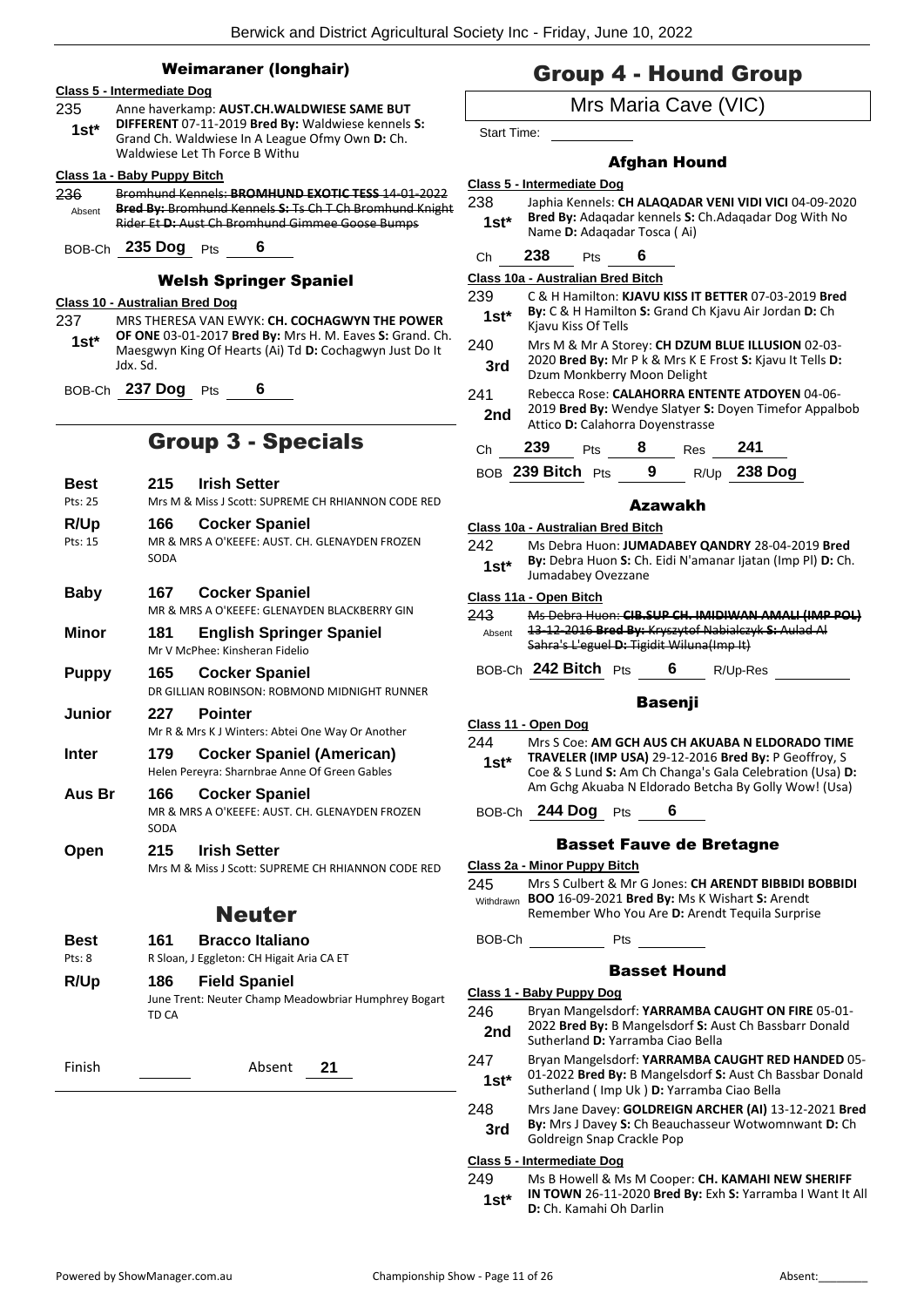## Weimaraner (longhair)

**Class 5 - Intermediate Dog**

235 **1st\*** Anne haverkamp: **AUST.CH.WALDWIESE SAME BUT DIFFERENT** 07-11-2019 **Bred By:** Waldwiese kennels **S:** Grand Ch. Waldwiese In A League Ofmy Own **D:** Ch. Waldwiese Let Th Force B Withu

**Class 1a - Baby Puppy Bitch**

236 Absent ~~Bromhund Kennels: **BROMHUND EXOTIC TESS** 14-01-2022 **Bred By:** Bromhund Kennels **S:** Ts Ch T Ch Bromhund Knight Rider Et **D:** Aust Ch Bromhund Gimmee Goose Bumps~~

BOB-Ch **235 Dog** Pts **6**

## Welsh Springer Spaniel

**Class 10 - Australian Bred Dog**

237 **1st\*** MRS THERESA VAN EWYK: **CH. COCHAGWYN THE POWER OF ONE** 03-01-2017 **Bred By:** Mrs H. M. Eaves **S:** Grand. Ch. Maesgwyn King Of Hearts (Ai) Td **D:** Cochagwyn Just Do It Jdx. Sd.

BOB-Ch **237 Dog** Pts **6**

# Group 3 - Specials

**Best** **215 Irish Setter**
Pts: 25 Mrs M & Miss J Scott: SUPREME CH RHIANNON CODE RED

**R/Up** **166 Cocker Spaniel**
Pts: 15 MR & MRS A O'KEEFE: AUST. CH. GLENAYDEN FROZEN SODA

**Baby** **167 Cocker Spaniel**
MR & MRS A O'KEEFE: GLENAYDEN BLACKBERRY GIN

**Minor** **181 English Springer Spaniel**
Mr V McPhee: Kinsheran Fidelio

**Puppy** **165 Cocker Spaniel**
DR GILLIAN ROBINSON: ROBMOND MIDNIGHT RUNNER

**Junior** **227 Pointer**
Mr R & Mrs K J Winters: Abtei One Way Or Another

**Inter** **179 Cocker Spaniel (American)**
Helen Pereyra: Sharnbrae Anne Of Green Gables

**Aus Br** **166 Cocker Spaniel**
MR & MRS A O'KEEFE: AUST. CH. GLENAYDEN FROZEN SODA

**Open** **215 Irish Setter**
Mrs M & Miss J Scott: SUPREME CH RHIANNON CODE RED

# Neuter

**Best** **161 Bracco Italiano**
Pts: 8 R Sloan, J Eggleton: CH Higait Aria CA ET

**R/Up** **186 Field Spaniel**
June Trent: Neuter Champ Meadowbriar Humphrey Bogart TD CA

Finish Absent **21**

# Group 4 - Hound Group

Mrs Maria Cave (VIC)

Start Time:

## Afghan Hound

**Class 5 - Intermediate Dog**

238 **1st\*** Japhia Kennels: **CH ALAQADAR VENI VIDI VICI** 04-09-2020 **Bred By:** Adaqadar kennels **S:** Ch.Adaqadar Dog With No Name **D:** Adaqadar Tosca ( Ai)

Ch **238** Pts **6**

**Class 10a - Australian Bred Bitch**

239 **1st\*** C & H Hamilton: **KJAVU KISS IT BETTER** 07-03-2019 **Bred By:** C & H Hamilton **S:** Grand Ch Kjavu Air Jordan **D:** Ch Kjavu Kiss Of Tells

240 **3rd** Mrs M & Mr A Storey: **CH DZUM BLUE ILLUSION** 02-03-2020 **Bred By:** Mr P k & Mrs K E Frost **S:** Kjavu It Tells **D:** Dzum Monkberry Moon Delight

241 **2nd** Rebecca Rose: **CALAHORRA ENTENTE ATDOYEN** 04-06-2019 **Bred By:** Wendye Slatyer **S:** Doyen Timefor Appalbob Attico **D:** Calahorra Doyenstrasse

Ch **239** Pts **8** Res **241**

BOB **239 Bitch** Pts **9** R/Up **238 Dog**

## Azawakh

**Class 10a - Australian Bred Bitch**

242 **1st\*** Ms Debra Huon: **JUMADABEY QANDRY** 28-04-2019 **Bred By:** Debra Huon **S:** Ch. Eidi N'amanar Ijatan (Imp Pl) **D:** Ch. Jumadabey Ovezzane

**Class 11a - Open Bitch**

243 Absent ~~Ms Debra Huon: **CIB.SUP CH. IMIDIWAN AMALI (IMP POL)** 13-12-2016 **Bred By:** Kryszytof Nabialczyk **S:** Aulad Al Sahra's L'eguel **D:** Tigidit Wiluna(Imp It)~~

BOB-Ch **242 Bitch** Pts **6** R/Up-Res

## Basenji

**Class 11 - Open Dog**

244 **1st\*** Mrs S Coe: **AM GCH AUS CH AKUABA N ELDORADO TIME TRAVELER (IMP USA)** 29-12-2016 **Bred By:** P Geoffroy, S Coe & S Lund **S:** Am Ch Changa's Gala Celebration (Usa) **D:** Am Gchg Akuaba N Eldorado Betcha By Golly Wow! (Usa)

BOB-Ch **244 Dog** Pts **6**

## Basset Fauve de Bretagne

**Class 2a - Minor Puppy Bitch**

245 Withdrawn Mrs S Culbert & Mr G Jones: **CH ARENDT BIBBIDI BOBBIDI BOO** 16-09-2021 **Bred By:** Ms K Wishart **S:** Arendt Remember Who You Are **D:** Arendt Tequila Surprise

BOB-Ch Pts

## Basset Hound

**Class 1 - Baby Puppy Dog**

246 **2nd** Bryan Mangelsdorf: **YARRAMBA CAUGHT ON FIRE** 05-01-2022 **Bred By:** B Mangelsdorf **S:** Aust Ch Bassbarr Donald Sutherland **D:** Yarramba Ciao Bella

247 **1st\*** Bryan Mangelsdorf: **YARRAMBA CAUGHT RED HANDED** 05-01-2022 **Bred By:** B Mangelsdorf **S:** Aust Ch Bassbar Donald Sutherland ( Imp Uk ) **D:** Yarramba Ciao Bella

248 **3rd** Mrs Jane Davey: **GOLDREIGN ARCHER (AI)** 13-12-2021 **Bred By:** Mrs J Davey **S:** Ch Beauchasseur Wotwomnwant **D:** Ch Goldreign Snap Crackle Pop

**Class 5 - Intermediate Dog**

249 **1st\*** Ms B Howell & Ms M Cooper: **CH. KAMAHI NEW SHERIFF IN TOWN** 26-11-2020 **Bred By:** Exh **S:** Yarramba I Want It All **D:** Ch. Kamahi Oh Darlin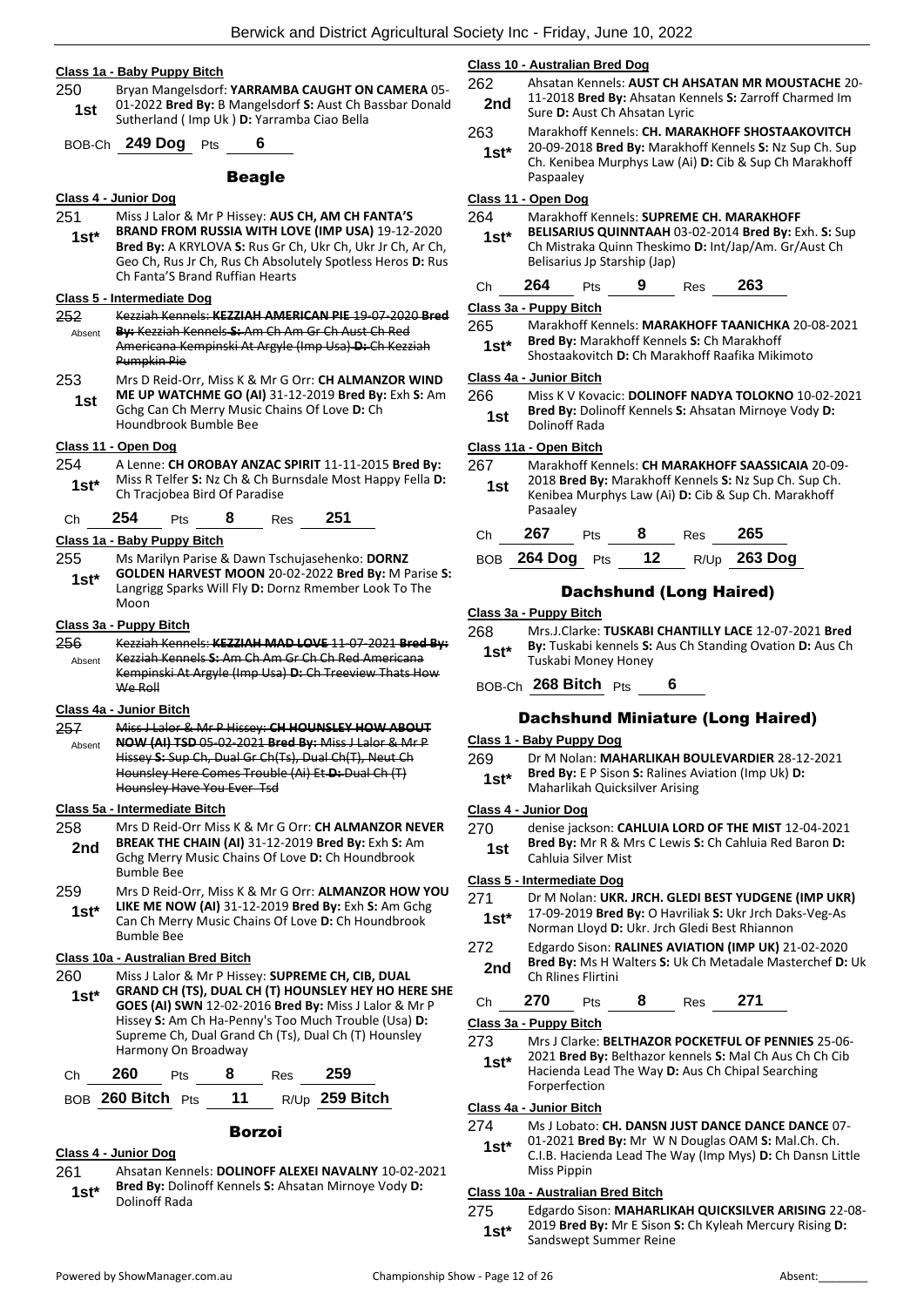#### Class 1a - Baby Puppy Bitch

250 **1st** Bryan Mangelsdorf: **YARRAMBA CAUGHT ON CAMERA** 05-01-2022 **Bred By:** B Mangelsdorf **S:** Aust Ch Bassbar Donald Sutherland ( Imp Uk ) **D:** Yarramba Ciao Bella

BOB-Ch **249 Dog** Pts **6**

### Beagle

#### Class 4 - Junior Dog

251 **1st*** Miss J Lalor & Mr P Hissey: **AUS CH, AM CH FANTA'S BRAND FROM RUSSIA WITH LOVE (IMP USA)** 19-12-2020 **Bred By:** A KRYLOVA **S:** Rus Gr Ch, Ukr Ch, Ukr Jr Ch, Ar Ch, Geo Ch, Rus Jr Ch, Rus Ch Absolutely Spotless Heros **D:** Rus Ch Fanta'S Brand Ruffian Hearts

#### Class 5 - Intermediate Dog

~~252~~ Absent ~~Kezziah Kennels: **KEZZIAH AMERICAN PIE** 19-07-2020 **Bred By:** Kezziah Kennels **S:** Am Ch Am Gr Ch Aust Ch Red Americana Kempinski At Argyle (Imp Usa) **D:** Ch Kezziah Pumpkin Pie~~

253 **1st** Mrs D Reid-Orr, Miss K & Mr G Orr: **CH ALMANZOR WIND ME UP WATCHME GO (AI)** 31-12-2019 **Bred By:** Exh **S:** Am Gchg Can Ch Merry Music Chains Of Love **D:** Ch Houndbrook Bumble Bee

#### Class 11 - Open Dog

254 **1st*** A Lenne: **CH OROBAY ANZAC SPIRIT** 11-11-2015 **Bred By:** Miss R Telfer **S:** Nz Ch & Ch Burnsdale Most Happy Fella **D:** Ch Tracjobea Bird Of Paradise

Ch **254** Pts **8** Res **251**

#### Class 1a - Baby Puppy Bitch

255 **1st*** Ms Marilyn Parise & Dawn Tschujasehenko: **DORNZ GOLDEN HARVEST MOON** 20-02-2022 **Bred By:** M Parise **S:** Langrigg Sparks Will Fly **D:** Dornz Rmember Look To The Moon

#### Class 3a - Puppy Bitch

~~256~~ Absent ~~Kezziah Kennels: **KEZZIAH MAD LOVE** 11-07-2021 **Bred By:** Kezziah Kennels **S:** Am Ch Am Gr Ch Ch Red Americana Kempinski At Argyle (Imp Usa) **D:** Ch Treeview Thats How We Roll~~

#### Class 4a - Junior Bitch

~~257~~ Absent ~~Miss J Lalor & Mr P Hissey: **CH HOUNSLEY HOW ABOUT NOW (AI) TSD** 05-02-2021 **Bred By:** Miss J Lalor & Mr P Hissey **S:** Sup Ch, Dual Gr Ch(Ts), Dual Ch(T), Neut Ch Hounsley Here Comes Trouble (Ai) Et **D:** Dual Ch (T) Hounsley Have You Ever Tsd~~

#### Class 5a - Intermediate Bitch

258 **2nd** Mrs D Reid-Orr Miss K & Mr G Orr: **CH ALMANZOR NEVER BREAK THE CHAIN (AI)** 31-12-2019 **Bred By:** Exh **S:** Am Gchg Merry Music Chains Of Love **D:** Ch Houndbrook Bumble Bee

259 **1st*** Mrs D Reid-Orr, Miss K & Mr G Orr: **ALMANZOR HOW YOU LIKE ME NOW (AI)** 31-12-2019 **Bred By:** Exh **S:** Am Gchg Can Ch Merry Music Chains Of Love **D:** Ch Houndbrook Bumble Bee

#### Class 10a - Australian Bred Bitch

260 **1st*** Miss J Lalor & Mr P Hissey: **SUPREME CH, CIB, DUAL GRAND CH (TS), DUAL CH (T) HOUNSLEY HEY HO HERE SHE GOES (AI) SWN** 12-02-2016 **Bred By:** Miss J Lalor & Mr P Hissey **S:** Am Ch Ha-Penny's Too Much Trouble (Usa) **D:** Supreme Ch, Dual Grand Ch (Ts), Dual Ch (T) Hounsley Harmony On Broadway

Ch **260** Pts **8** Res **259**

BOB **260 Bitch** Pts **11** R/Up **259 Bitch**

### Borzoi

#### Class 4 - Junior Dog

261 **1st*** Ahsatan Kennels: **DOLINOFF ALEXEI NAVALNY** 10-02-2021 **Bred By:** Dolinoff Kennels **S:** Ahsatan Mirnoye Vody **D:** Dolinoff Rada

#### Class 10 - Australian Bred Dog

262 **2nd** Ahsatan Kennels: **AUST CH AHSATAN MR MOUSTACHE** 20-11-2018 **Bred By:** Ahsatan Kennels **S:** Zarroff Charmed Im Sure **D:** Aust Ch Ahsatan Lyric

263 **1st*** Marakhoff Kennels: **CH. MARAKHOFF SHOSTAAKOVITCH** 20-09-2018 **Bred By:** Marakhoff Kennels **S:** Nz Sup Ch. Sup Ch. Kenibea Murphys Law (Ai) **D:** Cib & Sup Ch Marakhoff Paspaaley

#### Class 11 - Open Dog

264 **1st*** Marakhoff Kennels: **SUPREME CH. MARAKHOFF BELISARIUS QUINNTAAH** 03-02-2014 **Bred By:** Exh. **S:** Sup Ch Mistraka Quinn Theskimo **D:** Int/Jap/Am. Gr/Aust Ch Belisarius Jp Starship (Jap)

Ch **264** Pts **9** Res **263**

#### Class 3a - Puppy Bitch

265 **1st*** Marakhoff Kennels: **MARAKHOFF TAANICHKA** 20-08-2021 **Bred By:** Marakhoff Kennels **S:** Ch Marakhoff Shostaakovitch **D:** Ch Marakhoff Raafika Mikimoto

#### Class 4a - Junior Bitch

266 **1st** Miss K V Kovacic: **DOLINOFF NADYA TOLOKNO** 10-02-2021 **Bred By:** Dolinoff Kennels **S:** Ahsatan Mirnoye Vody **D:** Dolinoff Rada

#### Class 11a - Open Bitch

267 **1st** Marakhoff Kennels: **CH MARAKHOFF SAASSICAIA** 20-09-2018 **Bred By:** Marakhoff Kennels **S:** Nz Sup Ch. Sup Ch. Kenibea Murphys Law (Ai) **D:** Cib & Sup Ch. Marakhoff Pasaaley

Ch **267** Pts **8** Res **265**

BOB **264 Dog** Pts **12** R/Up **263 Dog**

### Dachshund (Long Haired)

#### Class 3a - Puppy Bitch

268 **1st*** Mrs.J.Clarke: **TUSKABI CHANTILLY LACE** 12-07-2021 **Bred By:** Tuskabi kennels **S:** Aus Ch Standing Ovation **D:** Aus Ch Tuskabi Money Honey

BOB-Ch **268 Bitch** Pts **6**

### Dachshund Miniature (Long Haired)

#### Class 1 - Baby Puppy Dog

269 **1st*** Dr M Nolan: **MAHARLIKAH BOULEVARDIER** 28-12-2021 **Bred By:** E P Sison **S:** Ralines Aviation (Imp Uk) **D:** Maharlikah Quicksilver Arising

#### Class 4 - Junior Dog

270 **1st** denise jackson: **CAHLUIA LORD OF THE MIST** 12-04-2021 **Bred By:** Mr R & Mrs C Lewis **S:** Ch Cahluia Red Baron **D:** Cahluia Silver Mist

#### Class 5 - Intermediate Dog

271 **1st*** Dr M Nolan: **UKR. JRCH. GLEDI BEST YUDGENE (IMP UKR)** 17-09-2019 **Bred By:** O Havriliak **S:** Ukr Jrch Daks-Veg-As Norman Lloyd **D:** Ukr. Jrch Gledi Best Rhiannon

272 **2nd** Edgardo Sison: **RALINES AVIATION (IMP UK)** 21-02-2020 **Bred By:** Ms H Walters **S:** Uk Ch Metadale Masterchef **D:** Uk Ch Rlines Flirtini

Ch **270** Pts **8** Res **271**

#### Class 3a - Puppy Bitch

273 **1st*** Mrs J Clarke: **BELTHAZOR POCKETFUL OF PENNIES** 25-06-2021 **Bred By:** Belthazor kennels **S:** Mal Ch Aus Ch Ch Cib Hacienda Lead The Way **D:** Aus Ch Chipal Searching Forperfection

#### Class 4a - Junior Bitch

274 **1st*** Ms J Lobato: **CH. DANSN JUST DANCE DANCE DANCE** 07-01-2021 **Bred By:** Mr W N Douglas OAM **S:** Mal.Ch. Ch. C.I.B. Hacienda Lead The Way (Imp Mys) **D:** Ch Dansn Little Miss Pippin

#### Class 10a - Australian Bred Bitch

275 **1st*** Edgardo Sison: **MAHARLIKAH QUICKSILVER ARISING** 22-08-2019 **Bred By:** Mr E Sison **S:** Ch Kyleah Mercury Rising **D:** Sandswept Summer Reine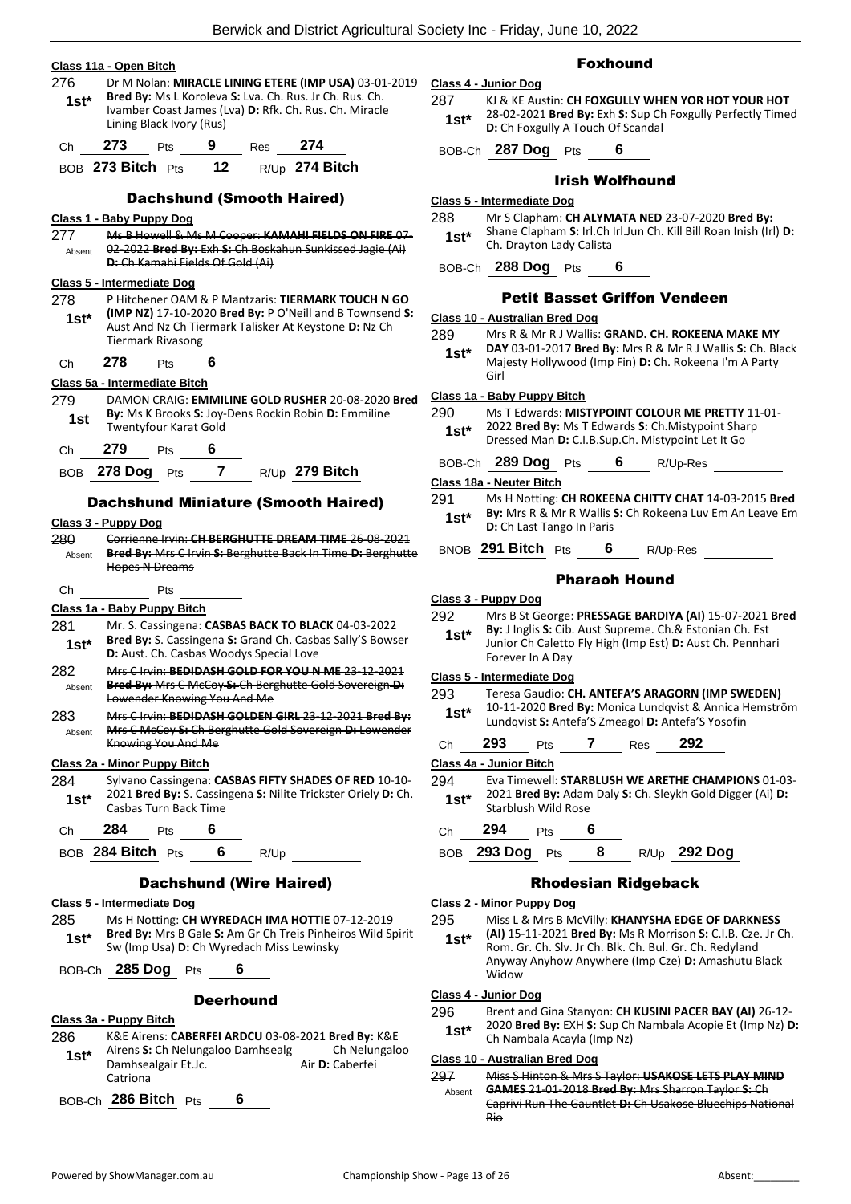**Class 11a - Open Bitch**

276 — 1st* — Dr M Nolan: **MIRACLE LINING ETERE (IMP USA)** 03-01-2019 **Bred By:** Ms L Koroleva **S:** Lva. Ch. Rus. Jr Ch. Rus. Ch. Ivamber Coast James (Lva) **D:** Rfk. Ch. Rus. Ch. Miracle Lining Black Ivory (Rus)

Ch **273** Pts **9** Res **274**

BOB **273 Bitch** Pts **12** R/Up **274 Bitch**

## Dachshund (Smooth Haired)

**Class 1 - Baby Puppy Dog**

277 — Absent — ~~Ms B Howell & Ms M Cooper: **KAMAHI FIELDS ON FIRE** 07-02-2022 **Bred By:** Exh **S:** Ch Boskahun Sunkissed Jagie (Ai) **D:** Ch Kamahi Fields Of Gold (Ai)~~

**Class 5 - Intermediate Dog**

278 — 1st* — P Hitchener OAM & P Mantzaris: **TIERMARK TOUCH N GO (IMP NZ)** 17-10-2020 **Bred By:** P O'Neill and B Townsend **S:** Aust And Nz Ch Tiermark Talisker At Keystone **D:** Nz Ch Tiermark Rivasong

Ch **278** Pts **6**

**Class 5a - Intermediate Bitch**

279 — 1st — DAMON CRAIG: **EMMILINE GOLD RUSHER** 20-08-2020 **Bred By:** Ms K Brooks **S:** Joy-Dens Rockin Robin **D:** Emmiline Twentyfour Karat Gold

Ch **279** Pts **6**

BOB **278 Dog** Pts **7** R/Up **279 Bitch**

## Dachshund Miniature (Smooth Haired)

**Class 3 - Puppy Dog**

280 — Absent — ~~Corrienne Irvin: **CH BERGHUTTE DREAM TIME** 26-08-2021 **Bred By:** Mrs C Irvin **S:** Berghutte Back In Time **D:** Berghutte Hopes N Dreams~~

Ch Pts

**Class 1a - Baby Puppy Bitch**

281 — 1st* — Mr. S. Cassingena: **CASBAS BACK TO BLACK** 04-03-2022 **Bred By:** S. Cassingena **S:** Grand Ch. Casbas Sally'S Bowser **D:** Aust. Ch. Casbas Woodys Special Love

282 — Absent — ~~Mrs C Irvin: **BEDIDASH GOLD FOR YOU N ME** 23-12-2021 **Bred By:** Mrs C McCoy **S:** Ch Berghutte Gold Sovereign **D:** Lowender Knowing You And Me~~

283 — Absent — ~~Mrs C Irvin: **BEDIDASH GOLDEN GIRL** 23-12-2021 **Bred By:** Mrs C McCoy **S:** Ch Berghutte Gold Sovereign **D:** Lowender Knowing You And Me~~

**Class 2a - Minor Puppy Bitch**

284 — 1st* — Sylvano Cassingena: **CASBAS FIFTY SHADES OF RED** 10-10-2021 **Bred By:** S. Cassingena **S:** Nilite Trickster Oriely **D:** Ch. Casbas Turn Back Time

Ch **284** Pts **6**

BOB **284 Bitch** Pts **6** R/Up

## Dachshund (Wire Haired)

**Class 5 - Intermediate Dog**

285 — 1st* — Ms H Notting: **CH WYREDACH IMA HOTTIE** 07-12-2019 **Bred By:** Mrs B Gale **S:** Am Gr Ch Treis Pinheiros Wild Spirit Sw (Imp Usa) **D:** Ch Wyredach Miss Lewinsky

BOB-Ch **285 Dog** Pts **6**

## Deerhound

**Class 3a - Puppy Bitch**

286 — 1st* — K&E Airens: **CABERFEI ARDCU** 03-08-2021 **Bred By:** K&E Airens **S:** Ch Nelungaloo Damhsealg Ch Nelungaloo Damhsealgair Et.Jc. Air **D:** Caberfei Catriona

BOB-Ch **286 Bitch** Pts **6**

## Foxhound

**Class 4 - Junior Dog**

287 — 1st* — KJ & KE Austin: **CH FOXGULLY WHEN YOR HOT YOUR HOT** 28-02-2021 **Bred By:** Exh **S:** Sup Ch Foxgully Perfectly Timed **D:** Ch Foxgully A Touch Of Scandal

BOB-Ch **287 Dog** Pts **6**

## Irish Wolfhound

**Class 5 - Intermediate Dog**

288 — 1st* — Mr S Clapham: **CH ALYMATA NED** 23-07-2020 **Bred By:** Shane Clapham **S:** Irl.Ch Irl.Jun Ch. Kill Bill Roan Inish (Irl) **D:** Ch. Drayton Lady Calista

BOB-Ch **288 Dog** Pts **6**

## Petit Basset Griffon Vendeen

**Class 10 - Australian Bred Dog**

289 — 1st* — Mrs R & Mr R J Wallis: **GRAND. CH. ROKEENA MAKE MY DAY** 03-01-2017 **Bred By:** Mrs R & Mr R J Wallis **S:** Ch. Black Majesty Hollywood (Imp Fin) **D:** Ch. Rokeena I'm A Party Girl

**Class 1a - Baby Puppy Bitch**

290 — 1st* — Ms T Edwards: **MISTYPOINT COLOUR ME PRETTY** 11-01-2022 **Bred By:** Ms T Edwards **S:** Ch.Mistypoint Sharp Dressed Man **D:** C.I.B.Sup.Ch. Mistypoint Let It Go

BOB-Ch **289 Dog** Pts **6** R/Up-Res

**Class 18a - Neuter Bitch**

291 — 1st* — Ms H Notting: **CH ROKEENA CHITTY CHAT** 14-03-2015 **Bred By:** Mrs R & Mr R J Wallis **S:** Ch Rokeena Luv Em An Leave Em **D:** Ch Last Tango In Paris

BNOB **291 Bitch** Pts **6** R/Up-Res

## Pharaoh Hound

**Class 3 - Puppy Dog**

292 — 1st* — Mrs B St George: **PRESSAGE BARDIYA (AI)** 15-07-2021 **Bred By:** J Inglis **S:** Cib. Aust Supreme. Ch.& Estonian Ch. Est Junior Ch Caletto Fly High (Imp Est) **D:** Aust Ch. Pennhari Forever In A Day

**Class 5 - Intermediate Dog**

293 — 1st* — Teresa Gaudio: **CH. ANTEFA'S ARAGORN (IMP SWEDEN)** 10-11-2020 **Bred By:** Monica Lundqvist & Annica Hemström Lundqvist **S:** Antefa'S Zmeagol **D:** Antefa'S Yosofin

Ch **293** Pts **7** Res **292**

**Class 4a - Junior Bitch**

294 — 1st* — Eva Timewell: **STARBLUSH WE ARETHE CHAMPIONS** 01-03-2021 **Bred By:** Adam Daly **S:** Ch. Sleykh Gold Digger (Ai) **D:** Starblush Wild Rose

Ch **294** Pts **6**

BOB **293 Dog** Pts **8** R/Up **292 Dog**

## Rhodesian Ridgeback

**Class 2 - Minor Puppy Dog**

295 — 1st* — Miss L & Mrs B McVilly: **KHANYSHA EDGE OF DARKNESS (AI)** 15-11-2021 **Bred By:** Ms R Morrison **S:** C.I.B. Cze. Jr Ch. Rom. Gr. Ch. Slv. Jr Ch. Blk. Ch. Bul. Gr. Ch. Redyland Anyway Anyhow Anywhere (Imp Cze) **D:** Amashutu Black Widow

**Class 4 - Junior Dog**

296 — 1st* — Brent and Gina Stanyon: **CH KUSINI PACER BAY (AI)** 26-12-2020 **Bred By:** EXH **S:** Sup Ch Nambala Acopie Et (Imp Nz) **D:** Ch Nambala Acayla (Imp Nz)

**Class 10 - Australian Bred Dog**

297 — Absent — ~~Miss S Hinton & Mrs S Taylor: **USAKOSE LETS PLAY MIND GAMES** 21-01-2018 **Bred By:** Mrs Sharron Taylor **S:** Ch Caprivi Run The Gauntlet **D:** Ch Usakose Bluechips National Rio~~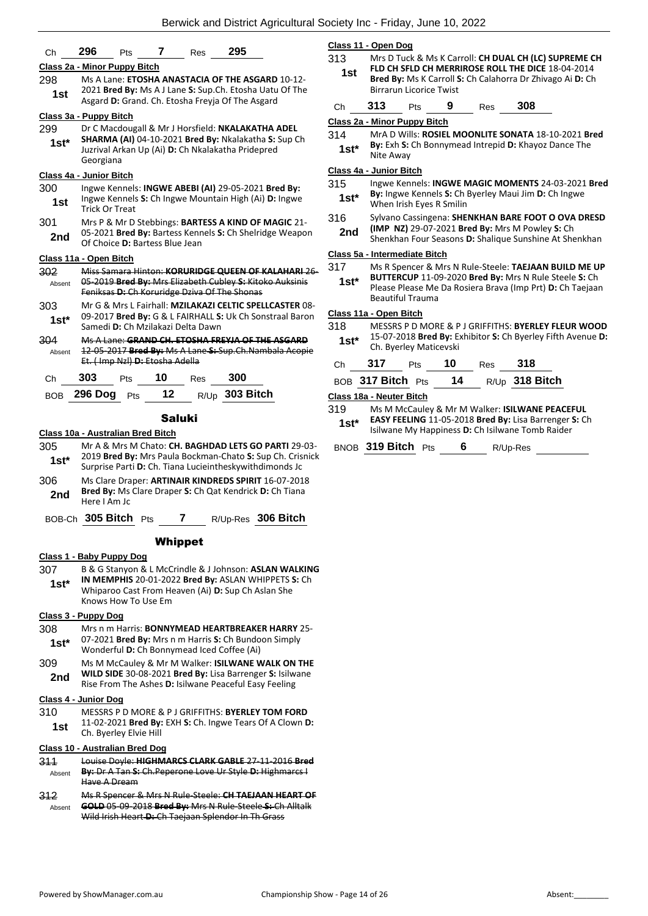| Ch | 296 | Pts | 7 | Res | 295 |
|---|---|---|---|---|---|

**Class 2a - Minor Puppy Bitch**

298 **1st** Ms A Lane: **ETOSHA ANASTACIA OF THE ASGARD** 10-12-2021 **Bred By:** Ms A J Lane **S:** Sup.Ch. Etosha Uatu Of The Asgard **D:** Grand. Ch. Etosha Freyja Of The Asgard

**Class 3a - Puppy Bitch**

299 **1st*** Dr C Macdougall & Mr J Horsfield: **NKALAKATHA ADEL SHARMA (AI)** 04-10-2021 **Bred By:** Nkalakatha **S:** Sup Ch Juzrival Arkan Up (Ai) **D:** Ch Nkalakatha Pridepred Georgiana

**Class 4a - Junior Bitch**

300 **1st** Ingwe Kennels: **INGWE ABEBI (AI)** 29-05-2021 **Bred By:** Ingwe Kennels **S:** Ch Ingwe Mountain High (Ai) **D:** Ingwe Trick Or Treat

301 **2nd** Mrs P & Mr D Stebbings: **BARTESS A KIND OF MAGIC** 21-05-2021 **Bred By:** Bartess Kennels **S:** Ch Shelridge Weapon Of Choice **D:** Bartess Blue Jean

**Class 11a - Open Bitch**

302 Absent ~~Miss Samara Hinton: **KORURIDGE QUEEN OF KALAHARI** 26-05-2019 **Bred By:** Mrs Elizabeth Cubley **S:** Kitoko Auksinis Feniksas **D:** Ch Koruridge Dziva Of The Shonas~~

303 **1st*** Mr G & Mrs L Fairhall: **MZILAKAZI CELTIC SPELLCASTER** 08-09-2017 **Bred By:** G & L FAIRHALL **S:** Uk Ch Sonstraal Baron Samedi **D:** Ch Mzilakazi Delta Dawn

304 Absent ~~Ms A Lane: **GRAND CH. ETOSHA FREYJA OF THE ASGARD** 12-05-2017 **Bred By:** Ms A Lane **S:** Sup.Ch.Nambala Acopie Et. ( Imp Nzl) **D:** Etosha Adella~~

| Ch | 303 | Pts | 10 | Res | 300 |
|---|---|---|---|---|---|
| BOB | 296 Dog | Pts | 12 | R/Up | 303 Bitch |

## Saluki

**Class 10a - Australian Bred Bitch**

305 **1st*** Mr A & Mrs M Chato: **CH. BAGHDAD LETS GO PARTI** 29-03-2019 **Bred By:** Mrs Paula Bockman-Chato **S:** Sup Ch. Crisnick Surprise Parti **D:** Ch. Tiana Lucieintheskywithdimonds Jc

306 **2nd** Ms Clare Draper: **ARTINAIR KINDREDS SPIRIT** 16-07-2018 **Bred By:** Ms Clare Draper **S:** Ch Qat Kendrick **D:** Ch Tiana Here I Am Jc

| BOB-Ch | 305 Bitch | Pts | 7 | R/Up-Res | 306 Bitch |
|---|---|---|---|---|---|

## Whippet

**Class 1 - Baby Puppy Dog**

307 **1st*** B & G Stanyon & L McCrindle & J Johnson: **ASLAN WALKING IN MEMPHIS** 20-01-2022 **Bred By:** ASLAN WHIPPETS **S:** Ch Whiparoo Cast From Heaven (Ai) **D:** Sup Ch Aslan She Knows How To Use Em

**Class 3 - Puppy Dog**

308 **1st*** Mrs n m Harris: **BONNYMEAD HEARTBREAKER HARRY** 25-07-2021 **Bred By:** Mrs n m Harris **S:** Ch Bundoon Simply Wonderful **D:** Ch Bonnymead Iced Coffee (Ai)

309 **2nd** Ms M McCauley & Mr M Walker: **ISILWANE WALK ON THE WILD SIDE** 30-08-2021 **Bred By:** Lisa Barrenger **S:** Isilwane Rise From The Ashes **D:** Isilwane Peaceful Easy Feeling

**Class 4 - Junior Dog**

310 **1st** MESSRS P D MORE & P J GRIFFITHS: **BYERLEY TOM FORD** 11-02-2021 **Bred By:** EXH **S:** Ch. Ingwe Tears Of A Clown **D:** Ch. Byerley Elvie Hill

**Class 10 - Australian Bred Dog**

311 Absent ~~Louise Doyle: **HIGHMARCS CLARK GABLE** 27-11-2016 **Bred By:** Dr A Tan **S:** Ch.Peperone Love Ur Style **D:** Highmarcs I Have A Dream~~

312 Absent ~~Ms R Spencer & Mrs N Rule-Steele: **CH TAEJAAN HEART OF GOLD** 05-09-2018 **Bred By:** Mrs N Rule-Steele **S:** Ch Alltalk Wild Irish Heart **D:** Ch Taejaan Splendor In Th Grass~~

**Class 11 - Open Dog**

313 **1st** Mrs D Tuck & Ms K Carroll: **CH DUAL CH (LC) SUPREME CH FLD CH SFLD CH MERRIROSE ROLL THE DICE** 18-04-2014 **Bred By:** Ms K Carroll **S:** Ch Calahorra Dr Zhivago Ai **D:** Ch Birrarun Licorice Twist

| Ch | 313 | Pts | 9 | Res | 308 |
|---|---|---|---|---|---|

**Class 2a - Minor Puppy Bitch**

314 **1st*** MrA D Wills: **ROSIEL MOONLITE SONATA** 18-10-2021 **Bred By:** Exh **S:** Ch Bonnymead Intrepid **D:** Khayoz Dance The Nite Away

**Class 4a - Junior Bitch**

315 **1st*** Ingwe Kennels: **INGWE MAGIC MOMENTS** 24-03-2021 **Bred By:** Ingwe Kennels **S:** Ch Byerley Maui Jim **D:** Ch Ingwe When Irish Eyes R Smilin

316 **2nd** Sylvano Cassingena: **SHENKHAN BARE FOOT O OVA DRESD (IMP NZ)** 29-07-2021 **Bred By:** Mrs M Powley **S:** Ch Shenkhan Four Seasons **D:** Shalique Sunshine At Shenkhan

**Class 5a - Intermediate Bitch**

317 **1st*** Ms R Spencer & Mrs N Rule-Steele: **TAEJAAN BUILD ME UP BUTTERCUP** 11-09-2020 **Bred By:** Mrs N Rule Steele **S:** Ch Please Please Me Da Rosiera Brava (Imp Prt) **D:** Ch Taejaan Beautiful Trauma

**Class 11a - Open Bitch**

318 **1st*** MESSRS P D MORE & P J GRIFFITHS: **BYERLEY FLEUR WOOD** 15-07-2018 **Bred By:** Exhibitor **S:** Ch Byerley Fifth Avenue **D:** Ch. Byerley Maticevski

| Ch | 317 | Pts | 10 | Res | 318 |
|---|---|---|---|---|---|
| BOB | 317 Bitch | Pts | 14 | R/Up | 318 Bitch |

**Class 18a - Neuter Bitch**

319 **1st*** Ms M McCauley & Mr M Walker: **ISILWANE PEACEFUL EASY FEELING** 11-05-2018 **Bred By:** Lisa Barrenger **S:** Ch Isilwane My Happiness **D:** Ch Isilwane Tomb Raider

| BNOB | 319 Bitch | Pts | 6 | R/Up-Res | |
|---|---|---|---|---|---|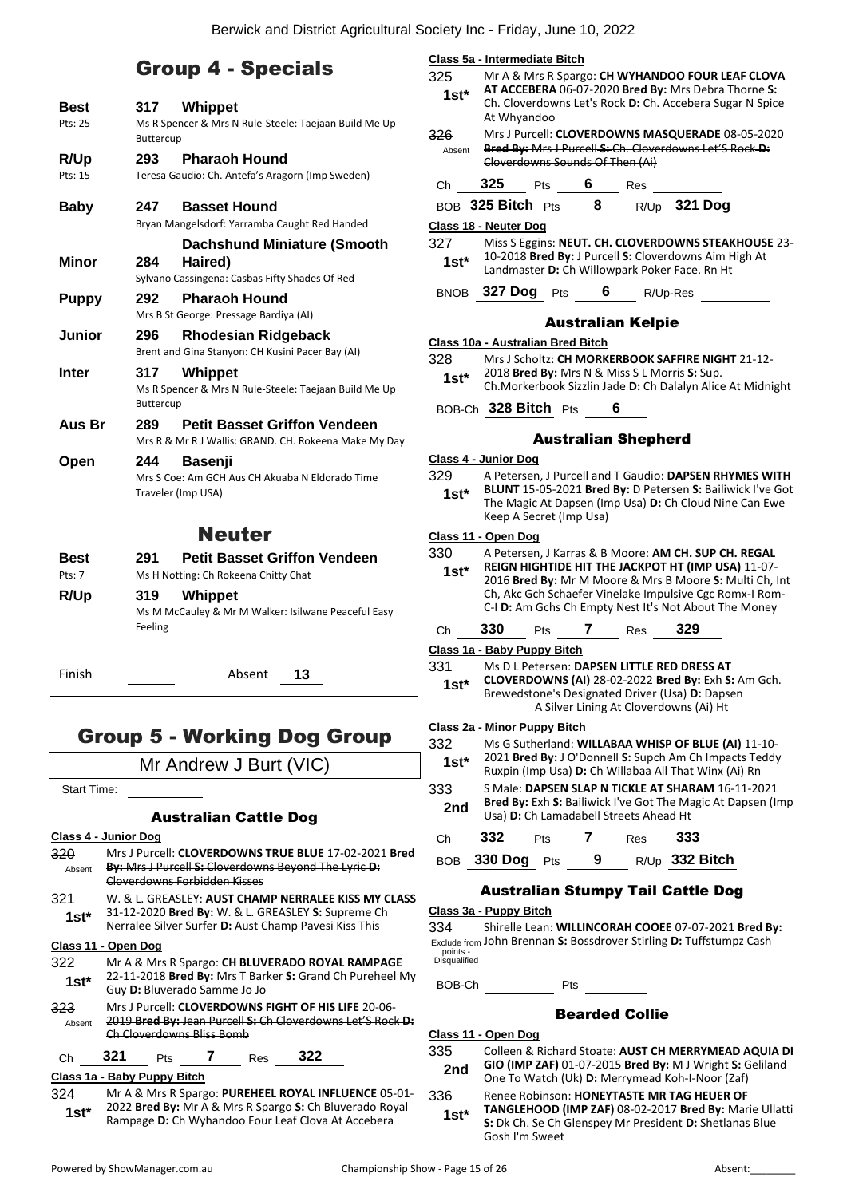## Group 4 - Specials

**Best** — 317 **Whippet**
Pts: 25
Ms R Spencer & Mrs N Rule-Steele: Taejaan Build Me Up Buttercup

**R/Up** — 293 **Pharaoh Hound**
Pts: 15
Teresa Gaudio: Ch. Antefa's Aragorn (Imp Sweden)

**Baby** — 247 **Basset Hound**
Bryan Mangelsdorf: Yarramba Caught Red Handed

**Minor** — 284 **Dachshund Miniature (Smooth Haired)**
Sylvano Cassingena: Casbas Fifty Shades Of Red

**Puppy** — 292 **Pharaoh Hound**
Mrs B St George: Pressage Bardiya (AI)

**Junior** — 296 **Rhodesian Ridgeback**
Brent and Gina Stanyon: CH Kusini Pacer Bay (AI)

**Inter** — 317 **Whippet**
Ms R Spencer & Mrs N Rule-Steele: Taejaan Build Me Up Buttercup

**Aus Br** — 289 **Petit Basset Griffon Vendeen**
Mrs R & Mr R J Wallis: GRAND. CH. Rokeena Make My Day

**Open** — 244 **Basenji**
Mrs S Coe: Am GCH Aus CH Akuaba N Eldorado Time Traveler (Imp USA)

## Neuter

**Best** — 291 **Petit Basset Griffon Vendeen**
Pts: 7
Ms H Notting: Ch Rokeena Chitty Chat

**R/Up** — 319 **Whippet**
Ms M McCauley & Mr M Walker: Isilwane Peaceful Easy Feeling

Finish ______ Absent **13**

## Group 5 - Working Dog Group

Mr Andrew J Burt (VIC)

Start Time: ______

### Australian Cattle Dog

**Class 4 - Junior Dog**

320 Absent — ~~Mrs J Purcell: **CLOVERDOWNS TRUE BLUE** 17-02-2021 **Bred By:** Mrs J Purcell **S:** Cloverdowns Beyond The Lyric **D:** Cloverdowns Forbidden Kisses~~

321 1st* — W. & L. GREASLEY: **AUST CHAMP NERRALEE KISS MY CLASS** 31-12-2020 **Bred By:** W. & L. GREASLEY **S:** Supreme Ch Nerralee Silver Surfer **D:** Aust Champ Pavesi Kiss This

**Class 11 - Open Dog**

322 1st* — Mr A & Mrs R Spargo: **CH BLUVERADO ROYAL RAMPAGE** 22-11-2018 **Bred By:** Mrs T Barker **S:** Grand Ch Pureheel My Guy **D:** Bluverado Samme Jo Jo

323 Absent — ~~Mrs J Purcell: **CLOVERDOWNS FIGHT OF HIS LIFE** 20-06-2019 **Bred By:** Jean Purcell **S:** Ch Cloverdowns Let'S Rock **D:** Ch Cloverdowns Bliss Bomb~~

Ch **321** Pts **7** Res **322**

**Class 1a - Baby Puppy Bitch**

324 1st* — Mr A & Mrs R Spargo: **PUREHEEL ROYAL INFLUENCE** 05-01-2022 **Bred By:** Mr A & Mrs R Spargo **S:** Ch Bluverado Royal Rampage **D:** Ch Wyhandoo Four Leaf Clova At Accebera

**Class 5a - Intermediate Bitch**

325 1st* — Mr A & Mrs R Spargo: **CH WYHANDOO FOUR LEAF CLOVA AT ACCEBERA** 06-07-2020 **Bred By:** Mrs Debra Thorne **S:** Ch. Cloverdowns Let's Rock **D:** Ch. Accebera Sugar N Spice At Whyandoo

326 Absent — ~~Mrs J Purcell: **CLOVERDOWNS MASQUERADE** 08-05-2020 **Bred By:** Mrs J Purcell **S:** Ch. Cloverdowns Let'S Rock **D:** Cloverdowns Sounds Of Then (Ai)~~

Ch **325** Pts **6** Res ______

BOB **325 Bitch** Pts **8** R/Up **321 Dog**

**Class 18 - Neuter Dog**

327 1st* — Miss S Eggins: **NEUT. CH. CLOVERDOWNS STEAKHOUSE** 23-10-2018 **Bred By:** J Purcell **S:** Cloverdowns Aim High At Landmaster **D:** Ch Willowpark Poker Face. Rn Ht

BNOB **327 Dog** Pts **6** R/Up-Res ______

### Australian Kelpie

**Class 10a - Australian Bred Bitch**

328 1st* — Mrs J Scholtz: **CH MORKERBOOK SAFFIRE NIGHT** 21-12-2018 **Bred By:** Mrs N & Miss S L Morris **S:** Sup. Ch.Morkerbook Sizzlin Jade **D:** Ch Dalalyn Alice At Midnight

BOB-Ch **328 Bitch** Pts **6**

### Australian Shepherd

**Class 4 - Junior Dog**

329 1st* — A Petersen, J Purcell and T Gaudio: **DAPSEN RHYMES WITH BLUNT** 15-05-2021 **Bred By:** D Petersen **S:** Bailiwick I've Got The Magic At Dapsen (Imp Usa) **D:** Ch Cloud Nine Can Ewe Keep A Secret (Imp Usa)

**Class 11 - Open Dog**

330 1st* — A Petersen, J Karras & B Moore: **AM CH. SUP CH. REGAL REIGN HIGHTIDE HIT THE JACKPOT HT (IMP USA)** 11-07-2016 **Bred By:** Mr M Moore & Mrs B Moore **S:** Multi Ch, Int Ch, Akc Gch Schaefer Vinelake Impulsive Cgc Romx-I Rom-C-I **D:** Am Gchs Ch Empty Nest It's Not About The Money

Ch **330** Pts **7** Res **329**

**Class 1a - Baby Puppy Bitch**

331 1st* — Ms D L Petersen: **DAPSEN LITTLE RED DRESS AT CLOVERDOWNS (AI)** 28-02-2022 **Bred By:** Exh **S:** Am Gch. Brewedstone's Designated Driver (Usa) **D:** Dapsen A Silver Lining At Cloverdowns (Ai) Ht

**Class 2a - Minor Puppy Bitch**

332 1st* — Ms G Sutherland: **WILLABAA WHISP OF BLUE (AI)** 11-10-2021 **Bred By:** J O'Donnell **S:** Supch Am Ch Impacts Teddy Ruxpin (Imp Usa) **D:** Ch Willabaa All That Winx (Ai) Rn

333 2nd — S Male: **DAPSEN SLAP N TICKLE AT SHARAM** 16-11-2021 **Bred By:** Exh **S:** Bailiwick I've Got The Magic At Dapsen (Imp Usa) **D:** Ch Lamadabell Streets Ahead Ht

Ch **332** Pts **7** Res **333**

BOB **330 Dog** Pts **9** R/Up **332 Bitch**

### Australian Stumpy Tail Cattle Dog

**Class 3a - Puppy Bitch**

334 Exclude from points - Disqualified — Shirelle Lean: **WILLINCORAH COOEE** 07-07-2021 **Bred By:** John Brennan **S:** Bossdrover Stirling **D:** Tuffstumpz Cash

BOB-Ch ______ Pts ______

### Bearded Collie

**Class 11 - Open Dog**

335 2nd — Colleen & Richard Stoate: **AUST CH MERRYMEAD AQUIA DI GIO (IMP ZAF)** 01-07-2015 **Bred By:** M J Wright **S:** Geliland One To Watch (Uk) **D:** Merrymead Koh-I-Noor (Zaf)

336 1st* — Renee Robinson: **HONEYTASTE MR TAG HEUER OF TANGLEHOOD (IMP ZAF)** 08-02-2017 **Bred By:** Marie Ullatti **S:** Dk Ch. Se Ch Glenspey Mr President **D:** Shetlanas Blue Gosh I'm Sweet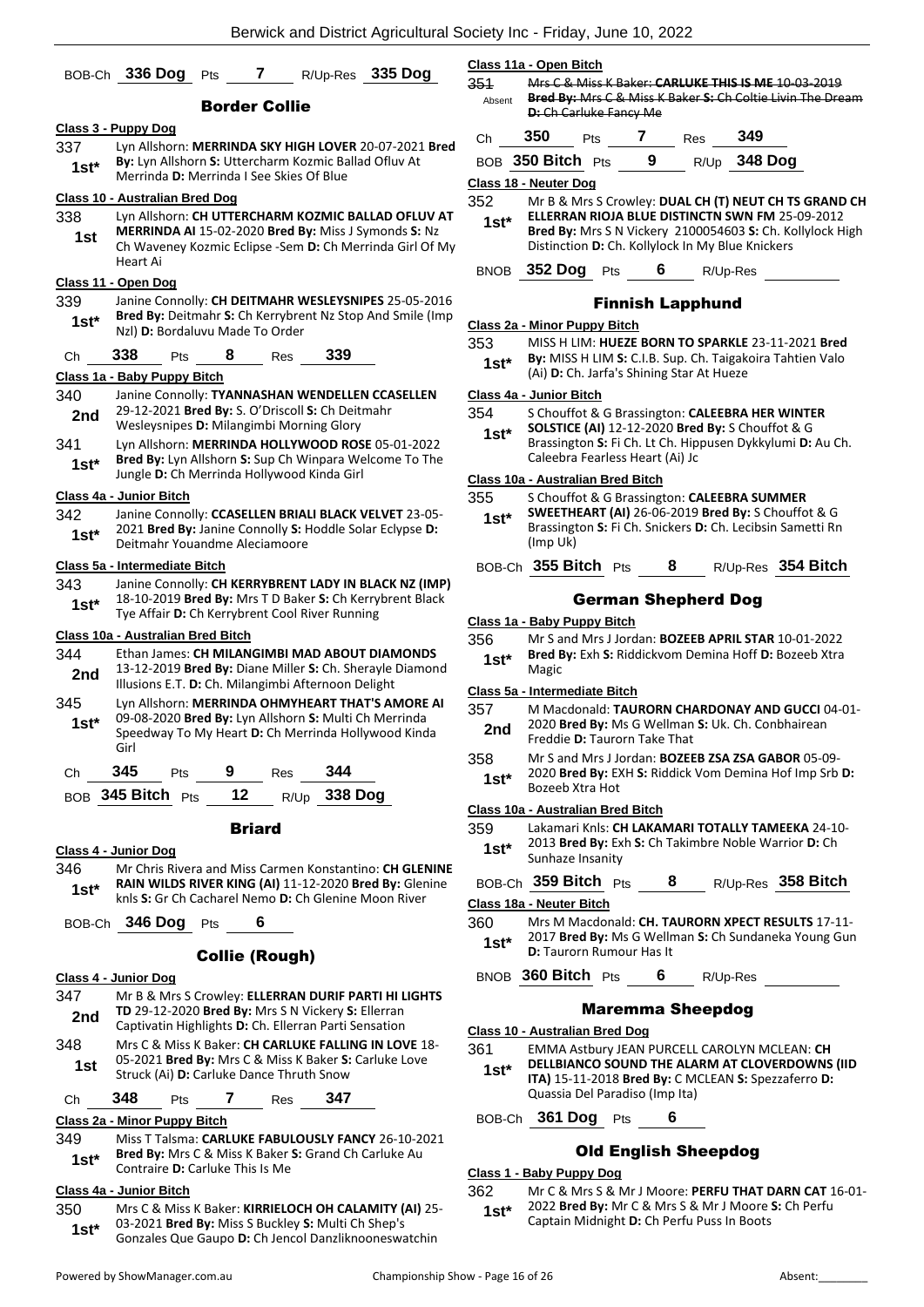BOB-Ch **336 Dog** Pts **7** R/Up-Res **335 Dog**

## Border Collie

**Class 3 - Puppy Dog**

337 **1st*** Lyn Allshorn: **MERRINDA SKY HIGH LOVER** 20-07-2021 **Bred By:** Lyn Allshorn **S:** Uttercharm Kozmic Ballad Ofluv At Merrinda **D:** Merrinda I See Skies Of Blue

**Class 10 - Australian Bred Dog**

338 **1st** Lyn Allshorn: **CH UTTERCHARM KOZMIC BALLAD OFLUV AT MERRINDA AI** 15-02-2020 **Bred By:** Miss J Symonds **S:** Nz Ch Waveney Kozmic Eclipse -Sem **D:** Ch Merrinda Girl Of My Heart Ai

**Class 11 - Open Dog**

339 **1st*** Janine Connolly: **CH DEITMAHR WESLEYSNIPES** 25-05-2016 **Bred By:** Deitmahr **S:** Ch Kerrybrent Nz Stop And Smile (Imp Nzl) **D:** Bordaluvu Made To Order

Ch **338** Pts **8** Res **339**

**Class 1a - Baby Puppy Bitch**

340 **2nd** Janine Connolly: **TYANNASHAN WENDELLEN CCASELLEN** 29-12-2021 **Bred By:** S. O'Driscoll **S:** Ch Deitmahr Wesleysnipes **D:** Milangimbi Morning Glory

341 **1st*** Lyn Allshorn: **MERRINDA HOLLYWOOD ROSE** 05-01-2022 **Bred By:** Lyn Allshorn **S:** Sup Ch Winpara Welcome To The Jungle **D:** Ch Merrinda Hollywood Kinda Girl

**Class 4a - Junior Bitch**

342 **1st*** Janine Connolly: **CCASELLEN BRIALI BLACK VELVET** 23-05-2021 **Bred By:** Janine Connolly **S:** Hoddle Solar Eclypse **D:** Deitmahr Youandme Aleciamoore

**Class 5a - Intermediate Bitch**

343 **1st*** Janine Connolly: **CH KERRYBRENT LADY IN BLACK NZ (IMP)** 18-10-2019 **Bred By:** Mrs T D Baker **S:** Ch Kerrybrent Black Tye Affair **D:** Ch Kerrybrent Cool River Running

**Class 10a - Australian Bred Bitch**

344 **2nd** Ethan James: **CH MILANGIMBI MAD ABOUT DIAMONDS** 13-12-2019 **Bred By:** Diane Miller **S:** Ch. Sherayle Diamond Illusions E.T. **D:** Ch. Milangimbi Afternoon Delight

345 **1st*** Lyn Allshorn: **MERRINDA OHMYHEART THAT'S AMORE AI** 09-08-2020 **Bred By:** Lyn Allshorn **S:** Multi Ch Merrinda Speedway To My Heart **D:** Ch Merrinda Hollywood Kinda Girl

Ch **345** Pts **9** Res **344**

BOB **345 Bitch** Pts **12** R/Up **338 Dog**

## Briard

**Class 4 - Junior Dog**

346 **1st*** Mr Chris Rivera and Miss Carmen Konstantino: **CH GLENINE RAIN WILDS RIVER KING (AI)** 11-12-2020 **Bred By:** Glenine knls **S:** Gr Ch Cacharel Nemo **D:** Ch Glenine Moon River

BOB-Ch **346 Dog** Pts **6**

## Collie (Rough)

**Class 4 - Junior Dog**

347 **2nd** Mr B & Mrs S Crowley: **ELLERRAN DURIF PARTI HI LIGHTS TD** 29-12-2020 **Bred By:** Mrs S N Vickery **S:** Ellerran Captivatin Highlights **D:** Ch. Ellerran Parti Sensation

348 **1st** Mrs C & Miss K Baker: **CH CARLUKE FALLING IN LOVE** 18-05-2021 **Bred By:** Mrs C & Miss K Baker **S:** Carluke Love Struck (Ai) **D:** Carluke Dance Thruth Snow

Ch **348** Pts **7** Res **347**

**Class 2a - Minor Puppy Bitch**

349 **1st*** Miss T Talsma: **CARLUKE FABULOUSLY FANCY** 26-10-2021 **Bred By:** Mrs C & Miss K Baker **S:** Grand Ch Carluke Au Contraire **D:** Carluke This Is Me

**Class 4a - Junior Bitch**

350 **1st*** Mrs C & Miss K Baker: **KIRRIELOCH OH CALAMITY (AI)** 25-03-2021 **Bred By:** Miss S Buckley **S:** Multi Ch Shep's Gonzales Que Gaupo **D:** Ch Jencol Danzliknooneswatchin

**Class 11a - Open Bitch**

~~351~~ Absent ~~Mrs C & Miss K Baker: **CARLUKE THIS IS ME** 10-03-2019 **Bred By:** Mrs C & Miss K Baker **S:** Ch Coltie Livin The Dream **D:** Ch Carluke Fancy Me~~

Ch **350** Pts **7** Res **349**

BOB **350 Bitch** Pts **9** R/Up **348 Dog**

**Class 18 - Neuter Dog**

352 **1st*** Mr B & Mrs S Crowley: **DUAL CH (T) NEUT CH TS GRAND CH ELLERRAN RIOJA BLUE DISTINCTN SWN FM** 25-09-2012 **Bred By:** Mrs S N Vickery 2100054603 **S:** Ch. Kollylock High Distinction **D:** Ch. Kollylock In My Blue Knickers

BNOB **352 Dog** Pts **6** R/Up-Res

## Finnish Lapphund

**Class 2a - Minor Puppy Bitch**

353 **1st*** MISS H LIM: **HUEZE BORN TO SPARKLE** 23-11-2021 **Bred By:** MISS H LIM **S:** C.I.B. Sup. Ch. Taigakoira Tahtien Valo (Ai) **D:** Ch. Jarfa's Shining Star At Hueze

**Class 4a - Junior Bitch**

354 **1st*** S Chouffot & G Brassington: **CALEEBRA HER WINTER SOLSTICE (AI)** 12-12-2020 **Bred By:** S Chouffot & G Brassington **S:** Fi Ch. Lt Ch. Hippusen Dykkylumi **D:** Au Ch. Caleebra Fearless Heart (Ai) Jc

**Class 10a - Australian Bred Bitch**

355 **1st*** S Chouffot & G Brassington: **CALEEBRA SUMMER SWEETHEART (AI)** 26-06-2019 **Bred By:** S Chouffot & G Brassington **S:** Fi Ch. Snickers **D:** Ch. Lecibsin Sametti Rn (Imp Uk)

BOB-Ch **355 Bitch** Pts **8** R/Up-Res **354 Bitch**

## German Shepherd Dog

**Class 1a - Baby Puppy Bitch**

356 **1st*** Mr S and Mrs J Jordan: **BOZEEB APRIL STAR** 10-01-2022 **Bred By:** Exh **S:** Riddickvom Demina Hoff **D:** Bozeeb Xtra Magic

**Class 5a - Intermediate Bitch**

357 **2nd** M Macdonald: **TAURORN CHARDONAY AND GUCCI** 04-01-2020 **Bred By:** Ms G Wellman **S:** Uk. Ch. Conbhairean Freddie **D:** Taurorn Take That

358 **1st*** Mr S and Mrs J Jordan: **BOZEEB ZSA ZSA GABOR** 05-09-2020 **Bred By:** EXH **S:** Riddick Vom Demina Hof Imp Srb **D:** Bozeeb Xtra Hot

**Class 10a - Australian Bred Bitch**

359 **1st*** Lakamari Knls: **CH LAKAMARI TOTALLY TAMEEKA** 24-10-2013 **Bred By:** Exh **S:** Ch Takimbre Noble Warrior **D:** Ch Sunhaze Insanity

BOB-Ch **359 Bitch** Pts **8** R/Up-Res **358 Bitch**

**Class 18a - Neuter Bitch**

360 **1st*** Mrs M Macdonald: **CH. TAURORN XPECT RESULTS** 17-11-2017 **Bred By:** Ms G Wellman **S:** Ch Sundaneka Young Gun **D:** Taurorn Rumour Has It

BNOB **360 Bitch** Pts **6** R/Up-Res

## Maremma Sheepdog

**Class 10 - Australian Bred Dog**

361 **1st*** EMMA Astbury JEAN PURCELL CAROLYN MCLEAN: **CH DELLBIANCO SOUND THE ALARM AT CLOVERDOWNS (IID ITA)** 15-11-2018 **Bred By:** C MCLEAN **S:** Spezzaferro **D:** Quassia Del Paradiso (Imp Ita)

BOB-Ch **361 Dog** Pts **6**

## Old English Sheepdog

**Class 1 - Baby Puppy Dog**

362 **1st*** Mr C & Mrs S & Mr J Moore: **PERFU THAT DARN CAT** 16-01-2022 **Bred By:** Mr C & Mrs S & Mr J Moore **S:** Ch Perfu Captain Midnight **D:** Ch Perfu Puss In Boots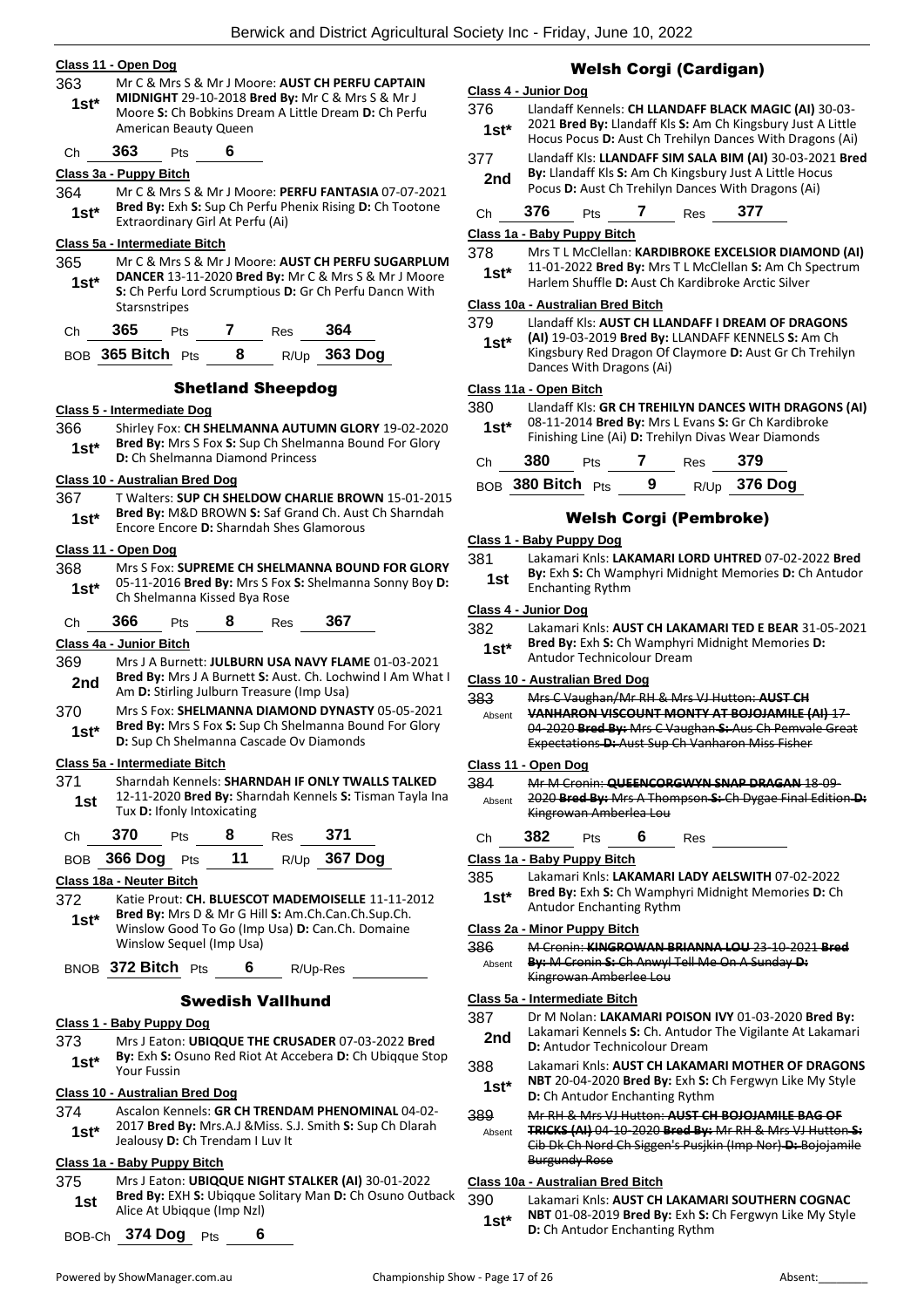### Class 11 - Open Dog

363 **1st*** Mr C & Mrs S & Mr J Moore: **AUST CH PERFU CAPTAIN MIDNIGHT** 29-10-2018 **Bred By:** Mr C & Mrs S & Mr J Moore **S:** Ch Bobkins Dream A Little Dream **D:** Ch Perfu American Beauty Queen

Ch **363** Pts **6**

### Class 3a - Puppy Bitch

364 **1st*** Mr C & Mrs S & Mr J Moore: **PERFU FANTASIA** 07-07-2021 **Bred By:** Exh **S:** Sup Ch Perfu Phenix Rising **D:** Ch Tootone Extraordinary Girl At Perfu (Ai)

### Class 5a - Intermediate Bitch

365 **1st*** Mr C & Mrs S & Mr J Moore: **AUST CH PERFU SUGARPLUM DANCER** 13-11-2020 **Bred By:** Mr C & Mrs S & Mr J Moore **S:** Ch Perfu Lord Scrumptious **D:** Gr Ch Perfu Dancn With Starsnstripes

Ch **365** Pts **7** Res **364**

BOB **365 Bitch** Pts **8** R/Up **363 Dog**

## Shetland Sheepdog

### Class 5 - Intermediate Dog

366 **1st*** Shirley Fox: **CH SHELMANNA AUTUMN GLORY** 19-02-2020 **Bred By:** Mrs S Fox **S:** Sup Ch Shelmanna Bound For Glory **D:** Ch Shelmanna Diamond Princess

### Class 10 - Australian Bred Dog

367 **1st*** T Walters: **SUP CH SHELDOW CHARLIE BROWN** 15-01-2015 **Bred By:** M&D BROWN **S:** Saf Grand Ch. Aust Ch Sharndah Encore Encore **D:** Sharndah Shes Glamorous

### Class 11 - Open Dog

368 **1st*** Mrs S Fox: **SUPREME CH SHELMANNA BOUND FOR GLORY** 05-11-2016 **Bred By:** Mrs S Fox **S:** Shelmanna Sonny Boy **D:** Ch Shelmanna Kissed Bya Rose

Ch **366** Pts **8** Res **367**

### Class 4a - Junior Bitch

369 **2nd** Mrs J A Burnett: **JULBURN USA NAVY FLAME** 01-03-2021 **Bred By:** Mrs J A Burnett **S:** Aust. Ch. Lochwind I Am What I Am **D:** Stirling Julburn Treasure (Imp Usa)

370 **1st*** Mrs S Fox: **SHELMANNA DIAMOND DYNASTY** 05-05-2021 **Bred By:** Mrs S Fox **S:** Sup Ch Shelmanna Bound For Glory **D:** Sup Ch Shelmanna Cascade Ov Diamonds

### Class 5a - Intermediate Bitch

371 **1st** Sharndah Kennels: **SHARNDAH IF ONLY TWALLS TALKED** 12-11-2020 **Bred By:** Sharndah Kennels **S:** Tisman Tayla Ina Tux **D:** Ifonly Intoxicating

Ch **370** Pts **8** Res **371**

BOB **366 Dog** Pts **11** R/Up **367 Dog**

### Class 18a - Neuter Bitch

372 **1st*** Katie Prout: **CH. BLUESCOT MADEMOISELLE** 11-11-2012 **Bred By:** Mrs D & Mr G Hill **S:** Am.Ch.Can.Ch.Sup.Ch. Winslow Good To Go (Imp Usa) **D:** Can.Ch. Domaine Winslow Sequel (Imp Usa)

BNOB **372 Bitch** Pts **6** R/Up-Res

## Swedish Vallhund

### Class 1 - Baby Puppy Dog

373 **1st*** Mrs J Eaton: **UBIQQUE THE CRUSADER** 07-03-2022 **Bred By:** Exh **S:** Osuno Red Riot At Accebera **D:** Ch Ubiqque Stop Your Fussin

### Class 10 - Australian Bred Dog

374 **1st*** Ascalon Kennels: **GR CH TRENDAM PHENOMINAL** 04-02-2017 **Bred By:** Mrs.A.J &Miss. S.J. Smith **S:** Sup Ch Dlarah Jealousy **D:** Ch Trendam I Luv It

### Class 1a - Baby Puppy Bitch

375 **1st** Mrs J Eaton: **UBIQQUE NIGHT STALKER (AI)** 30-01-2022 **Bred By:** EXH **S:** Ubiqque Solitary Man **D:** Ch Osuno Outback Alice At Ubiqque (Imp Nzl)

BOB-Ch **374 Dog** Pts **6**

## Welsh Corgi (Cardigan)

### Class 4 - Junior Dog

376 **1st*** Llandaff Kennels: **CH LLANDAFF BLACK MAGIC (AI)** 30-03-2021 **Bred By:** Llandaff Kls **S:** Am Ch Kingsbury Just A Little Hocus Pocus **D:** Aust Ch Trehilyn Dances With Dragons (Ai)

377 **2nd** Llandaff Kls: **LLANDAFF SIM SALA BIM (AI)** 30-03-2021 **Bred By:** Llandaff Kls **S:** Am Ch Kingsbury Just A Little Hocus Pocus **D:** Aust Ch Trehilyn Dances With Dragons (Ai)

Ch **376** Pts **7** Res **377**

### Class 1a - Baby Puppy Bitch

378 **1st*** Mrs T L McClellan: **KARDIBROKE EXCELSIOR DIAMOND (AI)** 11-01-2022 **Bred By:** Mrs T L McClellan **S:** Am Ch Spectrum Harlem Shuffle **D:** Aust Ch Kardibroke Arctic Silver

### Class 10a - Australian Bred Bitch

379 **1st*** Llandaff Kls: **AUST CH LLANDAFF I DREAM OF DRAGONS (AI)** 19-03-2019 **Bred By:** LLANDAFF KENNELS **S:** Am Ch Kingsbury Red Dragon Of Claymore **D:** Aust Gr Ch Trehilyn Dances With Dragons (Ai)

### Class 11a - Open Bitch

380 **1st*** Llandaff Kls: **GR CH TREHILYN DANCES WITH DRAGONS (AI)** 08-11-2014 **Bred By:** Mrs L Evans **S:** Gr Ch Kardibroke Finishing Line (Ai) **D:** Trehilyn Divas Wear Diamonds

Ch **380** Pts **7** Res **379**

BOB **380 Bitch** Pts **9** R/Up **376 Dog**

## Welsh Corgi (Pembroke)

### Class 1 - Baby Puppy Dog

381 **1st** Lakamari Knls: **LAKAMARI LORD UHTRED** 07-02-2022 **Bred By:** Exh **S:** Ch Wamphyri Midnight Memories **D:** Ch Antudor Enchanting Rythm

### Class 4 - Junior Dog

382 **1st*** Lakamari Knls: **AUST CH LAKAMARI TED E BEAR** 31-05-2021 **Bred By:** Exh **S:** Ch Wamphyri Midnight Memories **D:** Antudor Technicolour Dream

### Class 10 - Australian Bred Dog

383 Absent ~~Mrs C Vaughan/Mr RH & Mrs VJ Hutton: **AUST CH VANHARON VISCOUNT MONTY AT BOJOJAMILE (AI)** 17-04-2020 **Bred By:** Mrs C Vaughan **S:** Aus Ch Pemvale Great Expectations **D:** Aust Sup Ch Vanharon Miss Fisher~~

### Class 11 - Open Dog

384 Absent ~~Mr M Cronin: **QUEENCORGWYN SNAP DRAGAN** 18-09-2020 **Bred By:** Mrs A Thompson **S:** Ch Dygae Final Edition **D:** Kingrowan Amberlea Lou~~

Ch **382** Pts **6** Res

### Class 1a - Baby Puppy Bitch

385 **1st*** Lakamari Knls: **LAKAMARI LADY AELSWITH** 07-02-2022 **Bred By:** Exh **S:** Ch Wamphyri Midnight Memories **D:** Ch Antudor Enchanting Rythm

### Class 2a - Minor Puppy Bitch

386 Absent ~~M Cronin: **KINGROWAN BRIANNA LOU** 23-10-2021 **Bred By:** M Cronin **S:** Ch Anwyl Tell Me On A Sunday **D:** Kingrowan Amberlee Lou~~

### Class 5a - Intermediate Bitch

387 **2nd** Dr M Nolan: **LAKAMARI POISON IVY** 01-03-2020 **Bred By:** Lakamari Kennels **S:** Ch. Antudor The Vigilante At Lakamari **D:** Antudor Technicolour Dream

388 **1st*** Lakamari Knls: **AUST CH LAKAMARI MOTHER OF DRAGONS NBT** 20-04-2020 **Bred By:** Exh **S:** Ch Fergwyn Like My Style **D:** Ch Antudor Enchanting Rythm

389 Absent ~~Mr RH & Mrs VJ Hutton: **AUST CH BOJOJAMILE BAG OF TRICKS (AI)** 04-10-2020 **Bred By:** Mr RH & Mrs VJ Hutton **S:** Cib Dk Ch Nord Ch Siggen's Pusjkin (Imp Nor) **D:** Bojojamile Burgundy Rose~~

### Class 10a - Australian Bred Bitch

390 **1st*** Lakamari Knls: **AUST CH LAKAMARI SOUTHERN COGNAC NBT** 01-08-2019 **Bred By:** Exh **S:** Ch Fergwyn Like My Style **D:** Ch Antudor Enchanting Rythm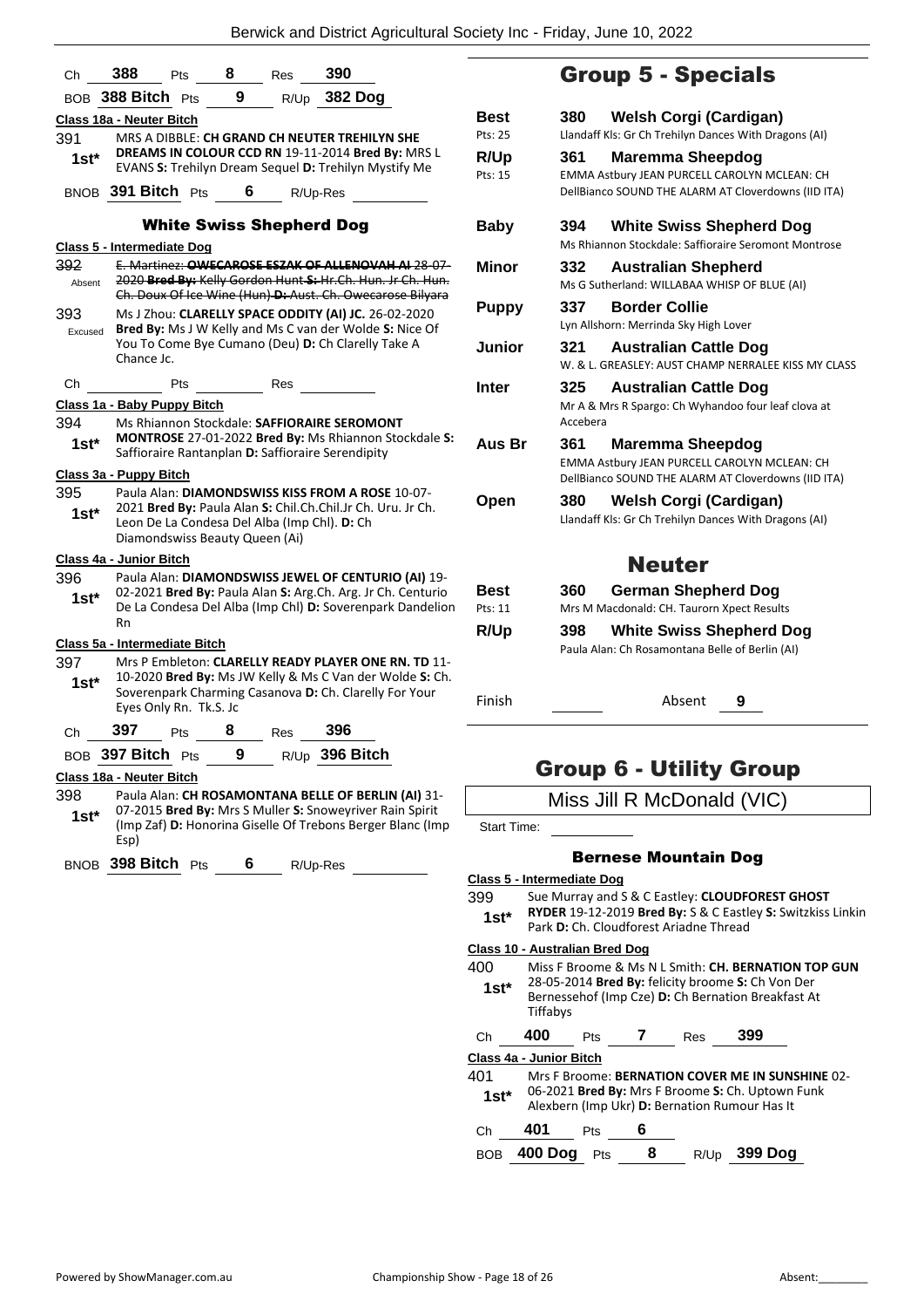Ch **388** Pts **8** Res **390**

BOB **388 Bitch** Pts **9** R/Up **382 Dog**

**Class 18a - Neuter Bitch**

391 1st* MRS A DIBBLE: **CH GRAND CH NEUTER TREHILYN SHE DREAMS IN COLOUR CCD RN** 19-11-2014 **Bred By:** MRS L EVANS **S:** Trehilyn Dream Sequel **D:** Trehilyn Mystify Me

BNOB **391 Bitch** Pts **6** R/Up-Res

### White Swiss Shepherd Dog

**Class 5 - Intermediate Dog**

392 Absent ~~E. Martinez: **OWECAROSE ESZAK OF ALLENOVAH AI** 28-07-2020 **Bred By:** Kelly Gordon Hunt **S:** Hr.Ch. Hun. Jr Ch. Hun. Ch. Doux Of Ice Wine (Hun) **D:** Aust. Ch. Owecarose Bilyara~~

393 Excused Ms J Zhou: **CLARELLY SPACE ODDITY (AI) JC.** 26-02-2020 **Bred By:** Ms J W Kelly and Ms C van der Wolde **S:** Nice Of You To Come Bye Cumano (Deu) **D:** Ch Clarelly Take A Chance Jc.

Ch ______ Pts ______ Res ______

**Class 1a - Baby Puppy Bitch**

394 1st* Ms Rhiannon Stockdale: **SAFFIORAIRE SEROMONT MONTROSE** 27-01-2022 **Bred By:** Ms Rhiannon Stockdale **S:** Saffioraire Rantanplan **D:** Saffioraire Serendipity

**Class 3a - Puppy Bitch**

395 1st* Paula Alan: **DIAMONDSWISS KISS FROM A ROSE** 10-07-2021 **Bred By:** Paula Alan **S:** Chil.Ch.Chil.Jr Ch. Uru. Jr Ch. Leon De La Condesa Del Alba (Imp Chl). **D:** Ch Diamondswiss Beauty Queen (Ai)

**Class 4a - Junior Bitch**

396 1st* Paula Alan: **DIAMONDSWISS JEWEL OF CENTURIO (AI)** 19-02-2021 **Bred By:** Paula Alan **S:** Arg.Ch. Arg. Jr Ch. Centurio De La Condesa Del Alba (Imp Chl) **D:** Soverenpark Dandelion Rn

**Class 5a - Intermediate Bitch**

397 1st* Mrs P Embleton: **CLARELLY READY PLAYER ONE RN. TD** 11-10-2020 **Bred By:** Ms JW Kelly & Ms C Van der Wolde **S:** Ch. Soverenpark Charming Casanova **D:** Ch. Clarelly For Your Eyes Only Rn. Tk.S. Jc

Ch **397** Pts **8** Res **396**

BOB **397 Bitch** Pts **9** R/Up **396 Bitch**

**Class 18a - Neuter Bitch**

398 1st* Paula Alan: **CH ROSAMONTANA BELLE OF BERLIN (AI)** 31-07-2015 **Bred By:** Mrs S Muller **S:** Snoweyriver Rain Spirit (Imp Zaf) **D:** Honorina Giselle Of Trebons Berger Blanc (Imp Esp)

BNOB **398 Bitch** Pts **6** R/Up-Res

## Group 5 - Specials

| | | |
|---|---|---|
| **Best** Pts: 25 | **380** | **Welsh Corgi (Cardigan)** Llandaff Kls: Gr Ch Trehilyn Dances With Dragons (AI) |
| **R/Up** Pts: 15 | **361** | **Maremma Sheepdog** EMMA Astbury JEAN PURCELL CAROLYN MCLEAN: CH DellBianco SOUND THE ALARM AT Cloverdowns (IID ITA) |
| **Baby** | **394** | **White Swiss Shepherd Dog** Ms Rhiannon Stockdale: Saffioraire Seromont Montrose |
| **Minor** | **332** | **Australian Shepherd** Ms G Sutherland: WILLABAA WHISP OF BLUE (AI) |
| **Puppy** | **337** | **Border Collie** Lyn Allshorn: Merrinda Sky High Lover |
| **Junior** | **321** | **Australian Cattle Dog** W. & L. GREASLEY: AUST CHAMP NERRALEE KISS MY CLASS |
| **Inter** | **325** | **Australian Cattle Dog** Mr A & Mrs R Spargo: Ch Wyhandoo four leaf clova at Accebera |
| **Aus Br** | **361** | **Maremma Sheepdog** EMMA Astbury JEAN PURCELL CAROLYN MCLEAN: CH DellBianco SOUND THE ALARM AT Cloverdowns (IID ITA) |
| **Open** | **380** | **Welsh Corgi (Cardigan)** Llandaff Kls: Gr Ch Trehilyn Dances With Dragons (AI) |

### Neuter

| | | |
|---|---|---|
| **Best** Pts: 11 | **360** | **German Shepherd Dog** Mrs M Macdonald: CH. Taurorn Xpect Results |
| **R/Up** | **398** | **White Swiss Shepherd Dog** Paula Alan: Ch Rosamontana Belle of Berlin (AI) |

Finish ______ Absent **9**

## Group 6 - Utility Group

Miss Jill R McDonald (VIC)

Start Time: ______

### Bernese Mountain Dog

**Class 5 - Intermediate Dog**

399 1st* Sue Murray and S & C Eastley: **CLOUDFOREST GHOST RYDER** 19-12-2019 **Bred By:** S & C Eastley **S:** Switzkiss Linkin Park **D:** Ch. Cloudforest Ariadne Thread

**Class 10 - Australian Bred Dog**

400 1st* Miss F Broome & Ms N L Smith: **CH. BERNATION TOP GUN** 28-05-2014 **Bred By:** felicity broome **S:** Ch Von Der Bernessehof (Imp Cze) **D:** Ch Bernation Breakfast At Tiffabys

Ch **400** Pts **7** Res **399**

**Class 4a - Junior Bitch**

401 1st* Mrs F Broome: **BERNATION COVER ME IN SUNSHINE** 02-06-2021 **Bred By:** Mrs F Broome **S:** Ch. Uptown Funk Alexbern (Imp Ukr) **D:** Bernation Rumour Has It

Ch **401** Pts **6**

BOB **400 Dog** Pts **8** R/Up **399 Dog**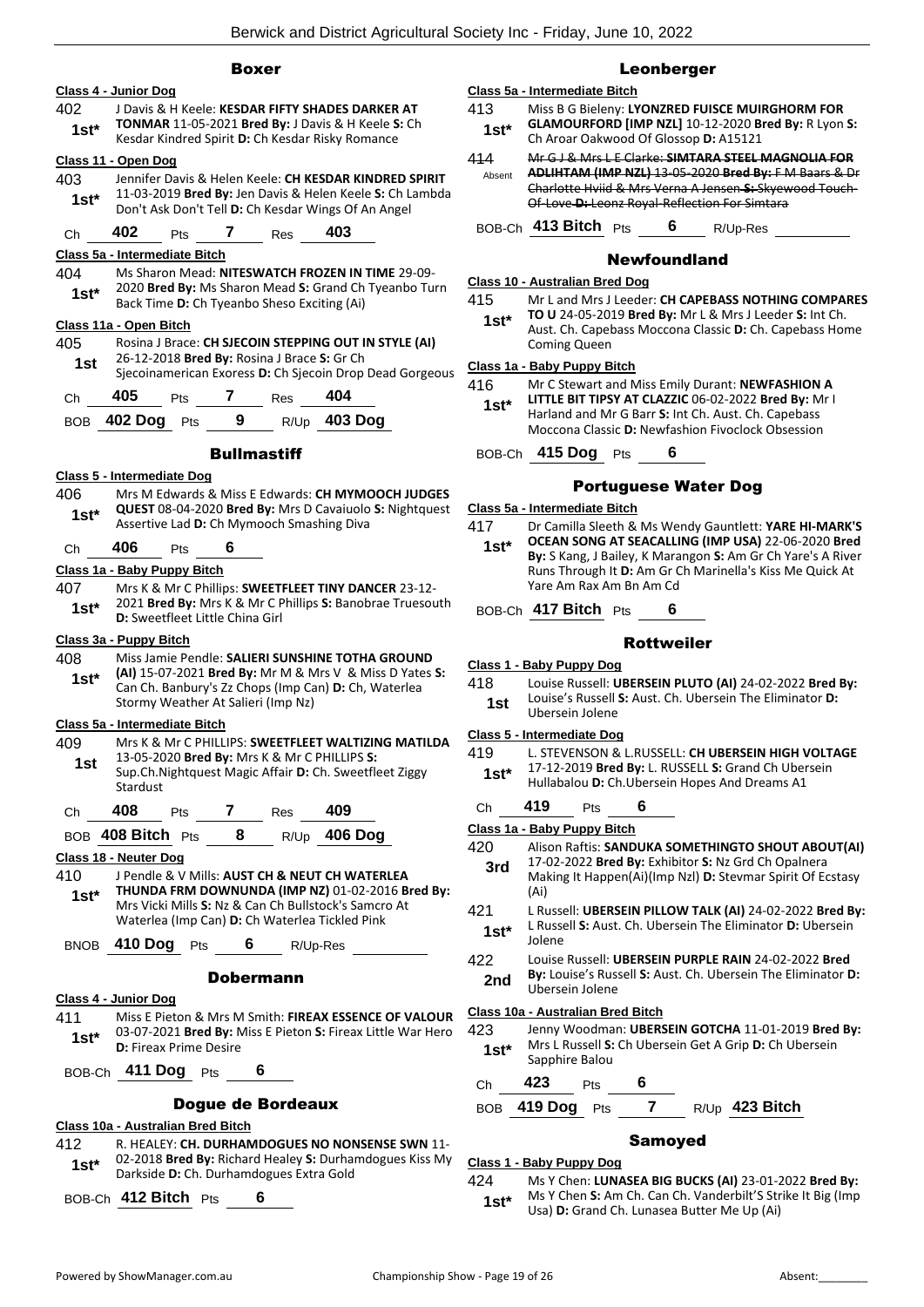## Boxer

### Class 4 - Junior Dog

402 — J Davis & H Keele: **KESDAR FIFTY SHADES DARKER AT TONMAR** 11-05-2021 **Bred By:** J Davis & H Keele **S:** Ch Kesdar Kindred Spirit **D:** Ch Kesdar Risky Romance
**1st\***

### Class 11 - Open Dog

403 — Jennifer Davis & Helen Keele: **CH KESDAR KINDRED SPIRIT** 11-03-2019 **Bred By:** Jen Davis & Helen Keele **S:** Ch Lambda Don't Ask Don't Tell **D:** Ch Kesdar Wings Of An Angel
**1st\***

Ch **402** Pts **7** Res **403**

### Class 5a - Intermediate Bitch

404 — Ms Sharon Mead: **NITESWATCH FROZEN IN TIME** 29-09-2020 **Bred By:** Ms Sharon Mead **S:** Grand Ch Tyeanbo Turn Back Time **D:** Ch Tyeanbo Sheso Exciting (Ai)
**1st\***

### Class 11a - Open Bitch

405 — Rosina J Brace: **CH SJECOIN STEPPING OUT IN STYLE (AI)** 26-12-2018 **Bred By:** Rosina J Brace **S:** Gr Ch Sjecoinamerican Exoress **D:** Ch Sjecoin Drop Dead Gorgeous
**1st**

Ch **405** Pts **7** Res **404**

BOB **402 Dog** Pts **9** R/Up **403 Dog**

## Bullmastiff

### Class 5 - Intermediate Dog

406 — Mrs M Edwards & Miss E Edwards: **CH MYMOOCH JUDGES QUEST** 08-04-2020 **Bred By:** Mrs D Cavaiuolo **S:** Nightquest Assertive Lad **D:** Ch Mymooch Smashing Diva
**1st\***

Ch **406** Pts **6**

### Class 1a - Baby Puppy Bitch

407 — Mrs K & Mr C Phillips: **SWEETFLEET TINY DANCER** 23-12-2021 **Bred By:** Mrs K & Mr C Phillips **S:** Banobrae Truesouth **D:** Sweetfleet Little China Girl
**1st\***

### Class 3a - Puppy Bitch

408 — Miss Jamie Pendle: **SALIERI SUNSHINE TOTHA GROUND (AI)** 15-07-2021 **Bred By:** Mr M & Mrs V & Miss D Yates **S:** Can Ch. Banbury's Zz Chops (Imp Can) **D:** Ch, Waterlea Stormy Weather At Salieri (Imp Nz)
**1st\***

### Class 5a - Intermediate Bitch

409 — Mrs K & Mr C PHILLIPS: **SWEETFLEET WALTIZING MATILDA** 13-05-2020 **Bred By:** Mrs K & Mr C PHILLIPS **S:** Sup.Ch.Nightquest Magic Affair **D:** Ch. Sweetfleet Ziggy Stardust
**1st**

Ch **408** Pts **7** Res **409**

BOB **408 Bitch** Pts **8** R/Up **406 Dog**

### Class 18 - Neuter Dog

410 — J Pendle & V Mills: **AUST CH & NEUT CH WATERLEA THUNDA FRM DOWNUNDA (IMP NZ)** 01-02-2016 **Bred By:** Mrs Vicki Mills **S:** Nz & Can Ch Bullstock's Samcro At Waterlea (Imp Can) **D:** Ch Waterlea Tickled Pink
**1st\***

BNOB **410 Dog** Pts **6** R/Up-Res

## Dobermann

### Class 4 - Junior Dog

411 — Miss E Pieton & Mrs M Smith: **FIREAX ESSENCE OF VALOUR** 03-07-2021 **Bred By:** Miss E Pieton **S:** Fireax Little War Hero **D:** Fireax Prime Desire
**1st\***

BOB-Ch **411 Dog** Pts **6**

## Dogue de Bordeaux

### Class 10a - Australian Bred Bitch

412 — R. HEALEY: **CH. DURHAMDOGUES NO NONSENSE SWN** 11-02-2018 **Bred By:** Richard Healey **S:** Durhamdogues Kiss My Darkside **D:** Ch. Durhamdogues Extra Gold
**1st\***

BOB-Ch **412 Bitch** Pts **6**

## Leonberger

### Class 5a - Intermediate Bitch

413 — Miss B G Bieleny: **LYONZRED FUISCE MUIRGHORM FOR GLAMOURFORD [IMP NZL]** 10-12-2020 **Bred By:** R Lyon **S:** Ch Aroar Oakwood Of Glossop **D:** A15121
**1st\***

~~414 — Mr G J & Mrs L E Clarke: **SIMTARA STEEL MAGNOLIA FOR ADLIHTAM (IMP NZL)** 13-05-2020 **Bred By:** F M Baars & Dr Charlotte Hviid & Mrs Verna A Jensen **S:** Skyewood Touch-Of-Love **D:** Leonz Royal-Reflection For Simtara~~
Absent

BOB-Ch **413 Bitch** Pts **6** R/Up-Res

## Newfoundland

### Class 10 - Australian Bred Dog

415 — Mr L and Mrs J Leeder: **CH CAPEBASS NOTHING COMPARES TO U** 24-05-2019 **Bred By:** Mr L & Mrs J Leeder **S:** Int Ch. Aust. Ch. Capebass Moccona Classic **D:** Ch. Capebass Home Coming Queen
**1st\***

### Class 1a - Baby Puppy Bitch

416 — Mr C Stewart and Miss Emily Durant: **NEWFASHION A LITTLE BIT TIPSY AT CLAZZIC** 06-02-2022 **Bred By:** Mr I Harland and Mr G Barr **S:** Int Ch. Aust. Ch. Capebass Moccona Classic **D:** Newfashion Fivoclock Obsession
**1st\***

BOB-Ch **415 Dog** Pts **6**

## Portuguese Water Dog

### Class 5a - Intermediate Bitch

417 — Dr Camilla Sleeth & Ms Wendy Gauntlett: **YARE HI-MARK'S OCEAN SONG AT SEACALLING (IMP USA)** 22-06-2020 **Bred By:** S Kang, J Bailey, K Marangon **S:** Am Gr Ch Yare's A River Runs Through It **D:** Am Gr Ch Marinella's Kiss Me Quick At Yare Am Rax Am Bn Am Cd
**1st\***

BOB-Ch **417 Bitch** Pts **6**

## Rottweiler

### Class 1 - Baby Puppy Dog

418 — Louise Russell: **UBERSEIN PLUTO (AI)** 24-02-2022 **Bred By:** Louise's Russell **S:** Aust. Ch. Ubersein The Eliminator **D:** Ubersein Jolene
**1st**

### Class 5 - Intermediate Dog

419 — L. STEVENSON & L.RUSSELL: **CH UBERSEIN HIGH VOLTAGE** 17-12-2019 **Bred By:** L. RUSSELL **S:** Grand Ch Ubersein Hullabalou **D:** Ch.Ubersein Hopes And Dreams A1
**1st\***

Ch **419** Pts **6**

### Class 1a - Baby Puppy Bitch

420 — Alison Raftis: **SANDUKA SOMETHINGTO SHOUT ABOUT(AI)** 17-02-2022 **Bred By:** Exhibitor **S:** Nz Grd Ch Opalnera Making It Happen(Ai)(Imp Nzl) **D:** Stevmar Spirit Of Ecstasy (Ai)
**3rd**

421 — L Russell: **UBERSEIN PILLOW TALK (AI)** 24-02-2022 **Bred By:** L Russell **S:** Aust. Ch. Ubersein The Eliminator **D:** Ubersein Jolene
**1st\***

422 — Louise Russell: **UBERSEIN PURPLE RAIN** 24-02-2022 **Bred By:** Louise's Russell **S:** Aust. Ch. Ubersein The Eliminator **D:** Ubersein Jolene
**2nd**

### Class 10a - Australian Bred Bitch

423 — Jenny Woodman: **UBERSEIN GOTCHA** 11-01-2019 **Bred By:** Mrs L Russell **S:** Ch Ubersein Get A Grip **D:** Ch Ubersein Sapphire Balou
**1st\***

Ch **423** Pts **6**

BOB **419 Dog** Pts **7** R/Up **423 Bitch**

## Samoyed

### Class 1 - Baby Puppy Dog

424 — Ms Y Chen: **LUNASEA BIG BUCKS (AI)** 23-01-2022 **Bred By:** Ms Y Chen **S:** Am Ch. Can Ch. Vanderbilt'S Strike It Big (Imp Usa) **D:** Grand Ch. Lunasea Butter Me Up (Ai)
**1st\***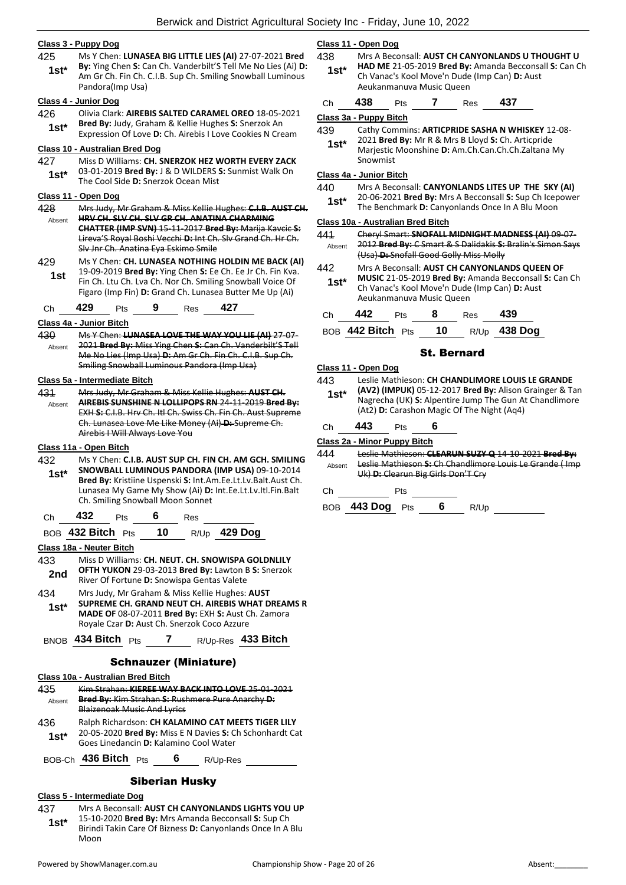#### Class 3 - Puppy Dog

425 **1st*** Ms Y Chen: **LUNASEA BIG LITTLE LIES (AI)** 27-07-2021 **Bred By:** Ying Chen **S:** Can Ch. Vanderbilt'S Tell Me No Lies (Ai) **D:** Am Gr Ch. Fin Ch. C.I.B. Sup Ch. Smiling Snowball Luminous Pandora(Imp Usa)

#### Class 4 - Junior Dog

426 **1st*** Olivia Clark: **AIREBIS SALTED CARAMEL OREO** 18-05-2021 **Bred By:** Judy, Graham & Kellie Hughes **S:** Snerzok An Expression Of Love **D:** Ch. Airebis I Love Cookies N Cream

#### Class 10 - Australian Bred Dog

427 **1st*** Miss D Williams: **CH. SNERZOK HEZ WORTH EVERY ZACK** 03-01-2019 **Bred By:** J & D WILDERS **S:** Sunmist Walk On The Cool Side **D:** Snerzok Ocean Mist

#### Class 11 - Open Dog

428 Absent ~~Mrs Judy, Mr Graham & Miss Kellie Hughes: **C.I.B. AUST CH. HRV CH. SLV CH. SLV GR CH. ANATINA CHARMING CHATTER (IMP SVN)** 15-11-2017 **Bred By:** Marija Kavcic **S:** Lireva'S Royal Boshi Vecchi **D:** Int Ch. Slv Grand Ch. Hr Ch. Slv Jnr Ch. Anatina Eya Eskimo Smile~~

429 **1st** Ms Y Chen: **CH. LUNASEA NOTHING HOLDIN ME BACK (AI)** 19-09-2019 **Bred By:** Ying Chen **S:** Ee Ch. Ee Jr Ch. Fin Kva. Fin Ch. Ltu Ch. Lva Ch. Nor Ch. Smiling Snowball Voice Of Figaro (Imp Fin) **D:** Grand Ch. Lunasea Butter Me Up (Ai)

Ch 429 Pts 9 Res 427

#### Class 4a - Junior Bitch

430 Absent ~~Ms Y Chen: **LUNASEA LOVE THE WAY YOU LIE (AI)** 27-07-2021 **Bred By:** Miss Ying Chen **S:** Can Ch. Vanderbilt'S Tell Me No Lies (Imp Usa) **D:** Am Gr Ch. Fin Ch. C.I.B. Sup Ch. Smiling Snowball Luminous Pandora (Imp Usa)~~

#### Class 5a - Intermediate Bitch

431 Absent ~~Mrs Judy, Mr Graham & Miss Kellie Hughes: **AUST CH. AIREBIS SUNSHINE N LOLLIPOPS RN** 24-11-2019 **Bred By:** EXH **S:** C.I.B. Hrv Ch. Itl Ch. Swiss Ch. Fin Ch. Aust Supreme Ch. Lunasea Love Me Like Money (Ai) **D:** Supreme Ch. Airebis I Will Always Love You~~

#### Class 11a - Open Bitch

432 **1st*** Ms Y Chen: **C.I.B. AUST SUP CH. FIN CH. AM GCH. SMILING SNOWBALL LUMINOUS PANDORA (IMP USA)** 09-10-2014 **Bred By:** Kristiine Uspenski **S:** Int.Am.Ee.Lt.Lv.Balt.Aust Ch. Lunasea My Game My Show (Ai) **D:** Int.Ee.Lt.Lv.Itl.Fin.Balt Ch. Smiling Snowball Moon Sonnet

Ch 432 Pts 6 Res

BOB 432 Bitch Pts 10 R/Up 429 Dog

#### Class 18a - Neuter Bitch

433 **2nd** Miss D Williams: **CH. NEUT. CH. SNOWISPA GOLDNLILY OFTH YUKON** 29-03-2013 **Bred By:** Lawton B **S:** Snerzok River Of Fortune **D:** Snowispa Gentas Valete

434 **1st*** Mrs Judy, Mr Graham & Miss Kellie Hughes: **AUST SUPREME CH. GRAND NEUT CH. AIREBIS WHAT DREAMS R MADE OF** 08-07-2011 **Bred By:** EXH **S:** Aust Ch. Zamora Royale Czar **D:** Aust Ch. Snerzok Coco Azzure

BNOB 434 Bitch Pts 7 R/Up-Res 433 Bitch

### Schnauzer (Miniature)

#### Class 10a - Australian Bred Bitch

435 Absent ~~Kim Strahan: **KIEREE WAY BACK INTO LOVE** 25-01-2021 **Bred By:** Kim Strahan **S:** Rushmere Pure Anarchy **D:** Blaizenoak Music And Lyrics~~

436 **1st*** Ralph Richardson: **CH KALAMINO CAT MEETS TIGER LILY** 20-05-2020 **Bred By:** Miss E N Davies **S:** Ch Schonhardt Cat Goes Linedancin **D:** Kalamino Cool Water

BOB-Ch 436 Bitch Pts 6 R/Up-Res

### Siberian Husky

#### Class 5 - Intermediate Dog

437 **1st*** Mrs A Beconsall: **AUST CH CANYONLANDS LIGHTS YOU UP** 15-10-2020 **Bred By:** Mrs Amanda Becconsall **S:** Sup Ch Birindi Takin Care Of Bizness **D:** Canyonlands Once In A Blu Moon

#### Class 11 - Open Dog

438 **1st*** Mrs A Beconsall: **AUST CH CANYONLANDS U THOUGHT U HAD ME** 21-05-2019 **Bred By:** Amanda Becconsall **S:** Can Ch Ch Vanac's Kool Move'n Dude (Imp Can) **D:** Aust Aeukanmanuva Music Queen

Ch 438 Pts 7 Res 437

#### Class 3a - Puppy Bitch

439 **1st*** Cathy Commins: **ARTICPRIDE SASHA N WHISKEY** 12-08-2021 **Bred By:** Mr R & Mrs B Lloyd **S:** Ch. Articpride Marjestic Moonshine **D:** Am.Ch.Can.Ch.Ch.Zaltana My Snowmist

#### Class 4a - Junior Bitch

440 **1st*** Mrs A Beconsall: **CANYONLANDS LITES UP THE SKY (AI)** 20-06-2021 **Bred By:** Mrs A Becconsall **S:** Sup Ch Icepower The Benchmark **D:** Canyonlands Once In A Blu Moon

#### Class 10a - Australian Bred Bitch

441 Absent ~~Cheryl Smart: **SNOFALL MIDNIGHT MADNESS (AI)** 09-07-2012 **Bred By:** C Smart & S Dalidakis **S:** Bralin's Simon Says (Usa) **D:** Snofall Good Golly Miss Molly~~

442 **1st*** Mrs A Beconsall: **AUST CH CANYONLANDS QUEEN OF MUSIC** 21-05-2019 **Bred By:** Amanda Becconsall **S:** Can Ch Ch Vanac's Kool Move'n Dude (Imp Can) **D:** Aust Aeukanmanuva Music Queen

Ch 442 Pts 8 Res 439

BOB 442 Bitch Pts 10 R/Up 438 Dog

### St. Bernard

#### Class 11 - Open Dog

443 **1st*** Leslie Mathieson: **CH CHANDLIMORE LOUIS LE GRANDE (AV2) (IMPUK)** 05-12-2017 **Bred By:** Alison Grainger & Tan Nagrecha (UK) **S:** Alpentire Jump The Gun At Chandlimore (At2) **D:** Carashon Magic Of The Night (Aq4)

Ch 443 Pts 6

#### Class 2a - Minor Puppy Bitch

444 Absent ~~Leslie Mathieson: **CLEARUN SUZY Q** 14-10-2021 **Bred By:** Leslie Mathieson **S:** Ch Chandlimore Louis Le Grande ( Imp Uk) **D:** Clearun Big Girls Don'T Cry~~

Ch Pts

BOB 443 Dog Pts 6 R/Up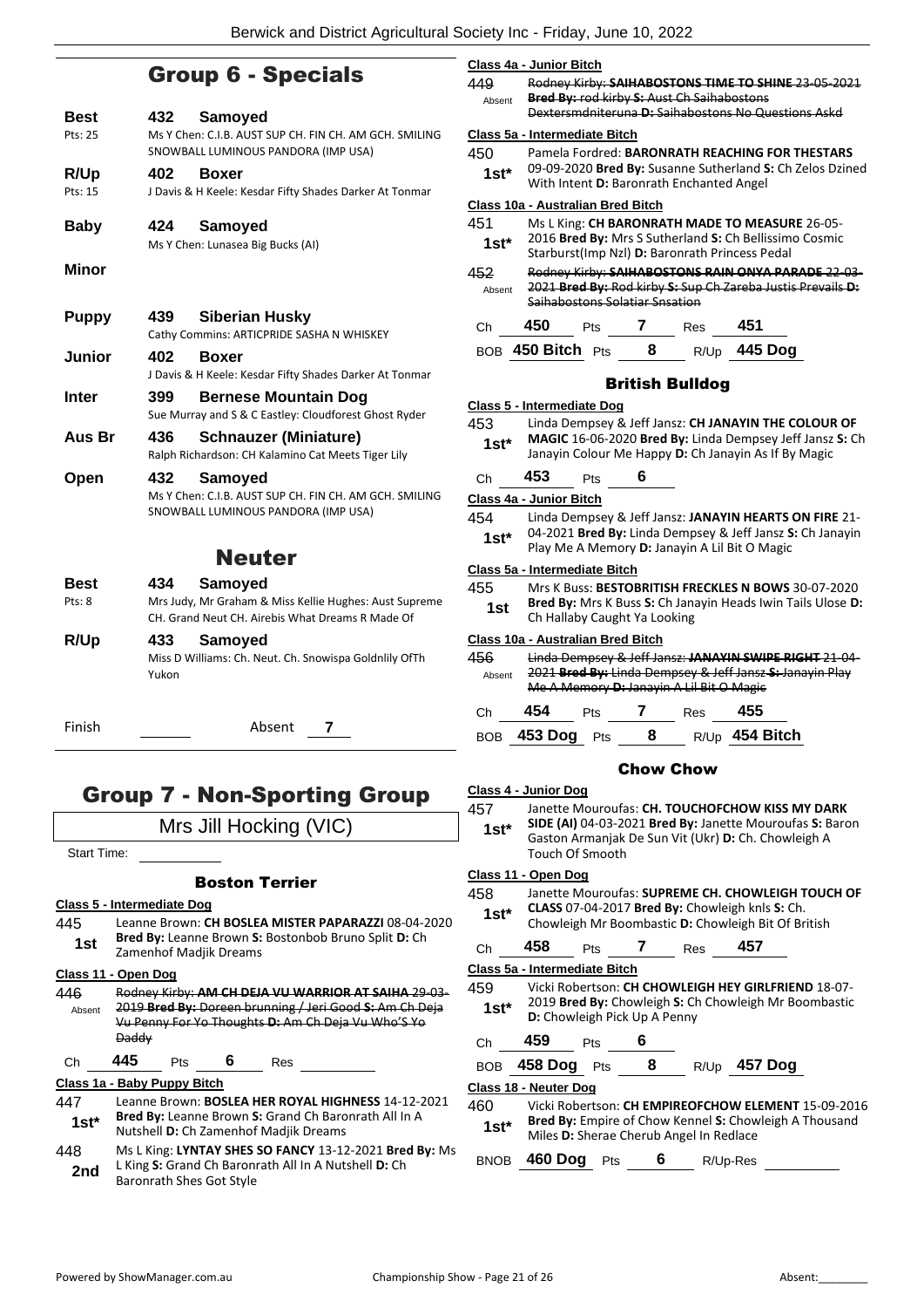## Group 6 - Specials

**Best** 432 **Samoyed**
Pts: 25 — Ms Y Chen: C.I.B. AUST SUP CH. FIN CH. AM GCH. SMILING SNOWBALL LUMINOUS PANDORA (IMP USA)

**R/Up** 402 **Boxer**
Pts: 15 — J Davis & H Keele: Kesdar Fifty Shades Darker At Tonmar

**Baby** 424 **Samoyed**
Ms Y Chen: Lunasea Big Bucks (AI)

**Minor**

**Puppy** 439 **Siberian Husky**
Cathy Commins: ARTICPRIDE SASHA N WHISKEY

**Junior** 402 **Boxer**
J Davis & H Keele: Kesdar Fifty Shades Darker At Tonmar

**Inter** 399 **Bernese Mountain Dog**
Sue Murray and S & C Eastley: Cloudforest Ghost Ryder

**Aus Br** 436 **Schnauzer (Miniature)**
Ralph Richardson: CH Kalamino Cat Meets Tiger Lily

**Open** 432 **Samoyed**
Ms Y Chen: C.I.B. AUST SUP CH. FIN CH. AM GCH. SMILING SNOWBALL LUMINOUS PANDORA (IMP USA)

## Neuter

**Best** 434 **Samoyed**
Pts: 8 — Mrs Judy, Mr Graham & Miss Kellie Hughes: Aust Supreme CH. Grand Neut CH. Airebis What Dreams R Made Of

**R/Up** 433 **Samoyed**
Miss D Williams: Ch. Neut. Ch. Snowispa Goldnlily OfTh Yukon

Finish ______ Absent 7

## Group 7 - Non-Sporting Group

Mrs Jill Hocking (VIC)

Start Time:

### Boston Terrier

**Class 5 - Intermediate Dog**

445 — **1st** — Leanne Brown: **CH BOSLEA MISTER PAPARAZZI** 08-04-2020 **Bred By:** Leanne Brown **S:** Bostonbob Bruno Split **D:** Ch Zamenhof Madjik Dreams

**Class 11 - Open Dog**

~~446~~ — Absent — ~~Rodney Kirby: **AM CH DEJA VU WARRIOR AT SAIHA** 29-03-2019 **Bred By:** Doreen brunning / Jeri Good **S:** Am Ch Deja Vu Penny For Yo Thoughts **D:** Am Ch Deja Vu Who'S Yo Daddy~~

Ch **445** Pts **6** Res ______

**Class 1a - Baby Puppy Bitch**

447 — **1st*** — Leanne Brown: **BOSLEA HER ROYAL HIGHNESS** 14-12-2021 **Bred By:** Leanne Brown **S:** Grand Ch Baronrath All In A Nutshell **D:** Ch Zamenhof Madjik Dreams

448 — **2nd** — Ms L King: **LYNTAY SHES SO FANCY** 13-12-2021 **Bred By:** Ms L King **S:** Grand Ch Baronrath All In A Nutshell **D:** Ch Baronrath Shes Got Style

**Class 4a - Junior Bitch**

~~449~~ — Absent — ~~Rodney Kirby: **SAIHABOSTONS TIME TO SHINE** 23-05-2021 **Bred By:** rod kirby **S:** Aust Ch Saihabostons Dextersmdniteruna **D:** Saihabostons No Questions Askd~~

**Class 5a - Intermediate Bitch**

450 — **1st*** — Pamela Fordred: **BARONRATH REACHING FOR THESTARS** 09-09-2020 **Bred By:** Susanne Sutherland **S:** Ch Zelos Dzined With Intent **D:** Baronrath Enchanted Angel

**Class 10a - Australian Bred Bitch**

451 — **1st*** — Ms L King: **CH BARONRATH MADE TO MEASURE** 26-05-2016 **Bred By:** Mrs S Sutherland **S:** Ch Bellissimo Cosmic Starburst(Imp Nzl) **D:** Baronrath Princess Pedal

~~452~~ — Absent — ~~Rodney Kirby: **SAIHABOSTONS RAIN ONYA PARADE** 22-03-2021 **Bred By:** Rod kirby **S:** Sup Ch Zareba Justis Prevails **D:** Saihabostons Solatiar Snsation~~

Ch **450** Pts **7** Res **451**

BOB **450 Bitch** Pts **8** R/Up **445 Dog**

### British Bulldog

**Class 5 - Intermediate Dog**

453 — **1st*** — Linda Dempsey & Jeff Jansz: **CH JANAYIN THE COLOUR OF MAGIC** 16-06-2020 **Bred By:** Linda Dempsey Jeff Jansz **S:** Ch Janayin Colour Me Happy **D:** Ch Janayin As If By Magic

Ch **453** Pts **6**

**Class 4a - Junior Bitch**

454 — **1st*** — Linda Dempsey & Jeff Jansz: **JANAYIN HEARTS ON FIRE** 21-04-2021 **Bred By:** Linda Dempsey & Jeff Jansz **S:** Ch Janayin Play Me A Memory **D:** Janayin A Lil Bit O Magic

**Class 5a - Intermediate Bitch**

455 — **1st** — Mrs K Buss: **BESTOBRITISH FRECKLES N BOWS** 30-07-2020 **Bred By:** Mrs K Buss **S:** Ch Janayin Heads Iwin Tails Ulose **D:** Ch Hallaby Caught Ya Looking

**Class 10a - Australian Bred Bitch**

~~456~~ — Absent — ~~Linda Dempsey & Jeff Jansz: **JANAYIN SWIPE RIGHT** 21-04-2021 **Bred By:** Linda Dempsey & Jeff Jansz **S:** Janayin Play Me A Memory **D:** Janayin A Lil Bit O Magic~~

Ch **454** Pts **7** Res **455**

BOB **453 Dog** Pts **8** R/Up **454 Bitch**

### Chow Chow

**Class 4 - Junior Dog**

457 — **1st*** — Janette Mouroufas: **CH. TOUCHOFCHOW KISS MY DARK SIDE (AI)** 04-03-2021 **Bred By:** Janette Mouroufas **S:** Baron Gaston Armanjak De Sun Vit (Ukr) **D:** Ch. Chowleigh A Touch Of Smooth

**Class 11 - Open Dog**

458 — **1st*** — Janette Mouroufas: **SUPREME CH. CHOWLEIGH TOUCH OF CLASS** 07-04-2017 **Bred By:** Chowleigh knls **S:** Ch. Chowleigh Mr Boombastic **D:** Chowleigh Bit Of British

Ch **458** Pts **7** Res **457**

**Class 5a - Intermediate Bitch**

459 — **1st*** — Vicki Robertson: **CH CHOWLEIGH HEY GIRLFRIEND** 18-07-2019 **Bred By:** Chowleigh **S:** Ch Chowleigh Mr Boombastic **D:** Chowleigh Pick Up A Penny

Ch **459** Pts **6**

BOB **458 Dog** Pts **8** R/Up **457 Dog**

**Class 18 - Neuter Dog**

460 — **1st*** — Vicki Robertson: **CH EMPIREOFCHOW ELEMENT** 15-09-2016 **Bred By:** Empire of Chow Kennel **S:** Chowleigh A Thousand Miles **D:** Sherae Cherub Angel In Redlace

BNOB **460 Dog** Pts **6** R/Up-Res ______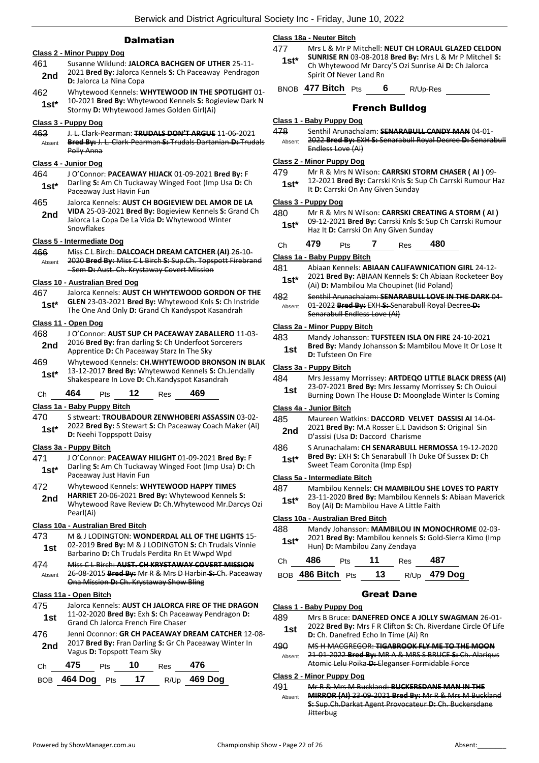## Dalmatian

### Class 2 - Minor Puppy Dog

461 **2nd** Susanne Wiklund: **JALORCA BACHGEN OF UTHER** 25-11-2021 **Bred By:** Jalorca Kennels **S:** Ch Paceaway Pendragon **D:** Jalorca La Nina Copa

462 **1st*** Whytewood Kennels: **WHYTEWOOD IN THE SPOTLIGHT** 01-10-2021 **Bred By:** Whytewood Kennels **S:** Bogieview Dark N Stormy **D:** Whytewood James Golden Girl(Ai)

### Class 3 - Puppy Dog

463 Absent ~~J. L. Clark-Pearman: **TRUDALS DON'T ARGUE** 11-06-2021 **Bred By:** J. L. Clark-Pearman **S:** Trudals Dartanian **D:** Trudals Polly Anna~~

### Class 4 - Junior Dog

464 **1st*** J O'Connor: **PACEAWAY HIJACK** 01-09-2021 **Bred By:** F Darling **S:** Am Ch Tuckaway Winged Foot (Imp Usa **D:** Ch Paceaway Just Havin Fun

465 **2nd** Jalorca Kennels: **AUST CH BOGIEVIEW DEL AMOR DE LA VIDA** 25-03-2021 **Bred By:** Bogieview Kennels **S:** Grand Ch Jalorca La Copa De La Vida **D:** Whytewood Winter Snowflakes

### Class 5 - Intermediate Dog

466 Absent ~~Miss C L Birch: **DALCOACH DREAM CATCHER (AI)** 26-10-2020 **Bred By:** Miss C L Birch **S:** Sup.Ch. Topspott Firebrand - Sem **D:** Aust. Ch. Krystaway Covert Mission~~

### Class 10 - Australian Bred Dog

467 **1st*** Jalorca Kennels: **AUST CH WHYTEWOOD GORDON OF THE GLEN** 23-03-2021 **Bred By:** Whytewood Knls **S:** Ch Instride The One And Only **D:** Grand Ch Kandyspot Kasandrah

### Class 11 - Open Dog

468 **2nd** J O'Connor: **AUST SUP CH PACEAWAY ZABALLERO** 11-03-2016 **Bred By:** fran darling **S:** Ch Underfoot Sorcerers Apprentice **D:** Ch Paceaway Starz In The Sky

469 **1st*** Whytewood Kennels: **CH.WHYTEWOOD BRONSON IN BLAK** 13-12-2017 **Bred By:** Whytewwod Kennels **S:** Ch.Jendally Shakespeare In Love **D:** Ch.Kandyspot Kasandrah

Ch **464** Pts **12** Res **469**

### Class 1a - Baby Puppy Bitch

470 **1st*** S stweart: **TROUBADOUR ZENWHOBERI ASSASSIN** 03-02-2022 **Bred By:** S Stewart **S:** Ch Paceaway Coach Maker (Ai) **D:** Neehi Toppspott Daisy

### Class 3a - Puppy Bitch

471 **1st*** J O'Connor: **PACEAWAY HILIGHT** 01-09-2021 **Bred By:** F Darling **S:** Am Ch Tuckaway Winged Foot (Imp Usa) **D:** Ch Paceaway Just Havin Fun

472 **2nd** Whytewood Kennels: **WHYTEWOOD HAPPY TIMES HARRIET** 20-06-2021 **Bred By:** Whytewood Kennels **S:** Whytewood Rave Review **D:** Ch.Whytewood Mr.Darcys Ozi Pearl(Ai)

### Class 10a - Australian Bred Bitch

473 **1st** M & J LODINGTON: **WONDERDAL ALL OF THE LIGHTS** 15-02-2019 **Bred By:** M & J LODINGTON **S:** Ch Trudals Vinnie Barbarino **D:** Ch Trudals Perdita Rn Et Wwpd Wpd

474 Absent ~~Miss C L Birch: **AUST. CH KRYSTAWAY COVERT MISSION** 26-08-2015 **Bred By:** Mr R & Mrs D Harbin **S:** Ch. Paceaway Ona Mission **D:** Ch. Krystaway Show Bling~~

### Class 11a - Open Bitch

475 **1st** Jalorca Kennels: **AUST CH JALORCA FIRE OF THE DRAGON** 11-02-2020 **Bred By:** Exh **S:** Ch Paceaway Pendragon **D:** Grand Ch Jalorca French Fire Chaser

476 **2nd** Jenni Oconnor: **GR CH PACEAWAY DREAM CATCHER** 12-08-2017 **Bred By:** Fran Darling **S:** Gr Ch Paceaway Winter In Vagus **D:** Topspott Team Sky

Ch **475** Pts **10** Res **476**

BOB **464 Dog** Pts **17** R/Up **469 Dog**

### Class 18a - Neuter Bitch

477 **1st*** Mrs L & Mr P Mitchell: **NEUT CH LORAUL GLAZED CELDON SUNRISE RN** 03-08-2018 **Bred By:** Mrs L & Mr P Mitchell **S:** Ch Whytewood Mr Darcy'S Ozi Sunrise Ai **D:** Ch Jalorca Spirit Of Never Land Rn

BNOB **477 Bitch** Pts **6** R/Up-Res

## French Bulldog

### Class 1 - Baby Puppy Dog

478 Absent ~~Senthil Arunachalam: **SENARABULL CANDY MAN** 04-01-2022 **Bred By:** EXH **S:** Senarabull Royal Decree **D:** Senarabull Endless Love (Ai)~~

### Class 2 - Minor Puppy Dog

479 **1st*** Mr R & Mrs N Wilson: **CARRSKI STORM CHASER ( AI )** 09-12-2021 **Bred By:** Carrski Knls **S:** Sup Ch Carrski Rumour Haz It **D:** Carrski On Any Given Sunday

### Class 3 - Puppy Dog

480 **1st*** Mr R & Mrs N Wilson: **CARRSKI CREATING A STORM ( AI )** 09-12-2021 **Bred By:** Carrski Knls **S:** Sup Ch Carrski Rumour Haz It **D:** Carrski On Any Given Sunday

Ch **479** Pts **7** Res **480**

### Class 1a - Baby Puppy Bitch

481 **1st*** Abiaan Kennels: **ABIAAN CALIFAWNICATION GIRL** 24-12-2021 **Bred By:** ABIAAN Kennels **S:** Ch Abiaan Rocketeer Boy (Ai) **D:** Mambilou Ma Choupinet (Iid Poland)

482 Absent ~~Senthil Arunachalam: **SENARABULL LOVE IN THE DARK** 04-01-2022 **Bred By:** EXH **S:** Senarabull Royal Decree **D:** Senarabull Endless Love (Ai)~~

### Class 2a - Minor Puppy Bitch

483 **1st** Mandy Johansson: **TUFSTEEN ISLA ON FIRE** 24-10-2021 **Bred By:** Mandy Johansson **S:** Mambilou Move It Or Lose It **D:** Tufsteen On Fire

### Class 3a - Puppy Bitch

484 **1st** Mrs Jessamy Morrissey: **ARTDEQO LITTLE BLACK DRESS (AI)** 23-07-2021 **Bred By:** Mrs Jessamy Morrissey **S:** Ch Ouioui Burning Down The House **D:** Moonglade Winter Is Coming

### Class 4a - Junior Bitch

485 **2nd** Maureen Watkins: **DACCORD VELVET DASSISI AI** 14-04-2021 **Bred By:** M.A Rosser E.L Davidson **S:** Original Sin D'assisi (Usa **D:** Daccord Charisme

486 **1st*** S Arunachalam: **CH SENARABULL HERMOSSA** 19-12-2020 **Bred By:** EXH **S:** Ch Senarabull Th Duke Of Sussex **D:** Ch Sweet Team Coronita (Imp Esp)

### Class 5a - Intermediate Bitch

487 **1st*** Mambilou Kennels: **CH MAMBILOU SHE LOVES TO PARTY** 23-11-2020 **Bred By:** Mambilou Kennels **S:** Abiaan Maverick Boy (Ai) **D:** Mambilou Have A Little Faith

### Class 10a - Australian Bred Bitch

488 **1st*** Mandy Johansson: **MAMBILOU IN MONOCHROME** 02-03-2021 **Bred By:** Mambilou kennels **S:** Gold-Sierra Kimo (Imp Hun) **D:** Mambilou Zany Zendaya

Ch **486** Pts **11** Res **487**

BOB **486 Bitch** Pts **13** R/Up **479 Dog**

## Great Dane

### Class 1 - Baby Puppy Dog

489 **1st** Mrs B Bruce: **DANEFRED ONCE A JOLLY SWAGMAN** 26-01-2022 **Bred By:** Mrs F R Clifton **S:** Ch. Riverdane Circle Of Life **D:** Ch. Danefred Echo In Time (Ai) Rn

490 Absent ~~MS H MACGREGOR: **TIGABROOK FLY ME TO THE MOON** 21-01-2022 **Bred By:** MR A & MRS S BRUCE **S:** Ch. Alariqus Atomic Lelu Poika **D:** Eleganser Formidable Force~~

### Class 2 - Minor Puppy Dog

491 Absent ~~Mr R & Mrs M Buckland: **BUCKERSDANE MAN IN THE MIRROR (AI)** 23-09-2021 **Bred By:** Mr R & Mrs M Buckland **S:** Sup.Ch.Darkat Agent Provocateur **D:** Ch. Buckersdane Jitterbug~~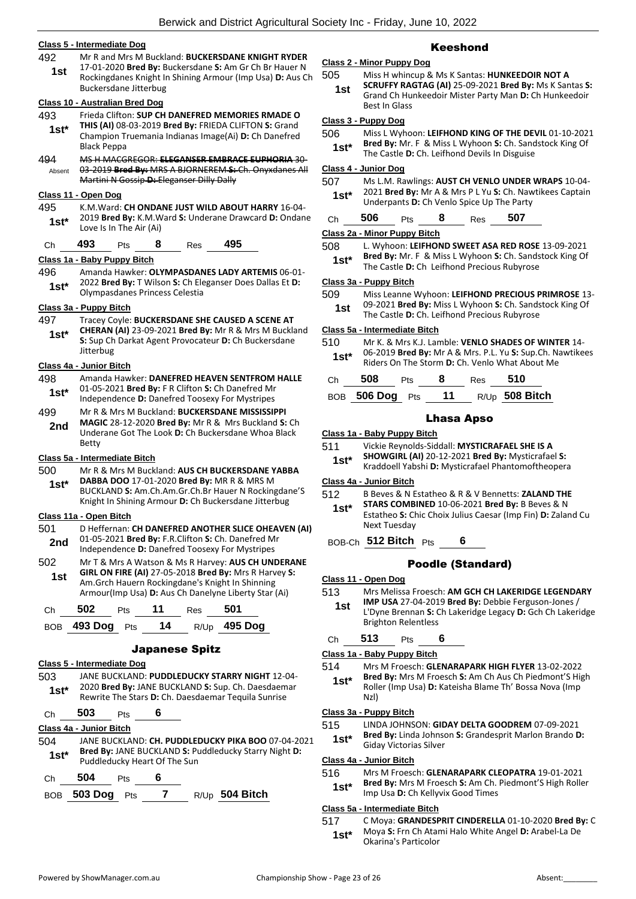### Class 5 - Intermediate Dog

492 1st — Mr R and Mrs M Buckland: **BUCKERSDANE KNIGHT RYDER** 17-01-2020 **Bred By:** Buckersdane **S:** Am Gr Ch Br Hauer N Rockingdanes Knight In Shining Armour (Imp Usa) **D:** Aus Ch Buckersdane Jitterbug

### Class 10 - Australian Bred Dog

493 1st* — Frieda Clifton: **SUP CH DANEFRED MEMORIES RMADE O THIS (AI)** 08-03-2019 **Bred By:** FRIEDA CLIFTON **S:** Grand Champion Truemania Indianas Image(Ai) **D:** Ch Danefred Black Peppa

494 Absent — ~~MS H MACGREGOR: **ELEGANSER EMBRACE EUPHORIA** 30-03-2019 **Bred By:** MRS A BJORNEREM **S:** Ch. Onyxdanes All Martini N Gossip **D:** Eleganser Dilly Dally~~

### Class 11 - Open Dog

495 1st* — K.M.Ward: **CH ONDANE JUST WILD ABOUT HARRY** 16-04-2019 **Bred By:** K.M.Ward **S:** Underane Drawcard **D:** Ondane Love Is In The Air (Ai)

Ch **493** Pts **8** Res **495**

### Class 1a - Baby Puppy Bitch

496 1st* — Amanda Hawker: **OLYMPASDANES LADY ARTEMIS** 06-01-2022 **Bred By:** T Wilson **S:** Ch Eleganser Does Dallas Et **D:** Olympasdanes Princess Celestia

### Class 3a - Puppy Bitch

497 1st* — Tracey Coyle: **BUCKERSDANE SHE CAUSED A SCENE AT CHERAN (AI)** 23-09-2021 **Bred By:** Mr R & Mrs M Buckland **S:** Sup Ch Darkat Agent Provocateur **D:** Ch Buckersdane Jitterbug

### Class 4a - Junior Bitch

498 1st* — Amanda Hawker: **DANEFRED HEAVEN SENTFROM HALLE** 01-05-2021 **Bred By:** F R Clifton **S:** Ch Danefred Mr Independence **D:** Danefred Toosexy For Mystripes

499 2nd — Mr R & Mrs M Buckland: **BUCKERSDANE MISSISSIPPI MAGIC** 28-12-2020 **Bred By:** Mr R & Mrs Buckland **S:** Ch Underane Got The Look **D:** Ch Buckersdane Whoa Black Betty

### Class 5a - Intermediate Bitch

500 1st* — Mr R & Mrs M Buckland: **AUS CH BUCKERSDANE YABBA DABBA DOO** 17-01-2020 **Bred By:** MR R & MRS M BUCKLAND **S:** Am.Ch.Am.Gr.Ch.Br Hauer N Rockingdane'S Knight In Shining Armour **D:** Ch Buckersdane Jitterbug

### Class 11a - Open Bitch

501 2nd — D Heffernan: **CH DANEFRED ANOTHER SLICE OHEAVEN (AI)** 01-05-2021 **Bred By:** F.R.Clifton **S:** Ch. Danefred Mr Independence **D:** Danefred Toosexy For Mystripes

502 1st — Mr T & Mrs A Watson & Ms R Harvey: **AUS CH UNDERANE GIRL ON FIRE (AI)** 27-05-2018 **Bred By:** Mrs R Harvey **S:** Am.Grch Hauern Rockingdane's Knight In Shinning Armour(Imp Usa) **D:** Aus Ch Danelyne Liberty Star (Ai)

Ch **502** Pts **11** Res **501**

BOB **493 Dog** Pts **14** R/Up **495 Dog**

## Japanese Spitz

### Class 5 - Intermediate Dog

503 1st* — JANE BUCKLAND: **PUDDLEDUCKY STARRY NIGHT** 12-04-2020 **Bred By:** JANE BUCKLAND **S:** Sup. Ch. Daesdaemar Rewrite The Stars **D:** Ch. Daesdaemar Tequila Sunrise

Ch **503** Pts **6**

### Class 4a - Junior Bitch

504 1st* — JANE BUCKLAND: **CH. PUDDLEDUCKY PIKA BOO** 07-04-2021 **Bred By:** JANE BUCKLAND **S:** Puddleducky Starry Night **D:** Puddleducky Heart Of The Sun

Ch **504** Pts **6**

BOB **503 Dog** Pts **7** R/Up **504 Bitch**

## Keeshond

### Class 2 - Minor Puppy Dog

505 1st — Miss H whincup & Ms K Santas: **HUNKEEDOIR NOT A SCRUFFY RAGTAG (AI)** 25-09-2021 **Bred By:** Ms K Santas **S:** Grand Ch Hunkeedoir Mister Party Man **D:** Ch Hunkeedoir Best In Glass

### Class 3 - Puppy Dog

506 1st* — Miss L Wyhoon: **LEIFHOND KING OF THE DEVIL** 01-10-2021 **Bred By:** Mr. F & Miss L Wyhoon **S:** Ch. Sandstock King Of The Castle **D:** Ch. Leifhond Devils In Disguise

### Class 4 - Junior Dog

507 1st* — Ms L.M. Rawlings: **AUST CH VENLO UNDER WRAPS** 10-04-2021 **Bred By:** Mr A & Mrs P L Yu **S:** Ch. Nawtikees Captain Underpants **D:** Ch Venlo Spice Up The Party

Ch **506** Pts **8** Res **507**

### Class 2a - Minor Puppy Bitch

508 1st* — L. Wyhoon: **LEIFHOND SWEET ASA RED ROSE** 13-09-2021 **Bred By:** Mr. F & Miss L Wyhoon **S:** Ch. Sandstock King Of The Castle **D:** Ch Leifhond Precious Rubyrose

### Class 3a - Puppy Bitch

509 1st — Miss Leanne Wyhoon: **LEIFHOND PRECIOUS PRIMROSE** 13-09-2021 **Bred By:** Miss L Wyhoon **S:** Ch. Sandstock King Of The Castle **D:** Ch. Leifhond Precious Rubyrose

### Class 5a - Intermediate Bitch

510 1st* — Mr K. & Mrs K.J. Lamble: **VENLO SHADES OF WINTER** 14-06-2019 **Bred By:** Mr A & Mrs. P.L. Yu **S:** Sup.Ch. Nawtikees Riders On The Storm **D:** Ch. Venlo What About Me

Ch **508** Pts **8** Res **510**

BOB **506 Dog** Pts **11** R/Up **508 Bitch**

## Lhasa Apso

### Class 1a - Baby Puppy Bitch

511 1st* — Vickie Reynolds-Siddall: **MYSTICRAFAEL SHE IS A SHOWGIRL (AI)** 20-12-2021 **Bred By:** Mysticrafael **S:** Kraddoell Yabshi **D:** Mysticrafael Phantomoftheopera

### Class 4a - Junior Bitch

512 1st* — B Beves & N Estatheo & R & V Bennetts: **ZALAND THE STARS COMBINED** 10-06-2021 **Bred By:** B Beves & N Estatheo **S:** Chic Choix Julius Caesar (Imp Fin) **D:** Zaland Cu Next Tuesday

BOB-Ch **512 Bitch** Pts **6**

## Poodle (Standard)

### Class 11 - Open Dog

513 1st — Mrs Melissa Froesch: **AM GCH CH LAKERIDGE LEGENDARY IMP USA** 27-04-2019 **Bred By:** Debbie Ferguson-Jones / L'Dyne Brennan **S:** Ch Lakeridge Legacy **D:** Gch Ch Lakeridge Brighton Relentless

Ch **513** Pts **6**

### Class 1a - Baby Puppy Bitch

514 1st* — Mrs M Froesch: **GLENARAPARK HIGH FLYER** 13-02-2022 **Bred By:** Mrs M Froesch **S:** Am Ch Aus Ch Piedmont'S High Roller (Imp Usa) **D:** Kateisha Blame Th' Bossa Nova (Imp Nzl)

### Class 3a - Puppy Bitch

515 1st* — LINDA JOHNSON: **GIDAY DELTA GOODREM** 07-09-2021 **Bred By:** Linda Johnson **S:** Grandesprit Marlon Brando **D:** Giday Victorias Silver

### Class 4a - Junior Bitch

516 1st* — Mrs M Froesch: **GLENARAPARK CLEOPATRA** 19-01-2021 **Bred By:** Mrs M Froesch **S:** Am Ch. Piedmont'S High Roller Imp Usa **D:** Ch Kellyvix Good Times

### Class 5a - Intermediate Bitch

517 1st* — C Moya: **GRANDESPRIT CINDERELLA** 01-10-2020 **Bred By:** C Moya **S:** Frn Ch Atami Halo White Angel **D:** Arabel-La De Okarina's Particolor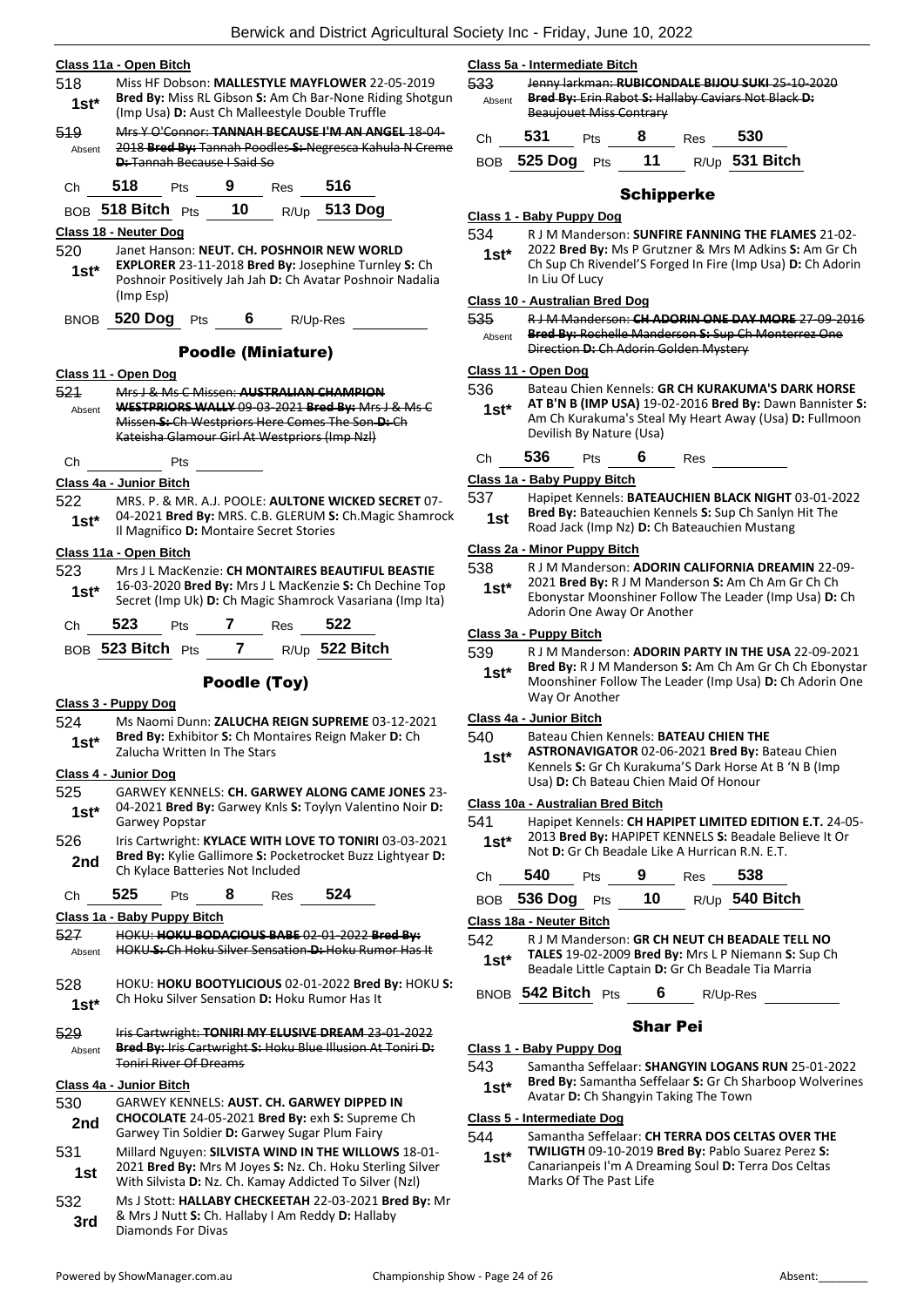### Class 11a - Open Bitch

518 **1st*** Miss HF Dobson: **MALLESTYLE MAYFLOWER** 22-05-2019 **Bred By:** Miss RL Gibson **S:** Am Ch Bar-None Riding Shotgun (Imp Usa) **D:** Aust Ch Malleestyle Double Truffle

519 Absent ~~Mrs Y O'Connor: **TANNAH BECAUSE I'M AN ANGEL** 18-04-2018 **Bred By:** Tannah Poodles **S:** Negresca Kahula N Creme **D:** Tannah Because I Said So~~

Ch **518** Pts **9** Res **516**

BOB **518 Bitch** Pts **10** R/Up **513 Dog**

### Class 18 - Neuter Dog

520 **1st*** Janet Hanson: **NEUT. CH. POSHNOIR NEW WORLD EXPLORER** 23-11-2018 **Bred By:** Josephine Turnley **S:** Ch Poshnoir Positively Jah Jah **D:** Ch Avatar Poshnoir Nadalia (Imp Esp)

BNOB **520 Dog** Pts **6** R/Up-Res

## Poodle (Miniature)

### Class 11 - Open Dog

521 Absent ~~Mrs J & Ms C Missen: **AUSTRALIAN CHAMPION WESTPRIORS WALLY** 09-03-2021 **Bred By:** Mrs J & Ms C Missen **S:** Ch Westpriors Here Comes The Son **D:** Ch Kateisha Glamour Girl At Westpriors (Imp Nzl)~~

Ch Pts

### Class 4a - Junior Bitch

522 **1st*** MRS. P. & MR. A.J. POOLE: **AULTONE WICKED SECRET** 07-04-2021 **Bred By:** MRS. C.B. GLERUM **S:** Ch.Magic Shamrock Il Magnifico **D:** Montaire Secret Stories

### Class 11a - Open Bitch

523 **1st*** Mrs J L MacKenzie: **CH MONTAIRES BEAUTIFUL BEASTIE** 16-03-2020 **Bred By:** Mrs J L MacKenzie **S:** Ch Dechine Top Secret (Imp Uk) **D:** Ch Magic Shamrock Vasariana (Imp Ita)

Ch **523** Pts **7** Res **522**

BOB **523 Bitch** Pts **7** R/Up **522 Bitch**

## Poodle (Toy)

### Class 3 - Puppy Dog

524 **1st*** Ms Naomi Dunn: **ZALUCHA REIGN SUPREME** 03-12-2021 **Bred By:** Exhibitor **S:** Ch Montaires Reign Maker **D:** Ch Zalucha Written In The Stars

### Class 4 - Junior Dog

525 **1st*** GARWEY KENNELS: **CH. GARWEY ALONG CAME JONES** 23-04-2021 **Bred By:** Garwey Knls **S:** Toylyn Valentino Noir **D:** Garwey Popstar

526 **2nd** Iris Cartwright: **KYLACE WITH LOVE TO TONIRI** 03-03-2021 **Bred By:** Kylie Gallimore **S:** Pocketrocket Buzz Lightyear **D:** Ch Kylace Batteries Not Included

Ch **525** Pts **8** Res **524**

### Class 1a - Baby Puppy Bitch

527 Absent ~~HOKU: **HOKU BODACIOUS BABE** 02-01-2022 **Bred By:** HOKU **S:** Ch Hoku Silver Sensation **D:** Hoku Rumor Has It~~

528 **1st*** HOKU: **HOKU BOOTYLICIOUS** 02-01-2022 **Bred By:** HOKU **S:** Ch Hoku Silver Sensation **D:** Hoku Rumor Has It

529 Absent ~~Iris Cartwright: **TONIRI MY ELUSIVE DREAM** 23-01-2022 **Bred By:** Iris Cartwright **S:** Hoku Blue Illusion At Toniri **D:** Toniri River Of Dreams~~

### Class 4a - Junior Bitch

530 **2nd** GARWEY KENNELS: **AUST. CH. GARWEY DIPPED IN CHOCOLATE** 24-05-2021 **Bred By:** exh **S:** Supreme Ch Garwey Tin Soldier **D:** Garwey Sugar Plum Fairy

531 **1st** Millard Nguyen: **SILVISTA WIND IN THE WILLOWS** 18-01-2021 **Bred By:** Mrs M Joyes **S:** Nz. Ch. Hoku Sterling Silver With Silvista **D:** Nz. Ch. Kamay Addicted To Silver (Nzl)

532 **3rd** Ms J Stott: **HALLABY CHECKEETAH** 22-03-2021 **Bred By:** Mr & Mrs J Nutt **S:** Ch. Hallaby I Am Reddy **D:** Hallaby Diamonds For Divas

### Class 5a - Intermediate Bitch

533 Absent ~~Jenny larkman: **RUBICONDALE BIJOU SUKI** 25-10-2020 **Bred By:** Erin Rabot **S:** Hallaby Caviars Not Black **D:** Beaujouet Miss Contrary~~

Ch **531** Pts **8** Res **530**

BOB **525 Dog** Pts **11** R/Up **531 Bitch**

## Schipperke

### Class 1 - Baby Puppy Dog

534 **1st*** R J M Manderson: **SUNFIRE FANNING THE FLAMES** 21-02-2022 **Bred By:** Ms P Grutzner & Mrs M Adkins **S:** Am Gr Ch Ch Sup Ch Rivendel'S Forged In Fire (Imp Usa) **D:** Ch Adorin In Liu Of Lucy

### Class 10 - Australian Bred Dog

535 Absent ~~R J M Manderson: **CH ADORIN ONE DAY MORE** 27-09-2016 **Bred By:** Rochelle Manderson **S:** Sup Ch Monterrez One Direction **D:** Ch Adorin Golden Mystery~~

### Class 11 - Open Dog

536 **1st*** Bateau Chien Kennels: **GR CH KURAKUMA'S DARK HORSE AT B'N B (IMP USA)** 19-02-2016 **Bred By:** Dawn Bannister **S:** Am Ch Kurakuma's Steal My Heart Away (Usa) **D:** Fullmoon Devilish By Nature (Usa)

Ch **536** Pts **6** Res

### Class 1a - Baby Puppy Bitch

537 **1st** Hapipet Kennels: **BATEAUCHIEN BLACK NIGHT** 03-01-2022 **Bred By:** Bateauchien Kennels **S:** Sup Ch Sanlyn Hit The Road Jack (Imp Nz) **D:** Ch Bateauchien Mustang

### Class 2a - Minor Puppy Bitch

538 **1st*** R J M Manderson: **ADORIN CALIFORNIA DREAMIN** 22-09-2021 **Bred By:** R J M Manderson **S:** Am Ch Am Gr Ch Ch Ebonystar Moonshiner Follow The Leader (Imp Usa) **D:** Ch Adorin One Away Or Another

### Class 3a - Puppy Bitch

539 **1st*** R J M Manderson: **ADORIN PARTY IN THE USA** 22-09-2021 **Bred By:** R J M Manderson **S:** Am Ch Am Gr Ch Ch Ebonystar Moonshiner Follow The Leader (Imp Usa) **D:** Ch Adorin One Way Or Another

### Class 4a - Junior Bitch

540 **1st*** Bateau Chien Kennels: **BATEAU CHIEN THE ASTRONAVIGATOR** 02-06-2021 **Bred By:** Bateau Chien Kennels **S:** Gr Ch Kurakuma'S Dark Horse At B 'N B (Imp Usa) **D:** Ch Bateau Chien Maid Of Honour

### Class 10a - Australian Bred Bitch

541 **1st*** Hapipet Kennels: **CH HAPIPET LIMITED EDITION E.T.** 24-05-2013 **Bred By:** HAPIPET KENNELS **S:** Beadale Believe It Or Not **D:** Gr Ch Beadale Like A Hurrican R.N. E.T.

Ch **540** Pts **9** Res **538**

BOB **536 Dog** Pts **10** R/Up **540 Bitch**

### Class 18a - Neuter Bitch

542 **1st*** R J M Manderson: **GR CH NEUT CH BEADALE TELL NO TALES** 19-02-2009 **Bred By:** Mrs L P Niemann **S:** Sup Ch Beadale Little Captain **D:** Gr Ch Beadale Tia Marria

BNOB **542 Bitch** Pts **6** R/Up-Res

## Shar Pei

### Class 1 - Baby Puppy Dog

543 **1st*** Samantha Seffelaar: **SHANGYIN LOGANS RUN** 25-01-2022 **Bred By:** Samantha Seffelaar **S:** Gr Ch Sharboop Wolverines Avatar **D:** Ch Shangyin Taking The Town

### Class 5 - Intermediate Dog

544 **1st*** Samantha Seffelaar: **CH TERRA DOS CELTAS OVER THE TWILIGTH** 09-10-2019 **Bred By:** Pablo Suarez Perez **S:** Canarianpeis I'm A Dreaming Soul **D:** Terra Dos Celtas Marks Of The Past Life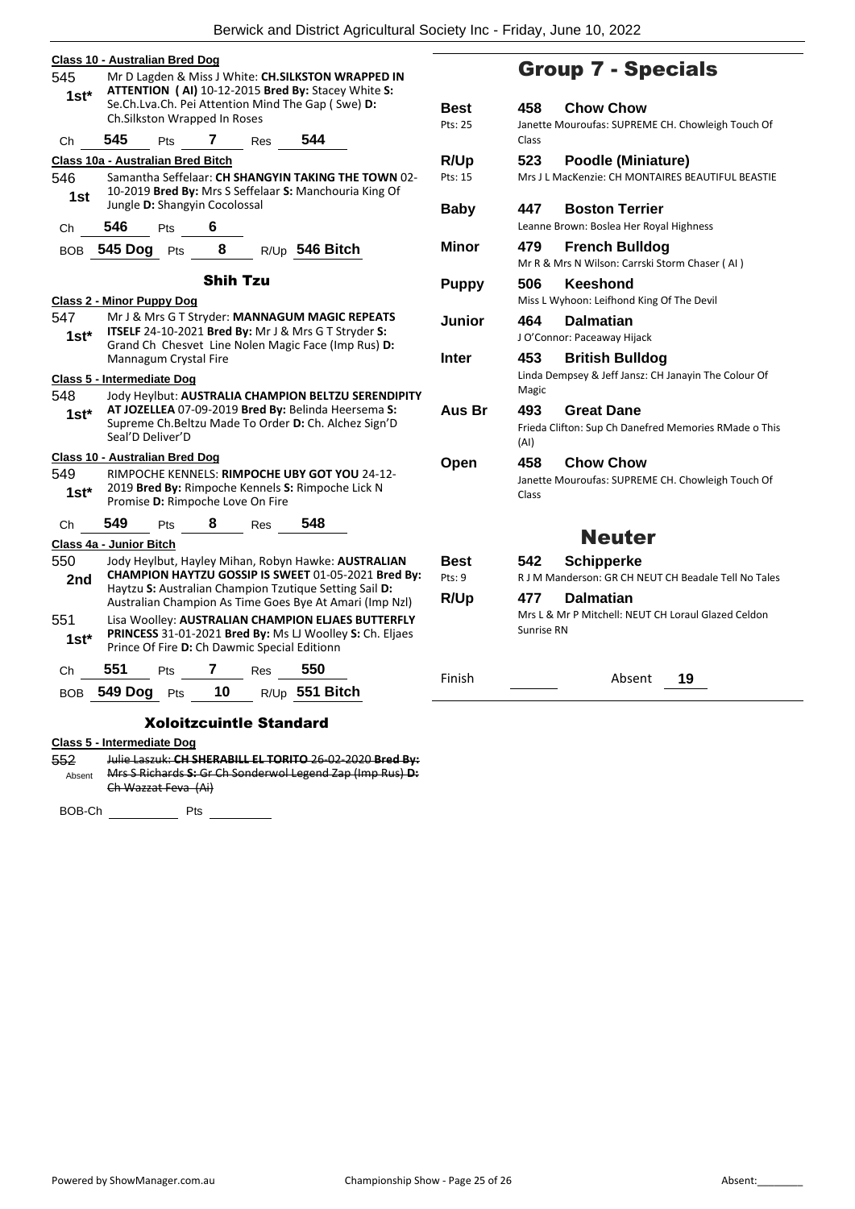**Class 10 - Australian Bred Dog**

545 — 1st* — Mr D Lagden & Miss J White: **CH.SILKSTON WRAPPED IN ATTENTION ( AI)** 10-12-2015 **Bred By:** Stacey White **S:** Se.Ch.Lva.Ch. Pei Attention Mind The Gap ( Swe) **D:** Ch.Silkston Wrapped In Roses

Ch 545 Pts 7 Res 544

**Class 10a - Australian Bred Bitch**

546 — 1st — Samantha Seffelaar: **CH SHANGYIN TAKING THE TOWN** 02-10-2019 **Bred By:** Mrs S Seffelaar **S:** Manchouria King Of Jungle **D:** Shangyin Cocolossal

Ch 546 Pts 6

BOB **545 Dog** Pts 8 R/Up **546 Bitch**

## Shih Tzu

**Class 2 - Minor Puppy Dog**

547 — 1st* — Mr J & Mrs G T Stryder: **MANNAGUM MAGIC REPEATS ITSELF** 24-10-2021 **Bred By:** Mr J & Mrs G T Stryder **S:** Grand Ch Chesvet Line Nolen Magic Face (Imp Rus) **D:** Mannagum Crystal Fire

**Class 5 - Intermediate Dog**

548 — 1st* — Jody Heylbut: **AUSTRALIA CHAMPION BELTZU SERENDIPITY AT JOZELLEA** 07-09-2019 **Bred By:** Belinda Heersema **S:** Supreme Ch.Beltzu Made To Order **D:** Ch. Alchez Sign'D Seal'D Deliver'D

**Class 10 - Australian Bred Dog**

549 — 1st* — RIMPOCHE KENNELS: **RIMPOCHE UBY GOT YOU** 24-12-2019 **Bred By:** Rimpoche Kennels **S:** Rimpoche Lick N Promise **D:** Rimpoche Love On Fire

Ch 549 Pts 8 Res 548

**Class 4a - Junior Bitch**

550 — 2nd — Jody Heylbut, Hayley Mihan, Robyn Hawke: **AUSTRALIAN CHAMPION HAYTZU GOSSIP IS SWEET** 01-05-2021 **Bred By:** Haytzu **S:** Australian Champion Tzutique Setting Sail **D:** Australian Champion As Time Goes Bye At Amari (Imp Nzl)

551 — 1st* — Lisa Woolley: **AUSTRALIAN CHAMPION ELJAES BUTTERFLY PRINCESS** 31-01-2021 **Bred By:** Ms LJ Woolley **S:** Ch. Eljaes Prince Of Fire **D:** Ch Dawmic Special Editionn

Ch 551 Pts 7 Res 550

BOB **549 Dog** Pts 10 R/Up **551 Bitch**

## Xoloitzcuintle Standard

**Class 5 - Intermediate Dog**

552 — Absent — ~~Julie Laszuk: **CH SHERABILL EL TORITO** 26-02-2020 **Bred By:** Mrs S Richards **S:** Gr Ch Sonderwol Legend Zap (Imp Rus) **D:** Ch Wazzat Feva (Ai)~~

BOB-Ch ______ Pts ______

# Group 7 - Specials

| | | | |
|---|---|---|---|
| **Best** (Pts: 25) | 458 | **Chow Chow** | Janette Mouroufas: SUPREME CH. Chowleigh Touch Of Class |
| **R/Up** (Pts: 15) | 523 | **Poodle (Miniature)** | Mrs J L MacKenzie: CH MONTAIRES BEAUTIFUL BEASTIE |
| **Baby** | 447 | **Boston Terrier** | Leanne Brown: Boslea Her Royal Highness |
| **Minor** | 479 | **French Bulldog** | Mr R & Mrs N Wilson: Carrski Storm Chaser ( AI ) |
| **Puppy** | 506 | **Keeshond** | Miss L Wyhoon: Leifhond King Of The Devil |
| **Junior** | 464 | **Dalmatian** | J O'Connor: Paceaway Hijack |
| **Inter** | 453 | **British Bulldog** | Linda Dempsey & Jeff Jansz: CH Janayin The Colour Of Magic |
| **Aus Br** | 493 | **Great Dane** | Frieda Clifton: Sup Ch Danefred Memories RMade o This (AI) |
| **Open** | 458 | **Chow Chow** | Janette Mouroufas: SUPREME CH. Chowleigh Touch Of Class |

## Neuter

| | | | |
|---|---|---|---|
| **Best** (Pts: 9) | 542 | **Schipperke** | R J M Manderson: GR CH NEUT CH Beadale Tell No Tales |
| **R/Up** | 477 | **Dalmatian** | Mrs L & Mr P Mitchell: NEUT CH Loraul Glazed Celdon Sunrise RN |

Finish ______ Absent **19**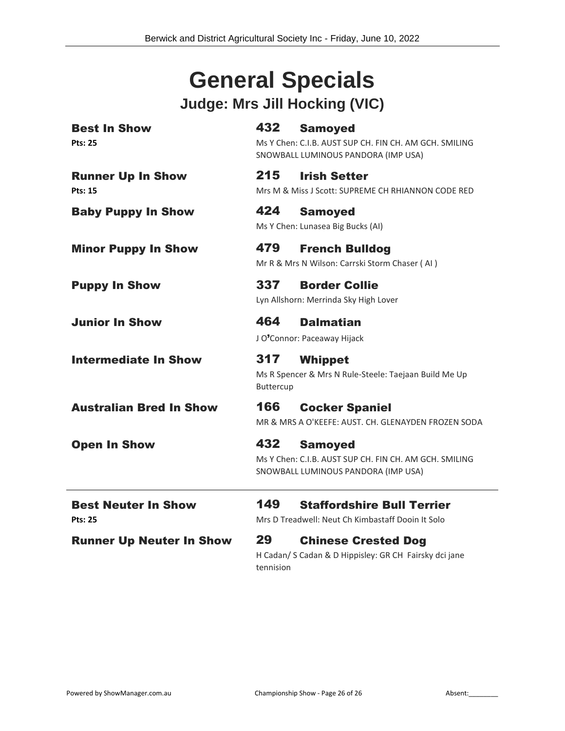# General Specials

## Judge: Mrs Jill Hocking (VIC)

**Best In Show**
Pts: 25

**432 Samoyed**
Ms Y Chen: C.I.B. AUST SUP CH. FIN CH. AM GCH. SMILING SNOWBALL LUMINOUS PANDORA (IMP USA)

**Runner Up In Show**
Pts: 15

**215 Irish Setter**
Mrs M & Miss J Scott: SUPREME CH RHIANNON CODE RED

**Baby Puppy In Show**

**424 Samoyed**
Ms Y Chen: Lunasea Big Bucks (AI)

**Minor Puppy In Show**

**479 French Bulldog**
Mr R & Mrs N Wilson: Carrski Storm Chaser ( AI )

**Puppy In Show**

**337 Border Collie**
Lyn Allshorn: Merrinda Sky High Lover

**Junior In Show**

**464 Dalmatian**
J O'Connor: Paceaway Hijack

**Intermediate In Show**

**317 Whippet**
Ms R Spencer & Mrs N Rule-Steele: Taejaan Build Me Up Buttercup

**Australian Bred In Show**

**166 Cocker Spaniel**
MR & MRS A O'KEEFE: AUST. CH. GLENAYDEN FROZEN SODA

**Open In Show**

**432 Samoyed**
Ms Y Chen: C.I.B. AUST SUP CH. FIN CH. AM GCH. SMILING SNOWBALL LUMINOUS PANDORA (IMP USA)

---

**Best Neuter In Show**
Pts: 25

**149 Staffordshire Bull Terrier**
Mrs D Treadwell: Neut Ch Kimbastaff Dooin It Solo

**Runner Up Neuter In Show**

**29 Chinese Crested Dog**
H Cadan/ S Cadan & D Hippisley: GR CH Fairsky dci jane tennision